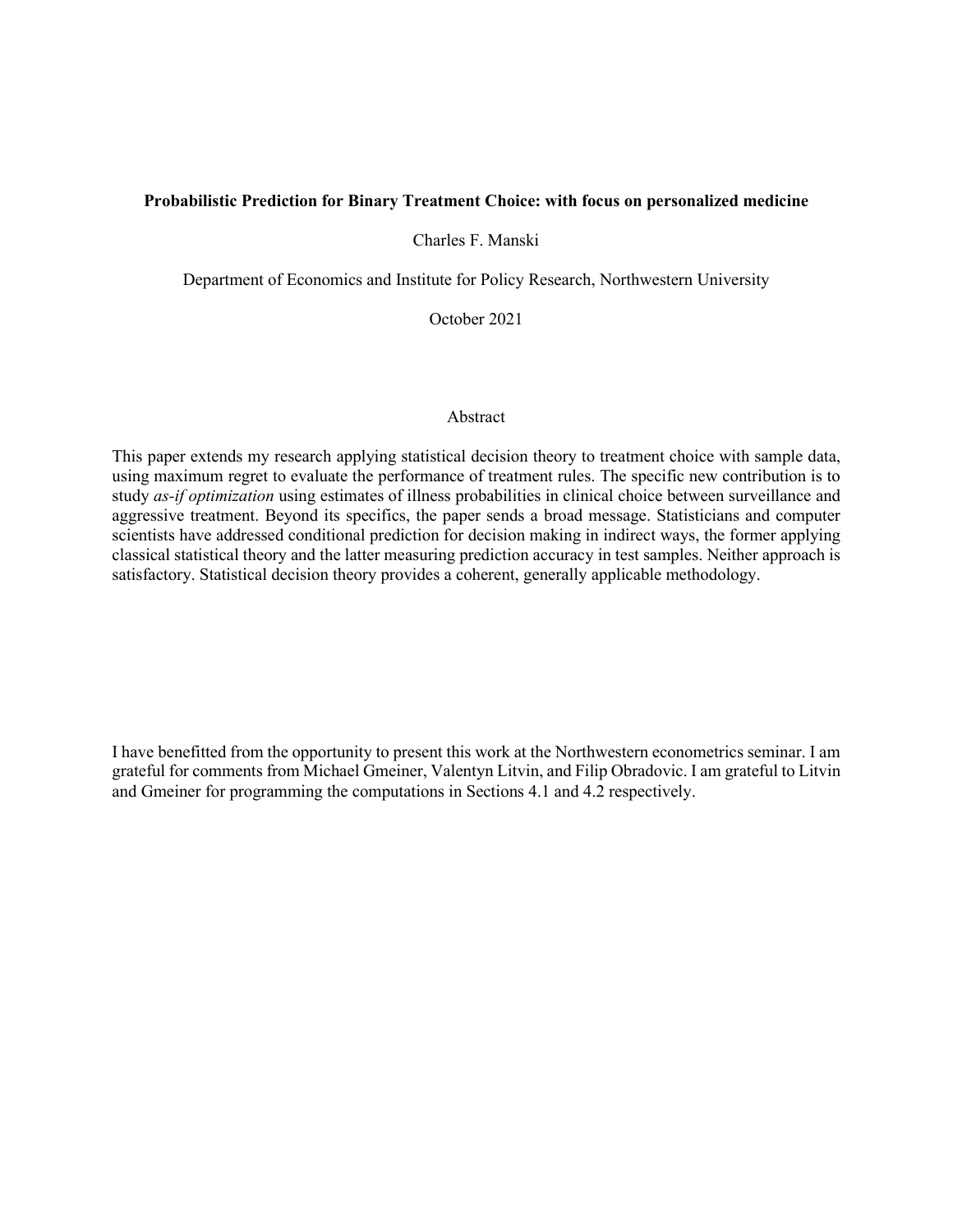# Probabilistic Prediction for Binary Treatment Choice: with focus on personalized medicine

Charles F. Manski

Department of Economics and Institute for Policy Research, Northwestern University

October 2021

## Abstract

This paper extends my research applying statistical decision theory to treatment choice with sample data, using maximum regret to evaluate the performance of treatment rules. The specific new contribution is to study *as-if optimization* using estimates of illness probabilities in clinical choice between surveillance and aggressive treatment. Beyond its specifics, the paper sends a broad message. Statisticians and computer scientists have addressed conditional prediction for decision making in indirect ways, the former applying classical statistical theory and the latter measuring prediction accuracy in test samples. Neither approach is satisfactory. Statistical decision theory provides a coherent, generally applicable methodology.

I have benefitted from the opportunity to present this work at the Northwestern econometrics seminar. I am grateful for comments from Michael Gmeiner, Valentyn Litvin, and Filip Obradovic. I am grateful to Litvin and Gmeiner for programming the computations in Sections 4.1 and 4.2 respectively.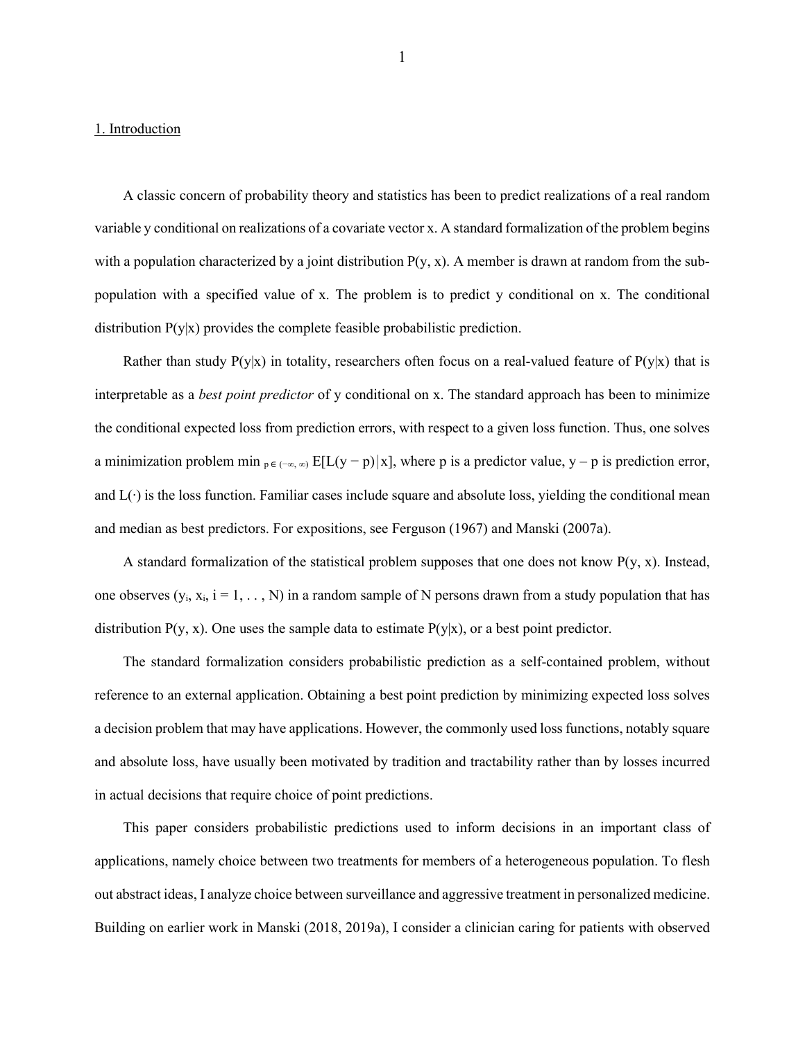## 1. Introduction

A classic concern of probability theory and statistics has been to predict realizations of a real random variable y conditional on realizations of a covariate vector x. A standard formalization of the problem begins with a population characterized by a joint distribution P(y, x). A member is drawn at random from the sub-population with a specified value of x. The problem is to predict y conditional on x. The conditional distribution P(y|x) provides the complete feasible probabilistic prediction.

Rather than study P(y|x) in totality, researchers often focus on a real-valued feature of P(y|x) that is interpretable as a *best point predictor* of y conditional on x. The standard approach has been to minimize the conditional expected loss from prediction errors, with respect to a given loss function. Thus, one solves a minimization problem $\min_{p \in (-\infty, \infty)} E[L(y - p)|x]$, where p is a predictor value, y – p is prediction error, and L(·) is the loss function. Familiar cases include square and absolute loss, yielding the conditional mean and median as best predictors. For expositions, see Ferguson (1967) and Manski (2007a).

A standard formalization of the statistical problem supposes that one does not know P(y, x). Instead, one observes ($y_i$, $x_i$, i = 1, . . . , N) in a random sample of N persons drawn from a study population that has distribution P(y, x). One uses the sample data to estimate P(y|x), or a best point predictor.

The standard formalization considers probabilistic prediction as a self-contained problem, without reference to an external application. Obtaining a best point prediction by minimizing expected loss solves a decision problem that may have applications. However, the commonly used loss functions, notably square and absolute loss, have usually been motivated by tradition and tractability rather than by losses incurred in actual decisions that require choice of point predictions.

This paper considers probabilistic predictions used to inform decisions in an important class of applications, namely choice between two treatments for members of a heterogeneous population. To flesh out abstract ideas, I analyze choice between surveillance and aggressive treatment in personalized medicine. Building on earlier work in Manski (2018, 2019a), I consider a clinician caring for patients with observed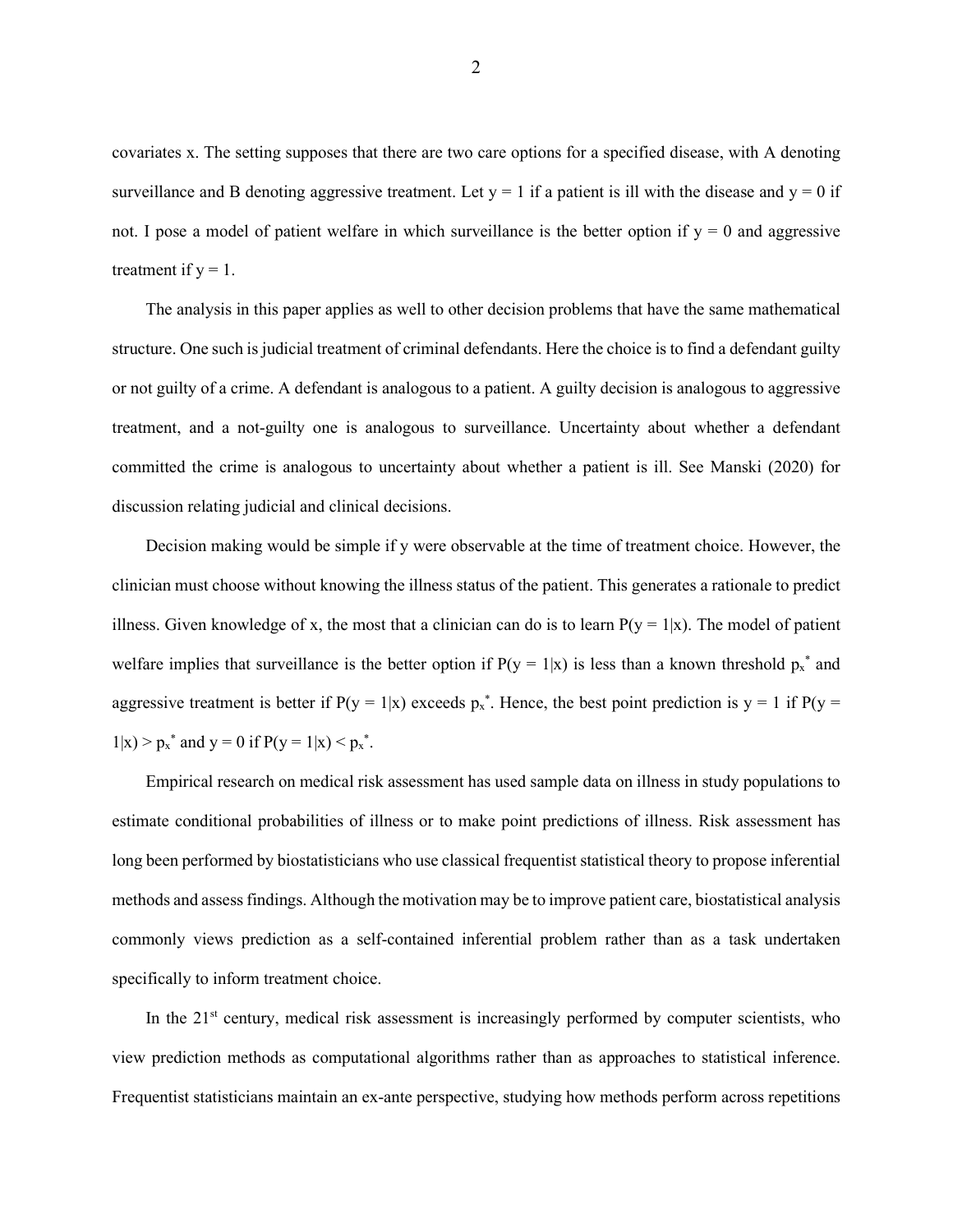covariates x. The setting supposes that there are two care options for a specified disease, with A denoting surveillance and B denoting aggressive treatment. Let $y = 1$ if a patient is ill with the disease and $y = 0$ if not. I pose a model of patient welfare in which surveillance is the better option if $y = 0$ and aggressive treatment if $y = 1$.

The analysis in this paper applies as well to other decision problems that have the same mathematical structure. One such is judicial treatment of criminal defendants. Here the choice is to find a defendant guilty or not guilty of a crime. A defendant is analogous to a patient. A guilty decision is analogous to aggressive treatment, and a not-guilty one is analogous to surveillance. Uncertainty about whether a defendant committed the crime is analogous to uncertainty about whether a patient is ill. See Manski (2020) for discussion relating judicial and clinical decisions.

Decision making would be simple if y were observable at the time of treatment choice. However, the clinician must choose without knowing the illness status of the patient. This generates a rationale to predict illness. Given knowledge of x, the most that a clinician can do is to learn $P(y = 1|x)$. The model of patient welfare implies that surveillance is the better option if $P(y = 1|x)$ is less than a known threshold $p_x^*$ and aggressive treatment is better if $P(y = 1|x)$ exceeds $p_x^*$. Hence, the best point prediction is $y = 1$ if $P(y = 1|x) > p_x^*$ and $y = 0$ if $P(y = 1|x) < p_x^*$.

Empirical research on medical risk assessment has used sample data on illness in study populations to estimate conditional probabilities of illness or to make point predictions of illness. Risk assessment has long been performed by biostatisticians who use classical frequentist statistical theory to propose inferential methods and assess findings. Although the motivation may be to improve patient care, biostatistical analysis commonly views prediction as a self-contained inferential problem rather than as a task undertaken specifically to inform treatment choice.

In the 21st century, medical risk assessment is increasingly performed by computer scientists, who view prediction methods as computational algorithms rather than as approaches to statistical inference. Frequentist statisticians maintain an ex-ante perspective, studying how methods perform across repetitions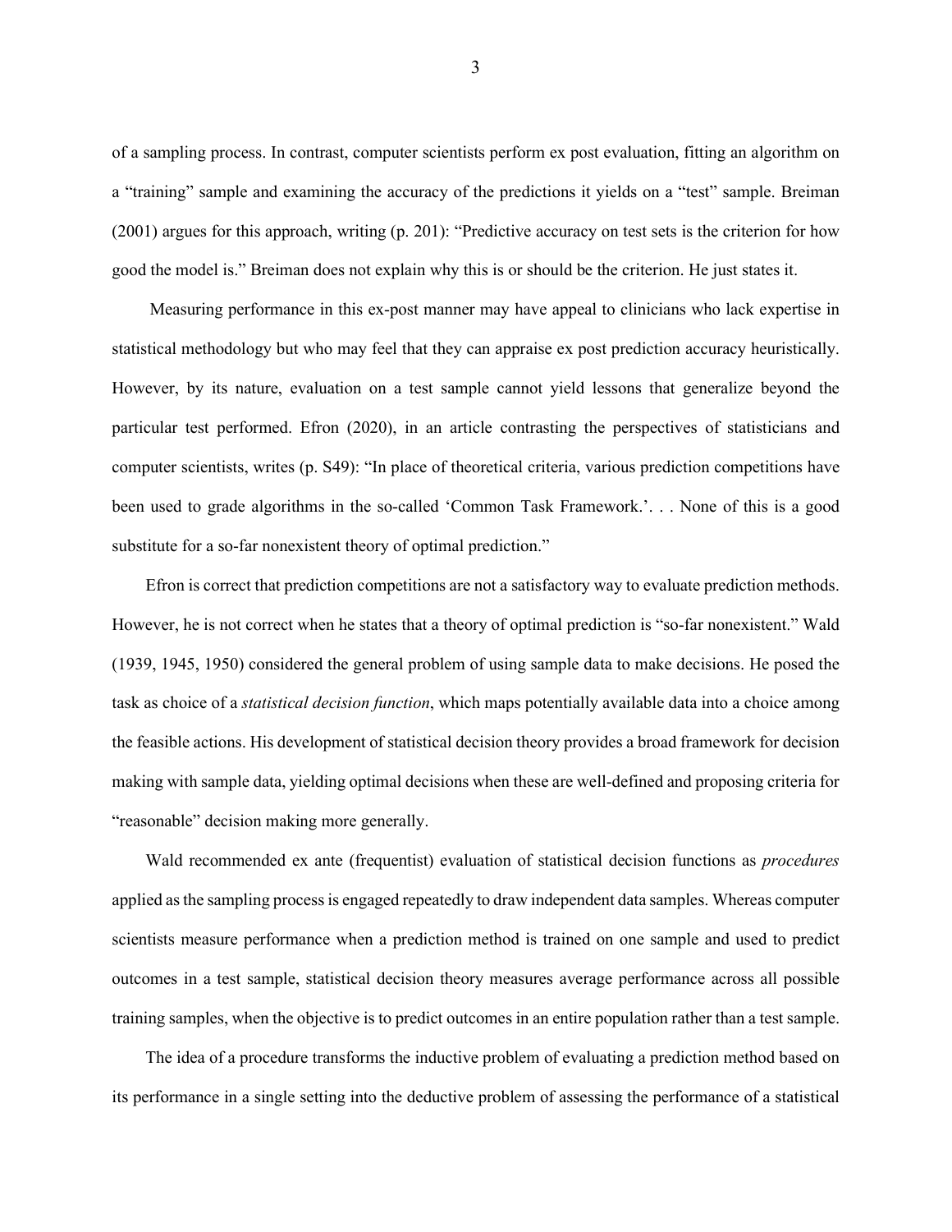of a sampling process. In contrast, computer scientists perform ex post evaluation, fitting an algorithm on a "training" sample and examining the accuracy of the predictions it yields on a "test" sample. Breiman (2001) argues for this approach, writing (p. 201): "Predictive accuracy on test sets is the criterion for how good the model is." Breiman does not explain why this is or should be the criterion. He just states it.

Measuring performance in this ex-post manner may have appeal to clinicians who lack expertise in statistical methodology but who may feel that they can appraise ex post prediction accuracy heuristically. However, by its nature, evaluation on a test sample cannot yield lessons that generalize beyond the particular test performed. Efron (2020), in an article contrasting the perspectives of statisticians and computer scientists, writes (p. S49): "In place of theoretical criteria, various prediction competitions have been used to grade algorithms in the so-called 'Common Task Framework.'. . . None of this is a good substitute for a so-far nonexistent theory of optimal prediction."

Efron is correct that prediction competitions are not a satisfactory way to evaluate prediction methods. However, he is not correct when he states that a theory of optimal prediction is "so-far nonexistent." Wald (1939, 1945, 1950) considered the general problem of using sample data to make decisions. He posed the task as choice of a *statistical decision function*, which maps potentially available data into a choice among the feasible actions. His development of statistical decision theory provides a broad framework for decision making with sample data, yielding optimal decisions when these are well-defined and proposing criteria for "reasonable" decision making more generally.

Wald recommended ex ante (frequentist) evaluation of statistical decision functions as *procedures* applied as the sampling process is engaged repeatedly to draw independent data samples. Whereas computer scientists measure performance when a prediction method is trained on one sample and used to predict outcomes in a test sample, statistical decision theory measures average performance across all possible training samples, when the objective is to predict outcomes in an entire population rather than a test sample.

The idea of a procedure transforms the inductive problem of evaluating a prediction method based on its performance in a single setting into the deductive problem of assessing the performance of a statistical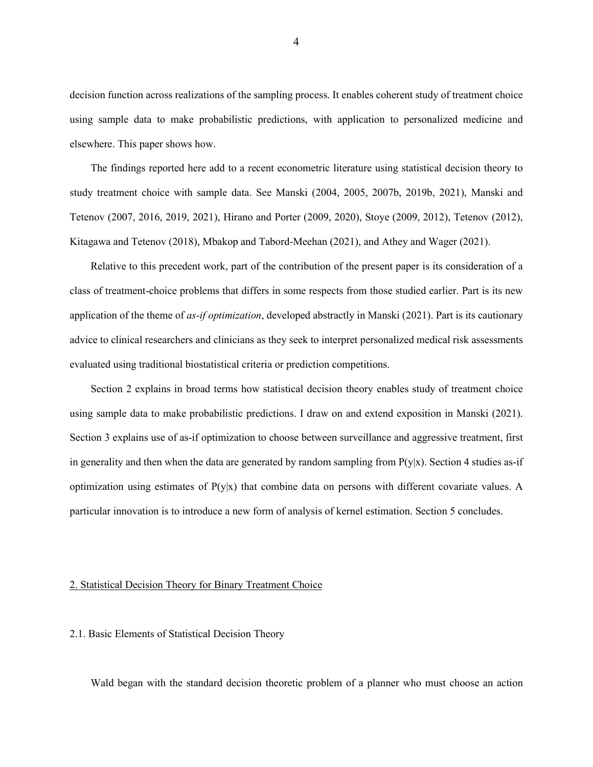decision function across realizations of the sampling process. It enables coherent study of treatment choice using sample data to make probabilistic predictions, with application to personalized medicine and elsewhere. This paper shows how.

The findings reported here add to a recent econometric literature using statistical decision theory to study treatment choice with sample data. See Manski (2004, 2005, 2007b, 2019b, 2021), Manski and Tetenov (2007, 2016, 2019, 2021), Hirano and Porter (2009, 2020), Stoye (2009, 2012), Tetenov (2012), Kitagawa and Tetenov (2018), Mbakop and Tabord-Meehan (2021), and Athey and Wager (2021).

Relative to this precedent work, part of the contribution of the present paper is its consideration of a class of treatment-choice problems that differs in some respects from those studied earlier. Part is its new application of the theme of *as-if optimization*, developed abstractly in Manski (2021). Part is its cautionary advice to clinical researchers and clinicians as they seek to interpret personalized medical risk assessments evaluated using traditional biostatistical criteria or prediction competitions.

Section 2 explains in broad terms how statistical decision theory enables study of treatment choice using sample data to make probabilistic predictions. I draw on and extend exposition in Manski (2021). Section 3 explains use of as-if optimization to choose between surveillance and aggressive treatment, first in generality and then when the data are generated by random sampling from $P(y|x)$. Section 4 studies as-if optimization using estimates of $P(y|x)$ that combine data on persons with different covariate values. A particular innovation is to introduce a new form of analysis of kernel estimation. Section 5 concludes.

## 2. Statistical Decision Theory for Binary Treatment Choice

### 2.1. Basic Elements of Statistical Decision Theory

Wald began with the standard decision theoretic problem of a planner who must choose an action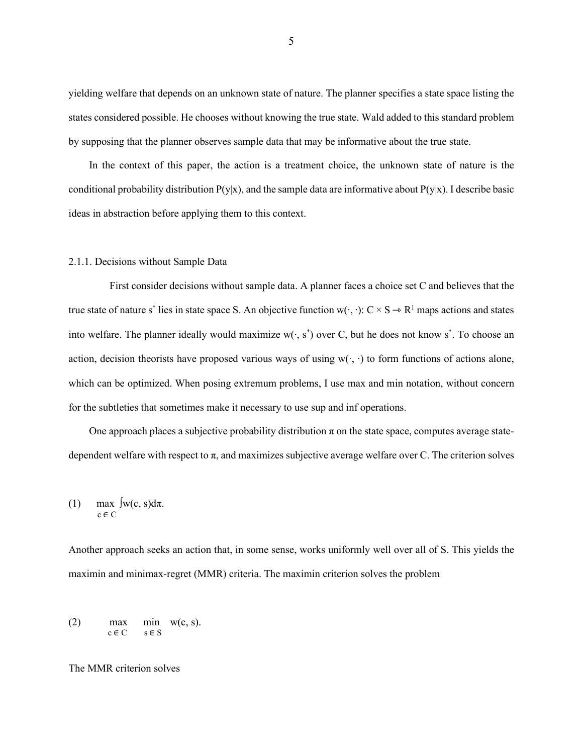yielding welfare that depends on an unknown state of nature. The planner specifies a state space listing the states considered possible. He chooses without knowing the true state. Wald added to this standard problem by supposing that the planner observes sample data that may be informative about the true state.

In the context of this paper, the action is a treatment choice, the unknown state of nature is the conditional probability distribution $P(y|x)$, and the sample data are informative about $P(y|x)$. I describe basic ideas in abstraction before applying them to this context.

### 2.1.1. Decisions without Sample Data

First consider decisions without sample data. A planner faces a choice set C and believes that the true state of nature $s^*$ lies in state space S. An objective function $w(\cdot, \cdot)$: $C \times S \Rightarrow R^1$ maps actions and states into welfare. The planner ideally would maximize $w(\cdot, s^*)$ over C, but he does not know $s^*$. To choose an action, decision theorists have proposed various ways of using $w(\cdot, \cdot)$ to form functions of actions alone, which can be optimized. When posing extremum problems, I use max and min notation, without concern for the subtleties that sometimes make it necessary to use sup and inf operations.

One approach places a subjective probability distribution $\pi$ on the state space, computes average state-dependent welfare with respect to $\pi$, and maximizes subjective average welfare over C. The criterion solves

$$(1) \quad \max_{c \in C} \int w(c, s)d\pi.$$

Another approach seeks an action that, in some sense, works uniformly well over all of S. This yields the maximin and minimax-regret (MMR) criteria. The maximin criterion solves the problem

$$(2) \quad \max_{c \in C} \; \min_{s \in S} \; w(c, s).$$

The MMR criterion solves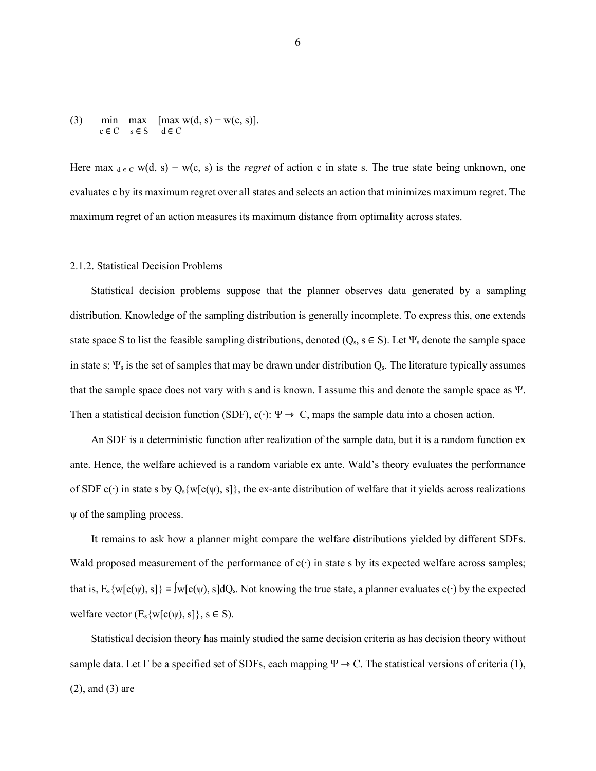$$(3) \qquad \min_{c \in C} \max_{s \in S} \; [\max_{d \in C} w(d, s) - w(c, s)].$$

Here $\max_{d \in C} w(d, s) - w(c, s)$ is the *regret* of action c in state s. The true state being unknown, one evaluates c by its maximum regret over all states and selects an action that minimizes maximum regret. The maximum regret of an action measures its maximum distance from optimality across states.

2.1.2. Statistical Decision Problems

Statistical decision problems suppose that the planner observes data generated by a sampling distribution. Knowledge of the sampling distribution is generally incomplete. To express this, one extends state space S to list the feasible sampling distributions, denoted $(Q_s, s \in S)$. Let $\Psi_s$ denote the sample space in state s; $\Psi_s$ is the set of samples that may be drawn under distribution $Q_s$. The literature typically assumes that the sample space does not vary with s and is known. I assume this and denote the sample space as $\Psi$. Then a statistical decision function (SDF), $c(\cdot)$: $\Psi \to C$, maps the sample data into a chosen action.

An SDF is a deterministic function after realization of the sample data, but it is a random function ex ante. Hence, the welfare achieved is a random variable ex ante. Wald's theory evaluates the performance of SDF $c(\cdot)$ in state s by $Q_s\{w[c(\psi), s]\}$, the ex-ante distribution of welfare that it yields across realizations $\psi$ of the sampling process.

It remains to ask how a planner might compare the welfare distributions yielded by different SDFs. Wald proposed measurement of the performance of $c(\cdot)$ in state s by its expected welfare across samples; that is, $E_s\{w[c(\psi), s]\} \equiv \int w[c(\psi), s]dQ_s$. Not knowing the true state, a planner evaluates $c(\cdot)$ by the expected welfare vector $(E_s\{w[c(\psi), s]\}, s \in S)$.

Statistical decision theory has mainly studied the same decision criteria as has decision theory without sample data. Let $\Gamma$ be a specified set of SDFs, each mapping $\Psi \to C$. The statistical versions of criteria (1), (2), and (3) are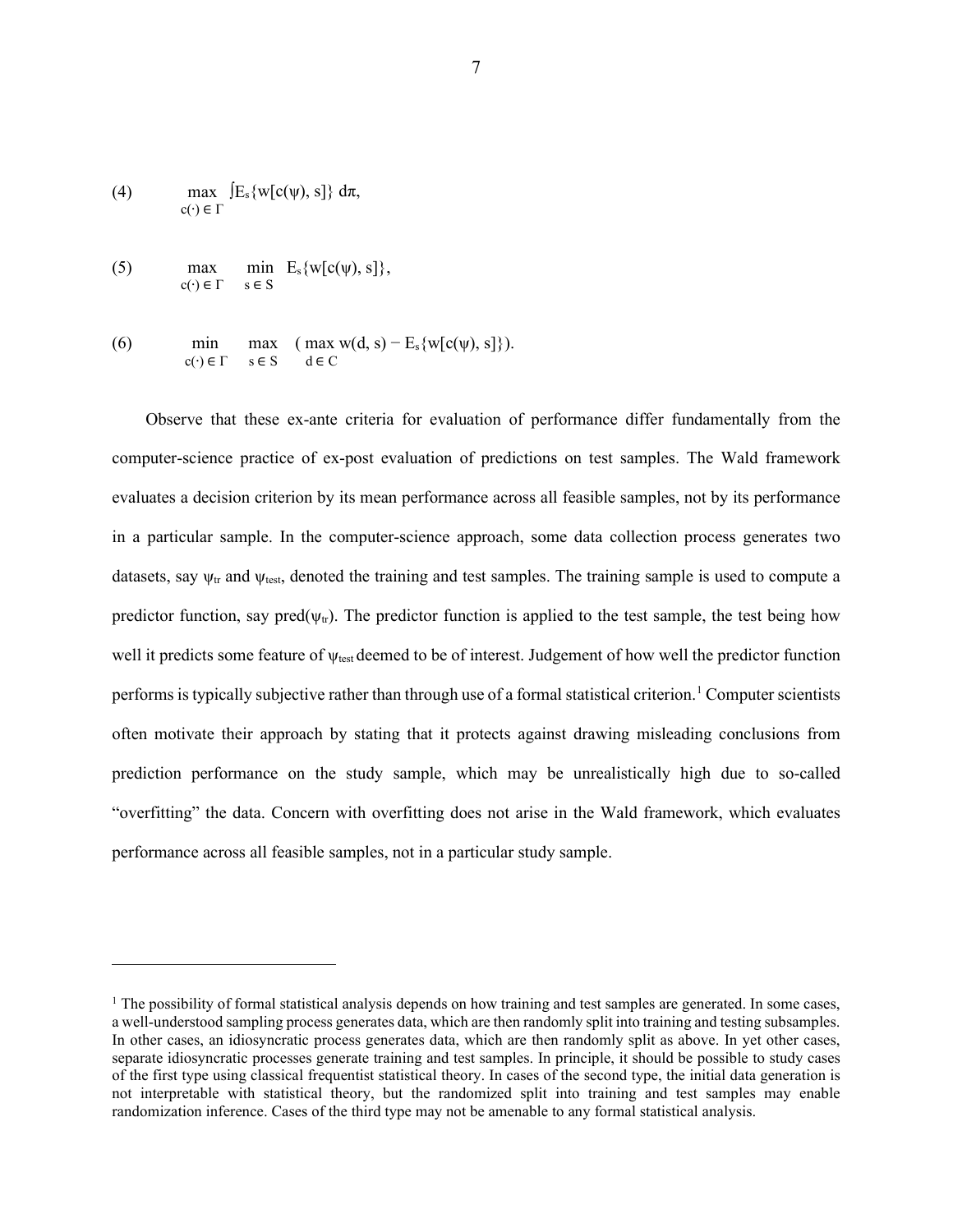$$\text{(4)} \qquad \max_{c(\cdot) \in \Gamma} \int E_s\{w[c(\psi), s]\}\, d\pi,$$

$$\text{(5)} \qquad \max_{c(\cdot) \in \Gamma} \; \min_{s \in S} \; E_s\{w[c(\psi), s]\},$$

$$\text{(6)} \qquad \min_{c(\cdot) \in \Gamma} \; \max_{s \in S} \; \left( \max_{d \in C} w(d, s) - E_s\{w[c(\psi), s]\} \right).$$

Observe that these ex-ante criteria for evaluation of performance differ fundamentally from the computer-science practice of ex-post evaluation of predictions on test samples. The Wald framework evaluates a decision criterion by its mean performance across all feasible samples, not by its performance in a particular sample. In the computer-science approach, some data collection process generates two datasets, say $\psi_{tr}$ and $\psi_{test}$, denoted the training and test samples. The training sample is used to compute a predictor function, say pred($\psi_{tr}$). The predictor function is applied to the test sample, the test being how well it predicts some feature of $\psi_{test}$ deemed to be of interest. Judgement of how well the predictor function performs is typically subjective rather than through use of a formal statistical criterion.[1] Computer scientists often motivate their approach by stating that it protects against drawing misleading conclusions from prediction performance on the study sample, which may be unrealistically high due to so-called "overfitting" the data. Concern with overfitting does not arise in the Wald framework, which evaluates performance across all feasible samples, not in a particular study sample.

---

[1] The possibility of formal statistical analysis depends on how training and test samples are generated. In some cases, a well-understood sampling process generates data, which are then randomly split into training and testing subsamples. In other cases, an idiosyncratic process generates data, which are then randomly split as above. In yet other cases, separate idiosyncratic processes generate training and test samples. In principle, it should be possible to study cases of the first type using classical frequentist statistical theory. In cases of the second type, the initial data generation is not interpretable with statistical theory, but the randomized split into training and test samples may enable randomization inference. Cases of the third type may not be amenable to any formal statistical analysis.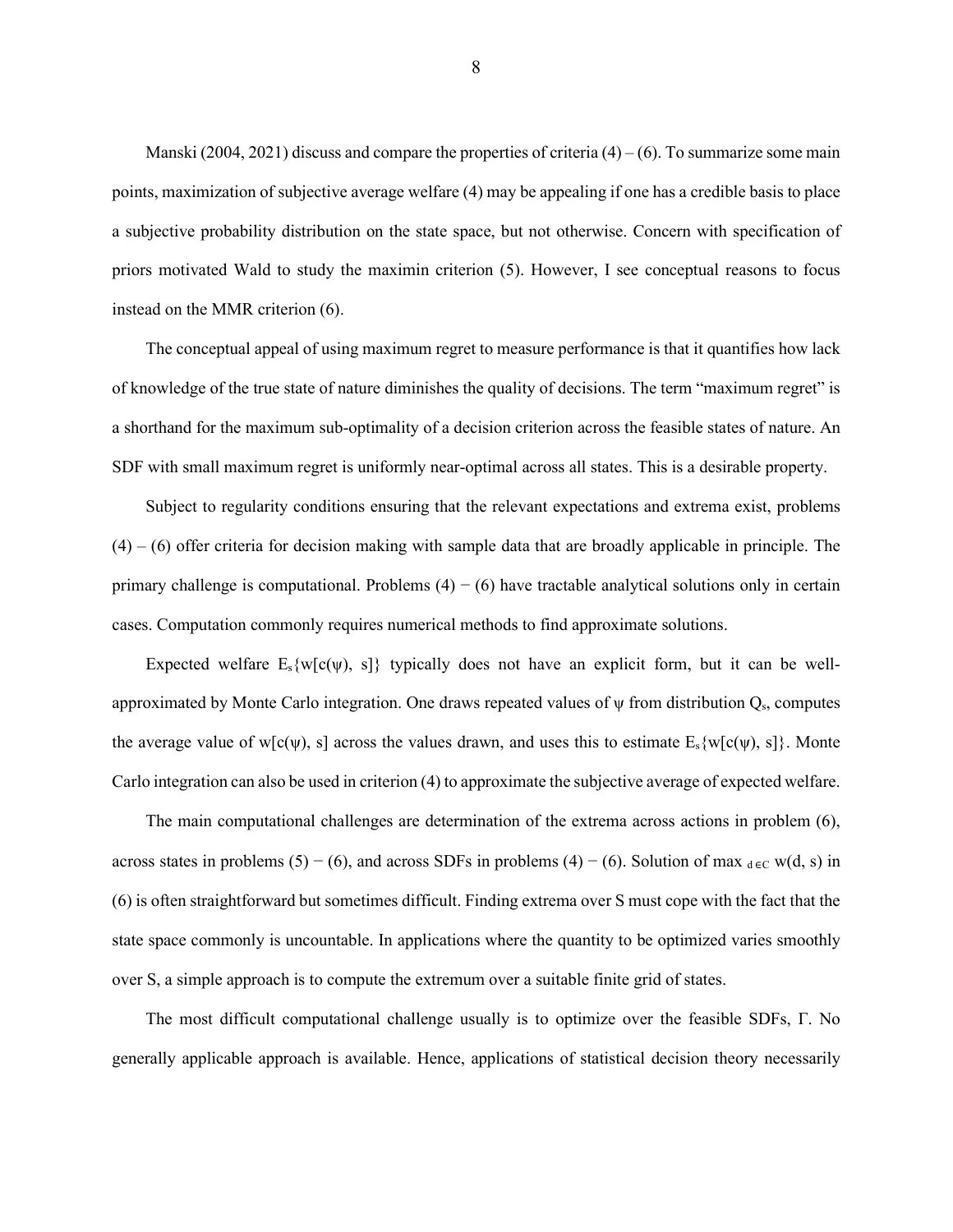Manski (2004, 2021) discuss and compare the properties of criteria (4) – (6). To summarize some main points, maximization of subjective average welfare (4) may be appealing if one has a credible basis to place a subjective probability distribution on the state space, but not otherwise. Concern with specification of priors motivated Wald to study the maximin criterion (5). However, I see conceptual reasons to focus instead on the MMR criterion (6).

The conceptual appeal of using maximum regret to measure performance is that it quantifies how lack of knowledge of the true state of nature diminishes the quality of decisions. The term "maximum regret" is a shorthand for the maximum sub-optimality of a decision criterion across the feasible states of nature. An SDF with small maximum regret is uniformly near-optimal across all states. This is a desirable property.

Subject to regularity conditions ensuring that the relevant expectations and extrema exist, problems (4) – (6) offer criteria for decision making with sample data that are broadly applicable in principle. The primary challenge is computational. Problems (4) − (6) have tractable analytical solutions only in certain cases. Computation commonly requires numerical methods to find approximate solutions.

Expected welfare $E_s\{w[c(\psi), s]\}$ typically does not have an explicit form, but it can be well-approximated by Monte Carlo integration. One draws repeated values of $\psi$ from distribution $Q_s$, computes the average value of $w[c(\psi), s]$ across the values drawn, and uses this to estimate $E_s\{w[c(\psi), s]\}$. Monte Carlo integration can also be used in criterion (4) to approximate the subjective average of expected welfare.

The main computational challenges are determination of the extrema across actions in problem (6), across states in problems (5) − (6), and across SDFs in problems (4) − (6). Solution of $\max_{d \in C} w(d, s)$ in (6) is often straightforward but sometimes difficult. Finding extrema over S must cope with the fact that the state space commonly is uncountable. In applications where the quantity to be optimized varies smoothly over S, a simple approach is to compute the extremum over a suitable finite grid of states.

The most difficult computational challenge usually is to optimize over the feasible SDFs, $\Gamma$. No generally applicable approach is available. Hence, applications of statistical decision theory necessarily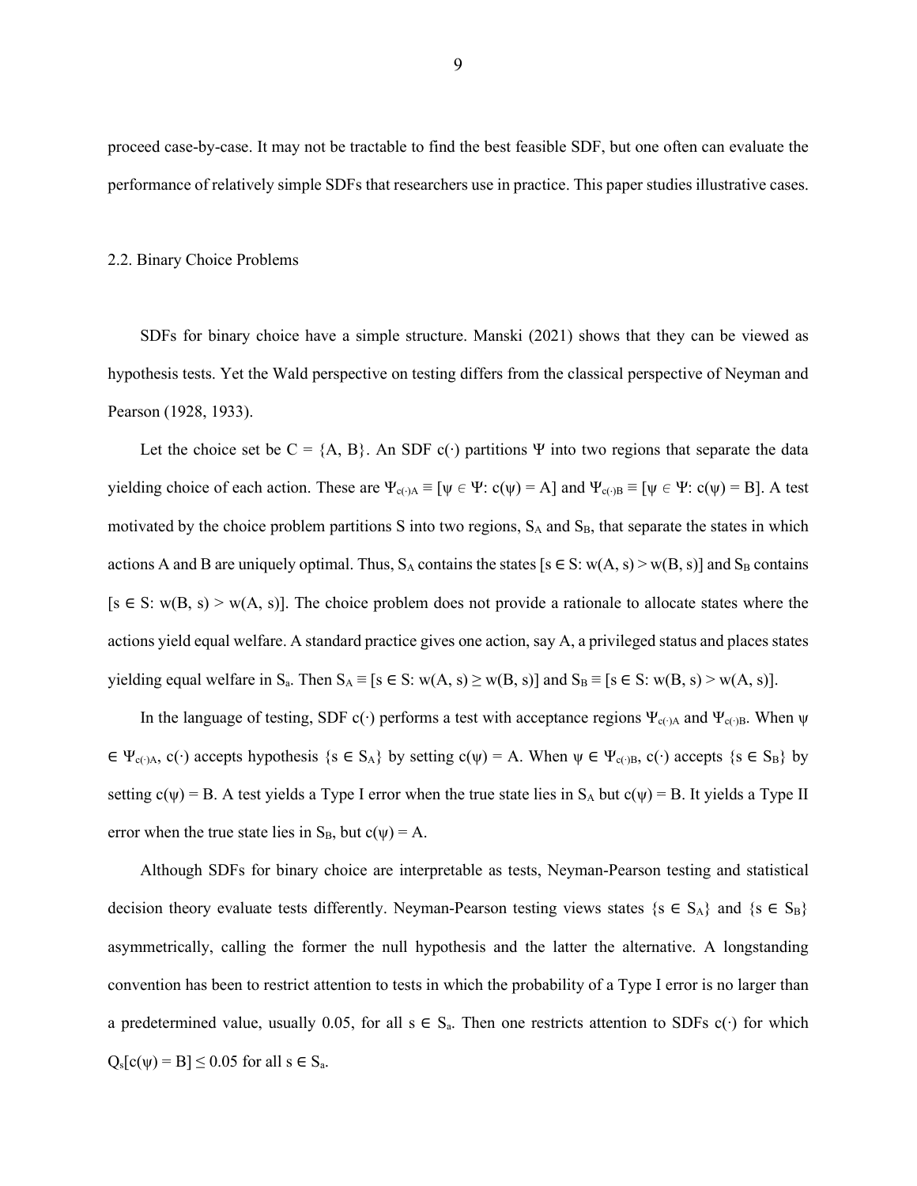proceed case-by-case. It may not be tractable to find the best feasible SDF, but one often can evaluate the performance of relatively simple SDFs that researchers use in practice. This paper studies illustrative cases.

## 2.2. Binary Choice Problems

SDFs for binary choice have a simple structure. Manski (2021) shows that they can be viewed as hypothesis tests. Yet the Wald perspective on testing differs from the classical perspective of Neyman and Pearson (1928, 1933).

Let the choice set be $C = \{A, B\}$. An SDF $c(\cdot)$ partitions $\Psi$ into two regions that separate the data yielding choice of each action. These are $\Psi_{c(\cdot)A} \equiv [\psi \in \Psi: c(\psi) = A]$ and $\Psi_{c(\cdot)B} \equiv [\psi \in \Psi: c(\psi) = B]$. A test motivated by the choice problem partitions S into two regions, $S_A$ and $S_B$, that separate the states in which actions A and B are uniquely optimal. Thus, $S_A$ contains the states $[s \in S: w(A, s) > w(B, s)]$ and $S_B$ contains $[s \in S: w(B, s) > w(A, s)]$. The choice problem does not provide a rationale to allocate states where the actions yield equal welfare. A standard practice gives one action, say A, a privileged status and places states yielding equal welfare in $S_a$. Then $S_A \equiv [s \in S: w(A, s) \geq w(B, s)]$ and $S_B \equiv [s \in S: w(B, s) > w(A, s)]$.

In the language of testing, SDF $c(\cdot)$ performs a test with acceptance regions $\Psi_{c(\cdot)A}$ and $\Psi_{c(\cdot)B}$. When $\psi \in \Psi_{c(\cdot)A}$, $c(\cdot)$ accepts hypothesis $\{s \in S_A\}$ by setting $c(\psi) = A$. When $\psi \in \Psi_{c(\cdot)B}$, $c(\cdot)$ accepts $\{s \in S_B\}$ by setting $c(\psi) = B$. A test yields a Type I error when the true state lies in $S_A$ but $c(\psi) = B$. It yields a Type II error when the true state lies in $S_B$, but $c(\psi) = A$.

Although SDFs for binary choice are interpretable as tests, Neyman-Pearson testing and statistical decision theory evaluate tests differently. Neyman-Pearson testing views states $\{s \in S_A\}$ and $\{s \in S_B\}$ asymmetrically, calling the former the null hypothesis and the latter the alternative. A longstanding convention has been to restrict attention to tests in which the probability of a Type I error is no larger than a predetermined value, usually 0.05, for all $s \in S_a$. Then one restricts attention to SDFs $c(\cdot)$ for which $Q_s[c(\psi) = B] \leq 0.05$ for all $s \in S_a$.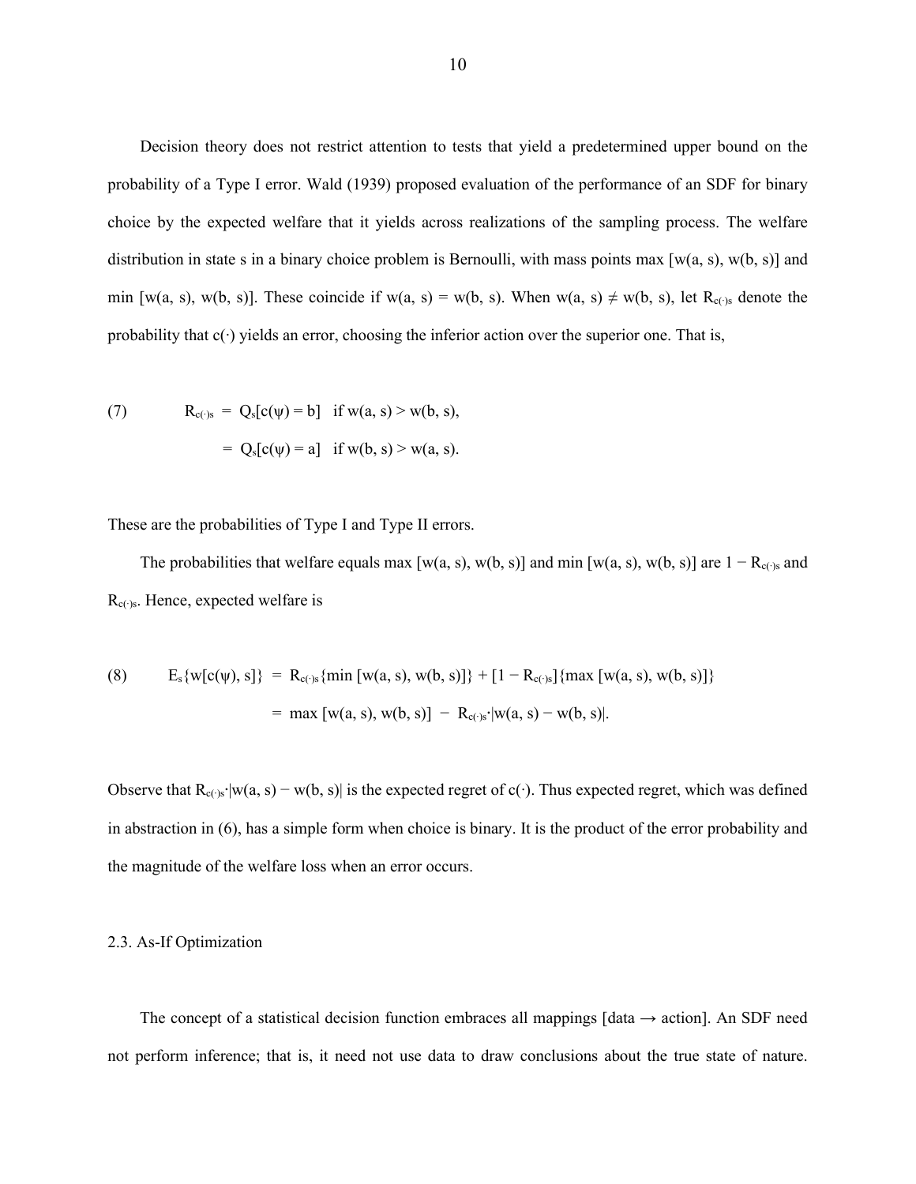Decision theory does not restrict attention to tests that yield a predetermined upper bound on the probability of a Type I error. Wald (1939) proposed evaluation of the performance of an SDF for binary choice by the expected welfare that it yields across realizations of the sampling process. The welfare distribution in state s in a binary choice problem is Bernoulli, with mass points max [w(a, s), w(b, s)] and min [w(a, s), w(b, s)]. These coincide if w(a, s) = w(b, s). When w(a, s) ≠ w(b, s), let $R_{c(\cdot)s}$ denote the probability that c(·) yields an error, choosing the inferior action over the superior one. That is,

$$
\begin{aligned}
(7) \qquad R_{c(\cdot)s} &= Q_s[c(\psi) = b] \quad \text{if } w(a, s) > w(b, s),\\
&= Q_s[c(\psi) = a] \quad \text{if } w(b, s) > w(a, s).
\end{aligned}
$$

These are the probabilities of Type I and Type II errors.

The probabilities that welfare equals max [w(a, s), w(b, s)] and min [w(a, s), w(b, s)] are $1 - R_{c(\cdot)s}$ and $R_{c(\cdot)s}$. Hence, expected welfare is

$$
\begin{aligned}
(8) \qquad E_s\{w[c(\psi), s]\} &= R_{c(\cdot)s}\{\min [w(a, s), w(b, s)]\} + [1 - R_{c(\cdot)s}]\{\max [w(a, s), w(b, s)]\}\\
&= \max [w(a, s), w(b, s)] - R_{c(\cdot)s} \cdot |w(a, s) - w(b, s)|.
\end{aligned}
$$

Observe that $R_{c(\cdot)s} \cdot |w(a, s) - w(b, s)|$ is the expected regret of c(·). Thus expected regret, which was defined in abstraction in (6), has a simple form when choice is binary. It is the product of the error probability and the magnitude of the welfare loss when an error occurs.

### 2.3. As-If Optimization

The concept of a statistical decision function embraces all mappings [data → action]. An SDF need not perform inference; that is, it need not use data to draw conclusions about the true state of nature.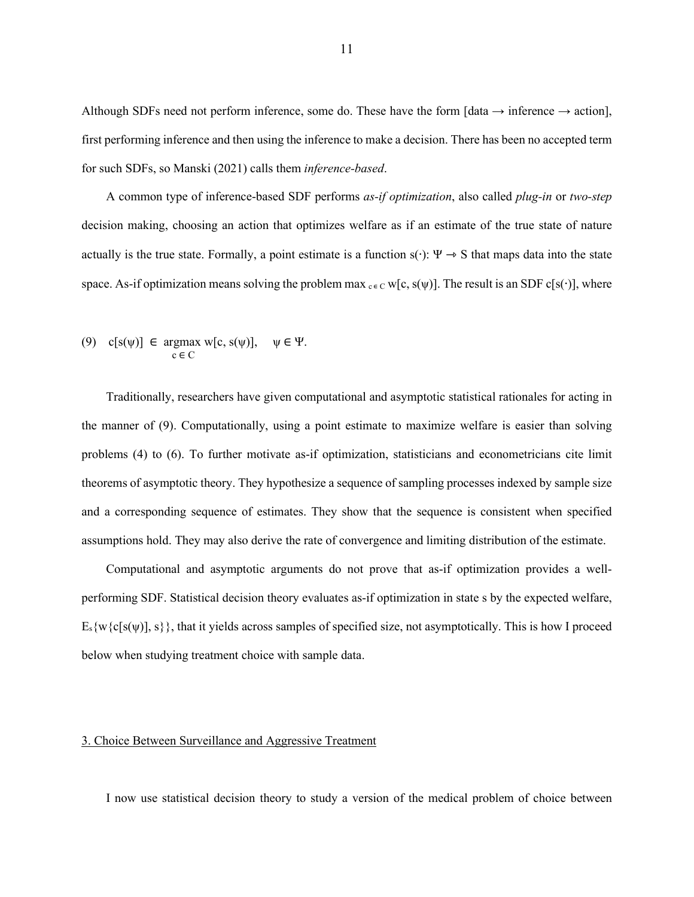Although SDFs need not perform inference, some do. These have the form [data → inference → action], first performing inference and then using the inference to make a decision. There has been no accepted term for such SDFs, so Manski (2021) calls them *inference-based*.

A common type of inference-based SDF performs *as-if optimization*, also called *plug-in* or *two-step* decision making, choosing an action that optimizes welfare as if an estimate of the true state of nature actually is the true state. Formally, a point estimate is a function $s(\cdot): \Psi \rightarrow S$ that maps data into the state space. As-if optimization means solving the problem $\max_{c \in C} w[c, s(\psi)]$. The result is an SDF $c[s(\cdot)]$, where

$$(9) \quad c[s(\psi)] \in \underset{c \in C}{\operatorname{argmax}}\ w[c, s(\psi)], \quad \psi \in \Psi.$$

Traditionally, researchers have given computational and asymptotic statistical rationales for acting in the manner of (9). Computationally, using a point estimate to maximize welfare is easier than solving problems (4) to (6). To further motivate as-if optimization, statisticians and econometricians cite limit theorems of asymptotic theory. They hypothesize a sequence of sampling processes indexed by sample size and a corresponding sequence of estimates. They show that the sequence is consistent when specified assumptions hold. They may also derive the rate of convergence and limiting distribution of the estimate.

Computational and asymptotic arguments do not prove that as-if optimization provides a well-performing SDF. Statistical decision theory evaluates as-if optimization in state s by the expected welfare, $E_s\{w\{c[s(\psi)], s\}\}$, that it yields across samples of specified size, not asymptotically. This is how I proceed below when studying treatment choice with sample data.

## 3. Choice Between Surveillance and Aggressive Treatment

I now use statistical decision theory to study a version of the medical problem of choice between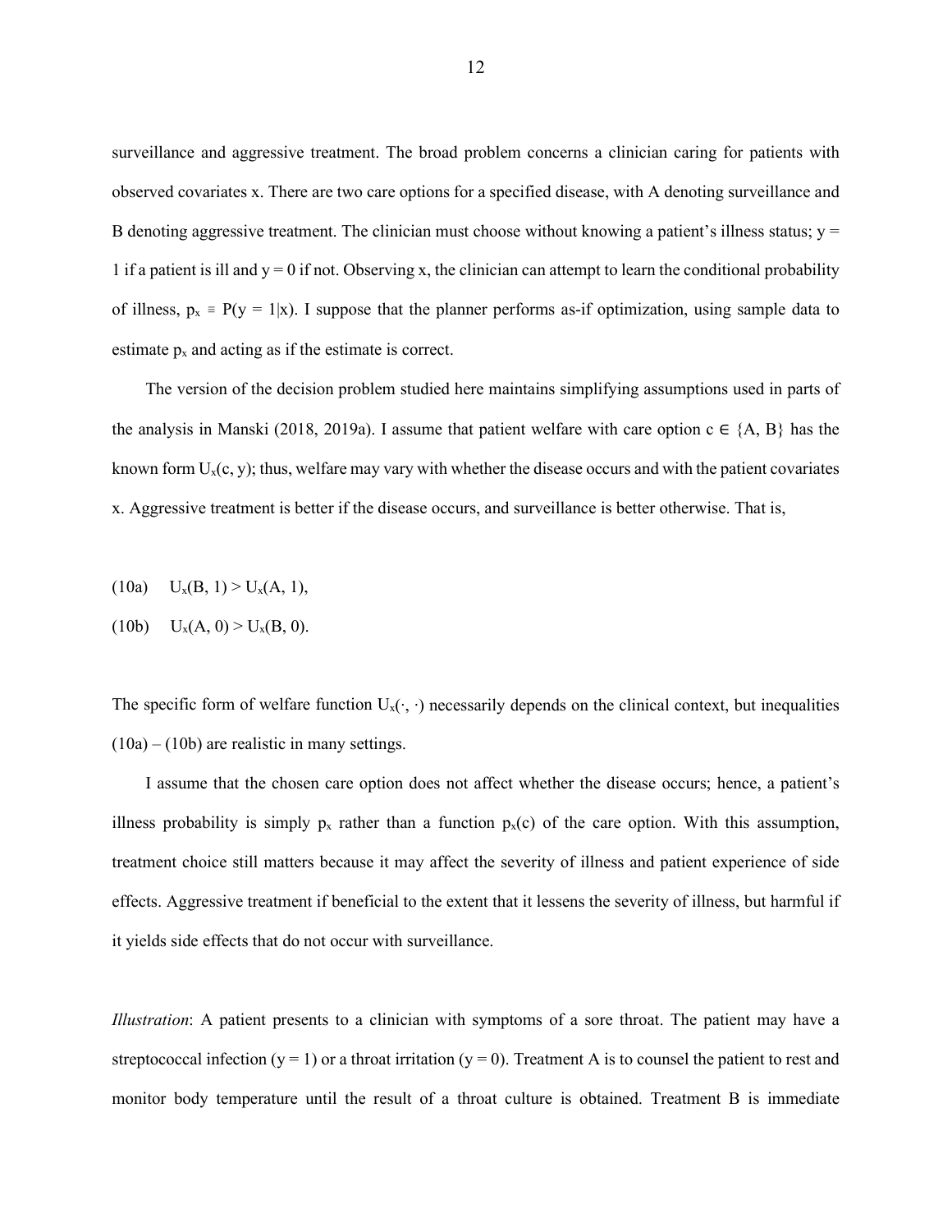surveillance and aggressive treatment. The broad problem concerns a clinician caring for patients with observed covariates x. There are two care options for a specified disease, with A denoting surveillance and B denoting aggressive treatment. The clinician must choose without knowing a patient's illness status; y = 1 if a patient is ill and y = 0 if not. Observing x, the clinician can attempt to learn the conditional probability of illness, $p_x \equiv P(y = 1|x)$. I suppose that the planner performs as-if optimization, using sample data to estimate $p_x$ and acting as if the estimate is correct.

The version of the decision problem studied here maintains simplifying assumptions used in parts of the analysis in Manski (2018, 2019a). I assume that patient welfare with care option $c \in \{A, B\}$ has the known form $U_x(c, y)$; thus, welfare may vary with whether the disease occurs and with the patient covariates x. Aggressive treatment is better if the disease occurs, and surveillance is better otherwise. That is,

(10a) $\quad U_x(B, 1) > U_x(A, 1),$

(10b) $\quad U_x(A, 0) > U_x(B, 0).$

The specific form of welfare function $U_x(\cdot, \cdot)$ necessarily depends on the clinical context, but inequalities (10a) – (10b) are realistic in many settings.

I assume that the chosen care option does not affect whether the disease occurs; hence, a patient's illness probability is simply $p_x$ rather than a function $p_x(c)$ of the care option. With this assumption, treatment choice still matters because it may affect the severity of illness and patient experience of side effects. Aggressive treatment if beneficial to the extent that it lessens the severity of illness, but harmful if it yields side effects that do not occur with surveillance.

*Illustration*: A patient presents to a clinician with symptoms of a sore throat. The patient may have a streptococcal infection (y = 1) or a throat irritation (y = 0). Treatment A is to counsel the patient to rest and monitor body temperature until the result of a throat culture is obtained. Treatment B is immediate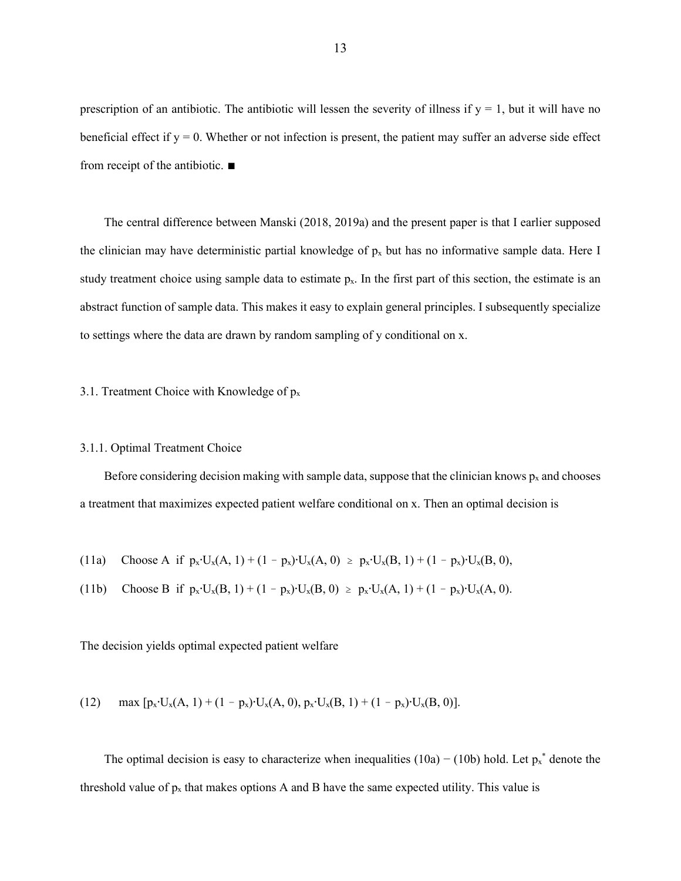prescription of an antibiotic. The antibiotic will lessen the severity of illness if $y = 1$, but it will have no beneficial effect if $y = 0$. Whether or not infection is present, the patient may suffer an adverse side effect from receipt of the antibiotic. ■

The central difference between Manski (2018, 2019a) and the present paper is that I earlier supposed the clinician may have deterministic partial knowledge of $p_x$ but has no informative sample data. Here I study treatment choice using sample data to estimate $p_x$. In the first part of this section, the estimate is an abstract function of sample data. This makes it easy to explain general principles. I subsequently specialize to settings where the data are drawn by random sampling of y conditional on x.

### 3.1. Treatment Choice with Knowledge of $p_x$

#### 3.1.1. Optimal Treatment Choice

Before considering decision making with sample data, suppose that the clinician knows $p_x$ and chooses a treatment that maximizes expected patient welfare conditional on x. Then an optimal decision is

$$\text{(11a)} \quad \text{Choose A if } p_x \cdot U_x(A, 1) + (1 - p_x) \cdot U_x(A, 0) \geq p_x \cdot U_x(B, 1) + (1 - p_x) \cdot U_x(B, 0),$$

$$\text{(11b)} \quad \text{Choose B if } p_x \cdot U_x(B, 1) + (1 - p_x) \cdot U_x(B, 0) \geq p_x \cdot U_x(A, 1) + (1 - p_x) \cdot U_x(A, 0).$$

The decision yields optimal expected patient welfare

$$\text{(12)} \quad \max\,[p_x \cdot U_x(A, 1) + (1 - p_x) \cdot U_x(A, 0),\ p_x \cdot U_x(B, 1) + (1 - p_x) \cdot U_x(B, 0)].$$

The optimal decision is easy to characterize when inequalities (10a) − (10b) hold. Let $p_x^*$ denote the threshold value of $p_x$ that makes options A and B have the same expected utility. This value is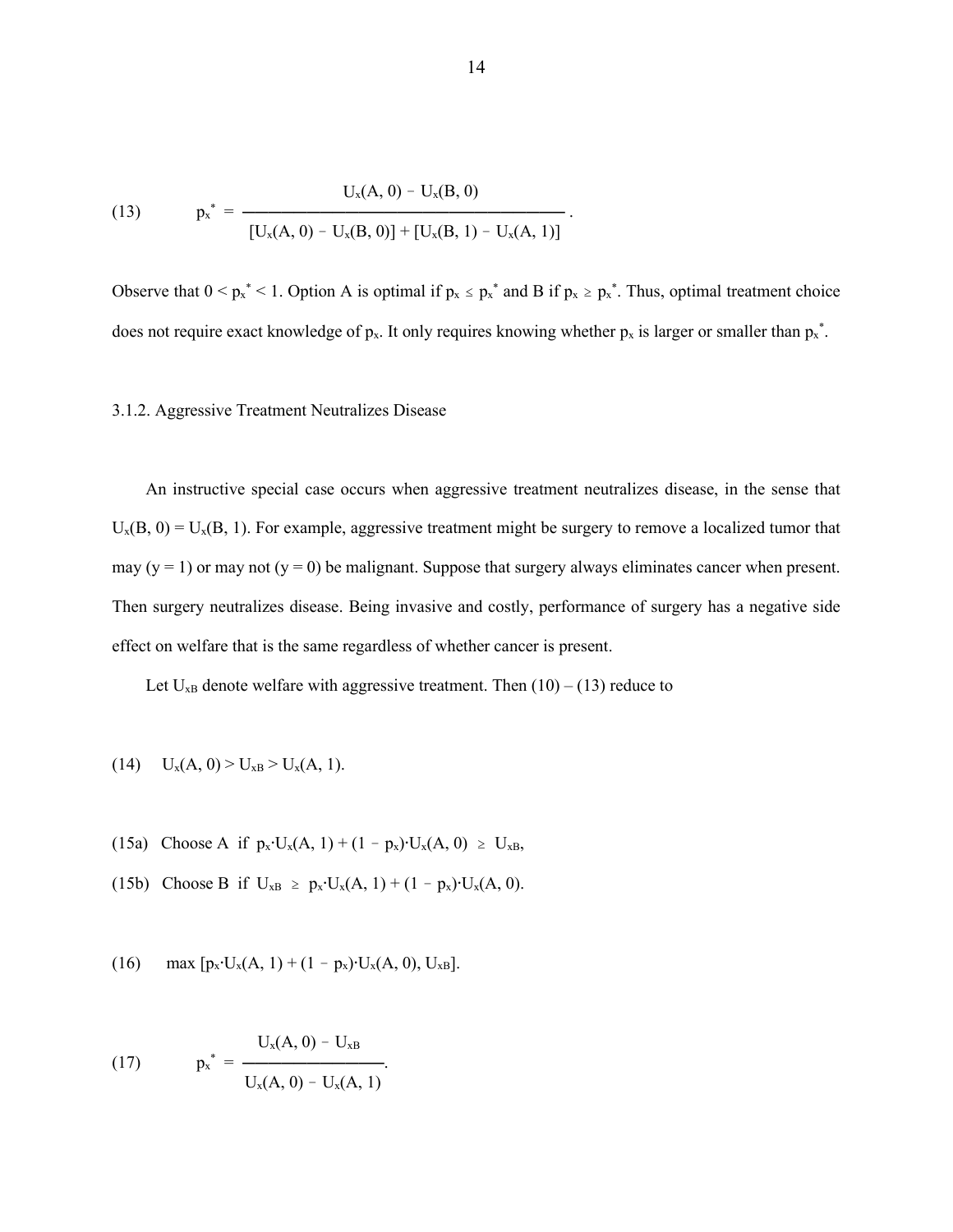$$(13) \qquad p_x^* = \frac{U_x(A, 0) - U_x(B, 0)}{[U_x(A, 0) - U_x(B, 0)] + [U_x(B, 1) - U_x(A, 1)]}.$$

Observe that $0 < p_x^* < 1$. Option A is optimal if $p_x \le p_x^*$ and B if $p_x \ge p_x^*$. Thus, optimal treatment choice does not require exact knowledge of $p_x$. It only requires knowing whether $p_x$ is larger or smaller than $p_x^*$.

### 3.1.2. Aggressive Treatment Neutralizes Disease

An instructive special case occurs when aggressive treatment neutralizes disease, in the sense that $U_x(B, 0) = U_x(B, 1)$. For example, aggressive treatment might be surgery to remove a localized tumor that may ($y = 1$) or may not ($y = 0$) be malignant. Suppose that surgery always eliminates cancer when present. Then surgery neutralizes disease. Being invasive and costly, performance of surgery has a negative side effect on welfare that is the same regardless of whether cancer is present.

Let $U_{xB}$ denote welfare with aggressive treatment. Then (10) – (13) reduce to

$$(14) \qquad U_x(A, 0) > U_{xB} > U_x(A, 1).$$

$$(15a) \quad \text{Choose A if } p_x \cdot U_x(A, 1) + (1 - p_x) \cdot U_x(A, 0) \ge U_{xB},$$

$$(15b) \quad \text{Choose B if } U_{xB} \ge p_x \cdot U_x(A, 1) + (1 - p_x) \cdot U_x(A, 0).$$

$$(16) \qquad \max\, [p_x \cdot U_x(A, 1) + (1 - p_x) \cdot U_x(A, 0),\, U_{xB}].$$

$$(17) \qquad p_x^* = \frac{U_x(A, 0) - U_{xB}}{U_x(A, 0) - U_x(A, 1)}.$$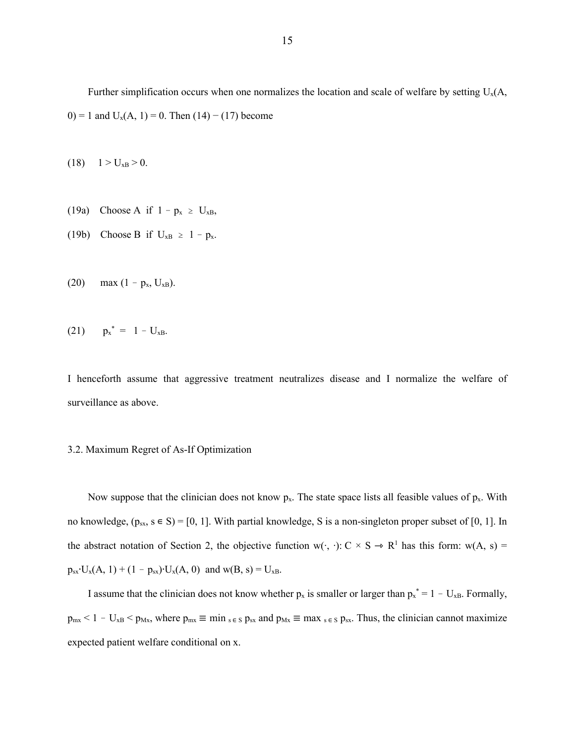Further simplification occurs when one normalizes the location and scale of welfare by setting $U_x(A, 0) = 1$ and $U_x(A, 1) = 0$. Then (14) − (17) become

(18) $\quad 1 > U_{xB} > 0.$

(19a) $\quad$ Choose A if $1 - p_x \geq U_{xB}$,

(19b) $\quad$ Choose B if $U_{xB} \geq 1 - p_x$.

(20) $\quad \max(1 - p_x, U_{xB}).$

(21) $\quad p_x^* = 1 - U_{xB}.$

I henceforth assume that aggressive treatment neutralizes disease and I normalize the welfare of surveillance as above.

### 3.2. Maximum Regret of As-If Optimization

Now suppose that the clinician does not know $p_x$. The state space lists all feasible values of $p_x$. With no knowledge, $(p_{sx}, s \in S) = [0, 1]$. With partial knowledge, S is a non-singleton proper subset of [0, 1]. In the abstract notation of Section 2, the objective function $w(\cdot, \cdot): C \times S \rightarrow R^1$ has this form: $w(A, s) = p_{sx} \cdot U_x(A, 1) + (1 - p_{sx}) \cdot U_x(A, 0)$ and $w(B, s) = U_{xB}$.

I assume that the clinician does not know whether $p_x$ is smaller or larger than $p_x^* = 1 - U_{xB}$. Formally, $p_{mx} < 1 - U_{xB} < p_{Mx}$, where $p_{mx} \equiv \min_{s \in S} p_{sx}$ and $p_{Mx} \equiv \max_{s \in S} p_{sx}$. Thus, the clinician cannot maximize expected patient welfare conditional on x.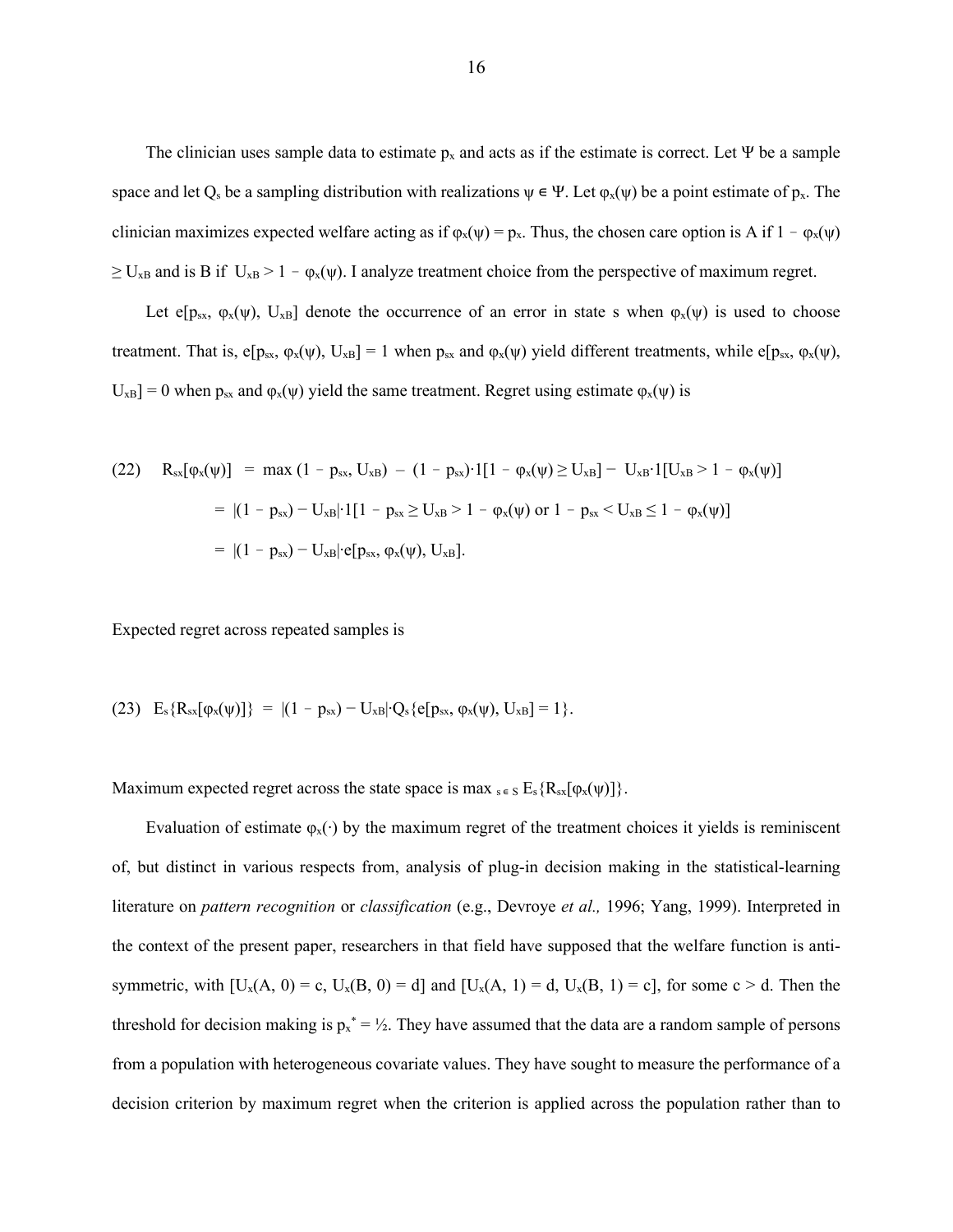The clinician uses sample data to estimate $p_x$ and acts as if the estimate is correct. Let $\Psi$ be a sample space and let $Q_s$ be a sampling distribution with realizations $\psi \in \Psi$. Let $\varphi_x(\psi)$ be a point estimate of $p_x$. The clinician maximizes expected welfare acting as if $\varphi_x(\psi) = p_x$. Thus, the chosen care option is A if $1 - \varphi_x(\psi) \geq U_{xB}$ and is B if $U_{xB} > 1 - \varphi_x(\psi)$. I analyze treatment choice from the perspective of maximum regret.

Let $e[p_{sx}, \varphi_x(\psi), U_{xB}]$ denote the occurrence of an error in state s when $\varphi_x(\psi)$ is used to choose treatment. That is, $e[p_{sx}, \varphi_x(\psi), U_{xB}] = 1$ when $p_{sx}$ and $\varphi_x(\psi)$ yield different treatments, while $e[p_{sx}, \varphi_x(\psi), U_{xB}] = 0$ when $p_{sx}$ and $\varphi_x(\psi)$ yield the same treatment. Regret using estimate $\varphi_x(\psi)$ is

$$
\begin{aligned}
(22) \quad R_{sx}[\varphi_x(\psi)] &= \max(1 - p_{sx}, U_{xB}) - (1 - p_{sx})\cdot 1[1 - \varphi_x(\psi) \geq U_{xB}] - U_{xB}\cdot 1[U_{xB} > 1 - \varphi_x(\psi)] \\
&= |(1 - p_{sx}) - U_{xB}|\cdot 1[1 - p_{sx} \geq U_{xB} > 1 - \varphi_x(\psi) \text{ or } 1 - p_{sx} < U_{xB} \leq 1 - \varphi_x(\psi)] \\
&= |(1 - p_{sx}) - U_{xB}|\cdot e[p_{sx}, \varphi_x(\psi), U_{xB}].
\end{aligned}
$$

Expected regret across repeated samples is

$$
(23) \quad E_s\{R_{sx}[\varphi_x(\psi)]\} = |(1 - p_{sx}) - U_{xB}|\cdot Q_s\{e[p_{sx}, \varphi_x(\psi), U_{xB}] = 1\}.
$$

Maximum expected regret across the state space is $\max_{s \in S} E_s\{R_{sx}[\varphi_x(\psi)]\}$.

Evaluation of estimate $\varphi_x(\cdot)$ by the maximum regret of the treatment choices it yields is reminiscent of, but distinct in various respects from, analysis of plug-in decision making in the statistical-learning literature on *pattern recognition* or *classification* (e.g., Devroye *et al.,* 1996; Yang, 1999). Interpreted in the context of the present paper, researchers in that field have supposed that the welfare function is anti-symmetric, with $[U_x(A, 0) = c, U_x(B, 0) = d]$ and $[U_x(A, 1) = d, U_x(B, 1) = c]$, for some $c > d$. Then the threshold for decision making is $p_x^* = ½$. They have assumed that the data are a random sample of persons from a population with heterogeneous covariate values. They have sought to measure the performance of a decision criterion by maximum regret when the criterion is applied across the population rather than to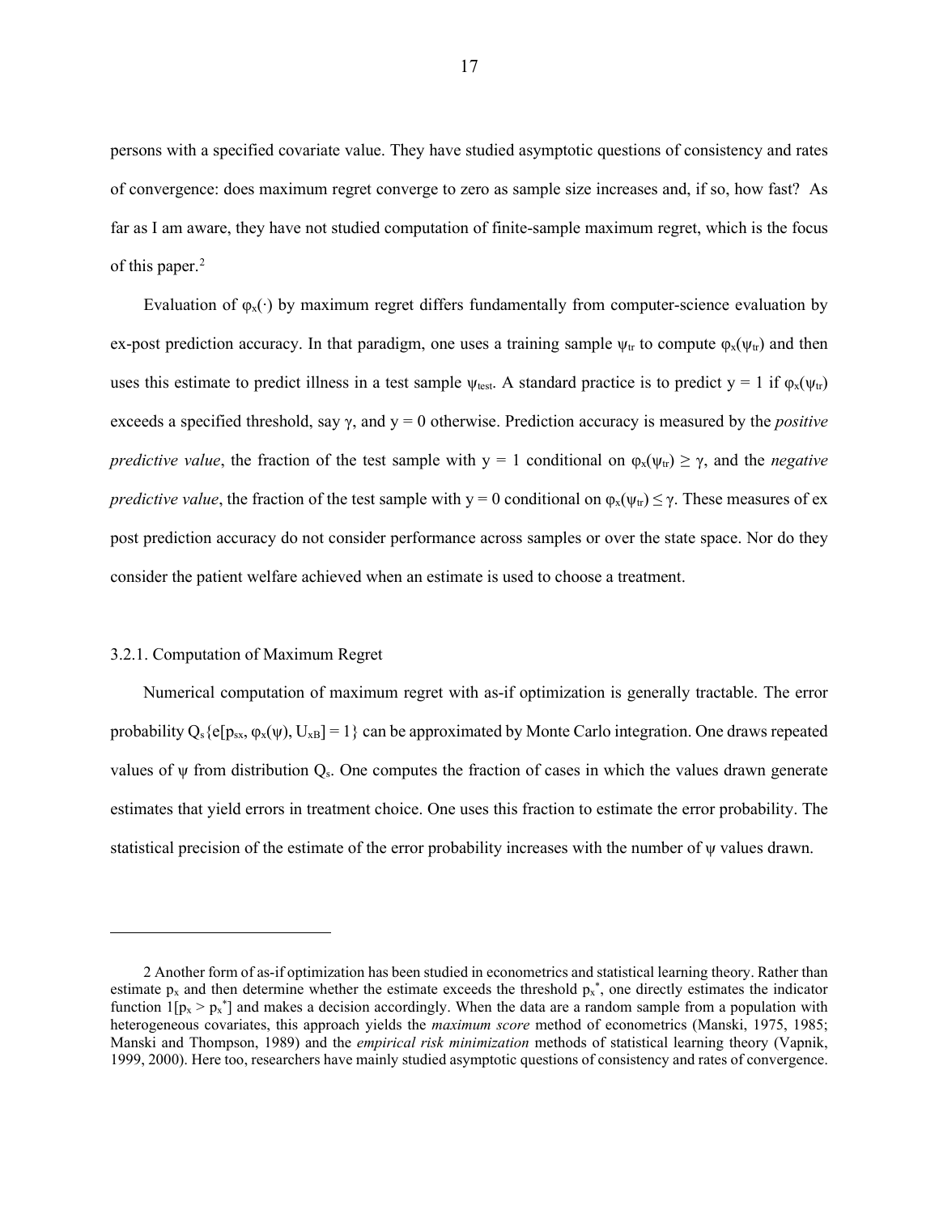persons with a specified covariate value. They have studied asymptotic questions of consistency and rates of convergence: does maximum regret converge to zero as sample size increases and, if so, how fast? As far as I am aware, they have not studied computation of finite-sample maximum regret, which is the focus of this paper.[2]

Evaluation of $\varphi_x(\cdot)$ by maximum regret differs fundamentally from computer-science evaluation by ex-post prediction accuracy. In that paradigm, one uses a training sample $\psi_{tr}$ to compute $\varphi_x(\psi_{tr})$ and then uses this estimate to predict illness in a test sample $\psi_{test}$. A standard practice is to predict y = 1 if $\varphi_x(\psi_{tr})$ exceeds a specified threshold, say $\gamma$, and y = 0 otherwise. Prediction accuracy is measured by the *positive predictive value*, the fraction of the test sample with y = 1 conditional on $\varphi_x(\psi_{tr}) \geq \gamma$, and the *negative predictive value*, the fraction of the test sample with y = 0 conditional on $\varphi_x(\psi_{tr}) \leq \gamma$. These measures of ex post prediction accuracy do not consider performance across samples or over the state space. Nor do they consider the patient welfare achieved when an estimate is used to choose a treatment.

### 3.2.1. Computation of Maximum Regret

Numerical computation of maximum regret with as-if optimization is generally tractable. The error probability $Q_s\{e[p_{sx}, \varphi_x(\psi), U_{xB}] = 1\}$ can be approximated by Monte Carlo integration. One draws repeated values of $\psi$ from distribution $Q_s$. One computes the fraction of cases in which the values drawn generate estimates that yield errors in treatment choice. One uses this fraction to estimate the error probability. The statistical precision of the estimate of the error probability increases with the number of $\psi$ values drawn.

---

2 Another form of as-if optimization has been studied in econometrics and statistical learning theory. Rather than estimate $p_x$ and then determine whether the estimate exceeds the threshold $p_x^*$, one directly estimates the indicator function $1[p_x > p_x^*]$ and makes a decision accordingly. When the data are a random sample from a population with heterogeneous covariates, this approach yields the *maximum score* method of econometrics (Manski, 1975, 1985; Manski and Thompson, 1989) and the *empirical risk minimization* methods of statistical learning theory (Vapnik, 1999, 2000). Here too, researchers have mainly studied asymptotic questions of consistency and rates of convergence.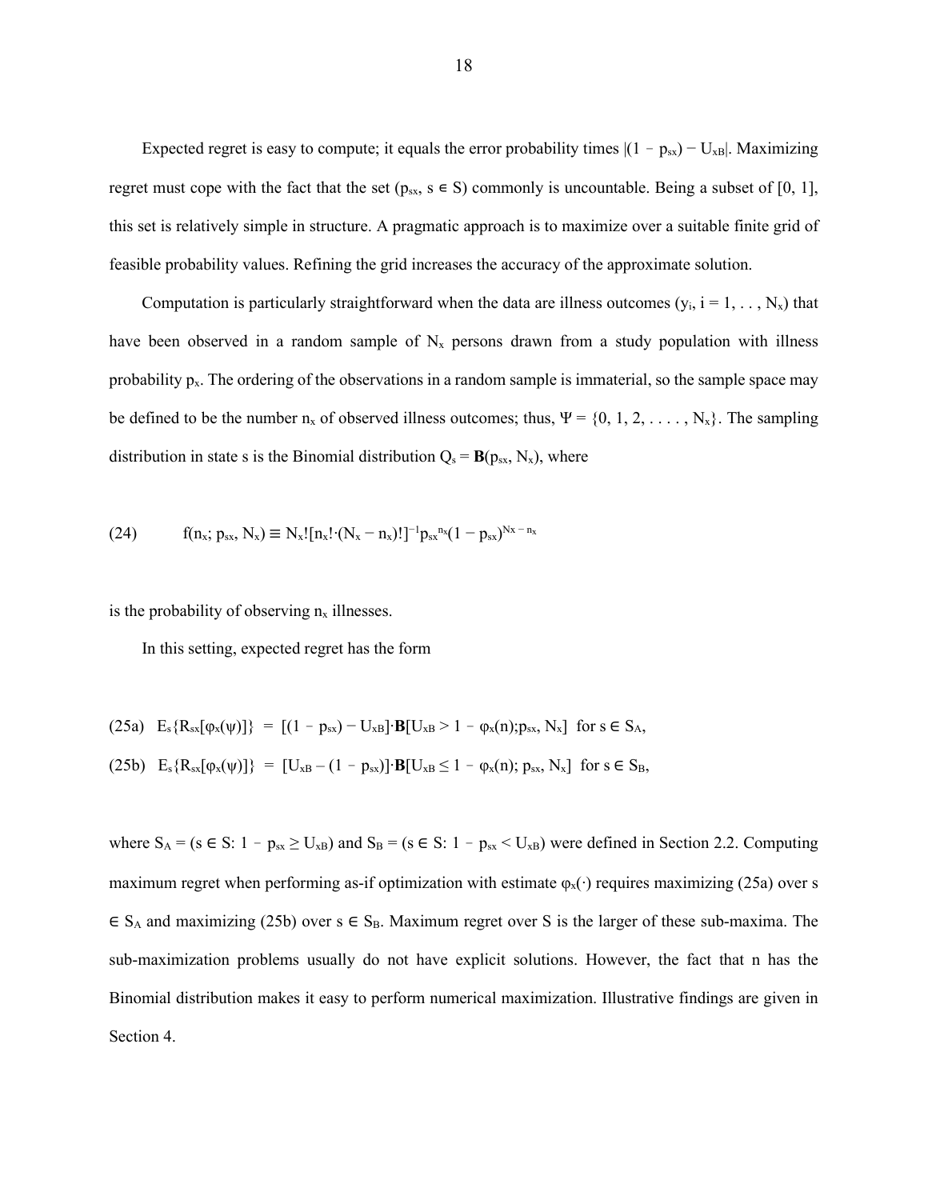Expected regret is easy to compute; it equals the error probability times $|(1 - p_{sx}) - U_{xB}|$. Maximizing regret must cope with the fact that the set $(p_{sx}, s \in S)$ commonly is uncountable. Being a subset of [0, 1], this set is relatively simple in structure. A pragmatic approach is to maximize over a suitable finite grid of feasible probability values. Refining the grid increases the accuracy of the approximate solution.

Computation is particularly straightforward when the data are illness outcomes $(y_i, i = 1, \ldots, N_x)$ that have been observed in a random sample of $N_x$ persons drawn from a study population with illness probability $p_x$. The ordering of the observations in a random sample is immaterial, so the sample space may be defined to be the number $n_x$ of observed illness outcomes; thus, $\Psi = \{0, 1, 2, \ldots, N_x\}$. The sampling distribution in state s is the Binomial distribution $Q_s = \mathbf{B}(p_{sx}, N_x)$, where

$$(24) \qquad f(n_x; p_{sx}, N_x) \equiv N_x![n_x!\cdot(N_x - n_x)!]^{-1} p_{sx}^{n_x}(1 - p_{sx})^{N_x - n_x}$$

is the probability of observing $n_x$ illnesses.

In this setting, expected regret has the form

$$(25a) \quad E_s\{R_{sx}[\varphi_x(\psi)]\} = [(1 - p_{sx}) - U_{xB}]\cdot\mathbf{B}[U_{xB} > 1 - \varphi_x(n); p_{sx}, N_x] \quad \text{for } s \in S_A,$$

$$(25b) \quad E_s\{R_{sx}[\varphi_x(\psi)]\} = [U_{xB} - (1 - p_{sx})]\cdot\mathbf{B}[U_{xB} \leq 1 - \varphi_x(n); p_{sx}, N_x] \quad \text{for } s \in S_B,$$

where $S_A = (s \in S: 1 - p_{sx} \geq U_{xB})$ and $S_B = (s \in S: 1 - p_{sx} < U_{xB})$ were defined in Section 2.2. Computing maximum regret when performing as-if optimization with estimate $\varphi_x(\cdot)$ requires maximizing (25a) over $s \in S_A$ and maximizing (25b) over $s \in S_B$. Maximum regret over S is the larger of these sub-maxima. The sub-maximization problems usually do not have explicit solutions. However, the fact that n has the Binomial distribution makes it easy to perform numerical maximization. Illustrative findings are given in Section 4.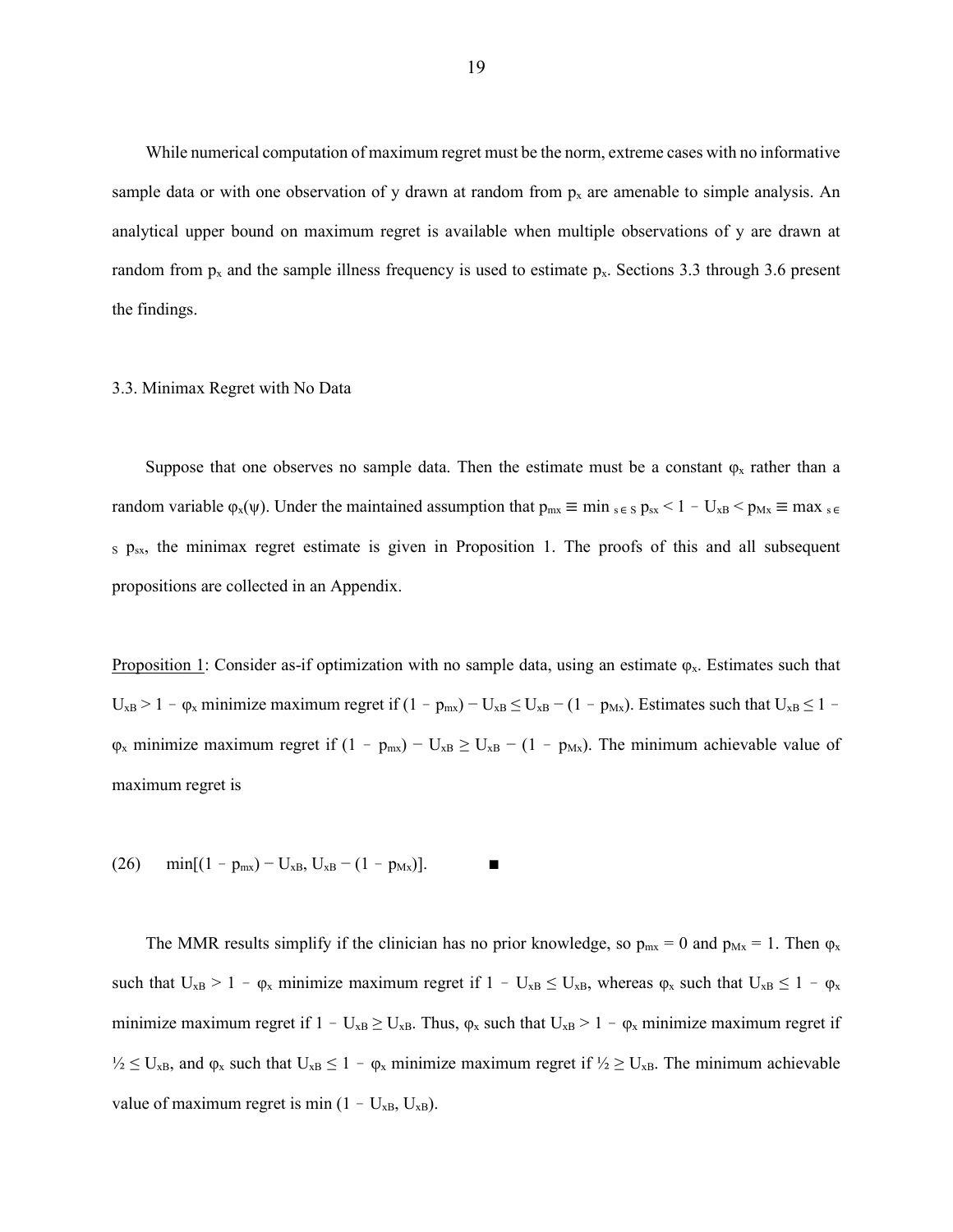While numerical computation of maximum regret must be the norm, extreme cases with no informative sample data or with one observation of y drawn at random from $p_x$ are amenable to simple analysis. An analytical upper bound on maximum regret is available when multiple observations of y are drawn at random from $p_x$ and the sample illness frequency is used to estimate $p_x$. Sections 3.3 through 3.6 present the findings.

### 3.3. Minimax Regret with No Data

Suppose that one observes no sample data. Then the estimate must be a constant $\varphi_x$ rather than a random variable $\varphi_x(\psi)$. Under the maintained assumption that $p_{mx} \equiv \min_{s \in S} p_{sx} < 1 - U_{xB} < p_{Mx} \equiv \max_{s \in S} p_{sx}$, the minimax regret estimate is given in Proposition 1. The proofs of this and all subsequent propositions are collected in an Appendix.

<u>Proposition 1</u>: Consider as-if optimization with no sample data, using an estimate $\varphi_x$. Estimates such that $U_{xB} > 1 - \varphi_x$ minimize maximum regret if $(1 - p_{mx}) - U_{xB} \leq U_{xB} - (1 - p_{Mx})$. Estimates such that $U_{xB} \leq 1 - \varphi_x$ minimize maximum regret if $(1 - p_{mx}) - U_{xB} \geq U_{xB} - (1 - p_{Mx})$. The minimum achievable value of maximum regret is

$$(26) \qquad \min[(1 - p_{mx}) - U_{xB},\ U_{xB} - (1 - p_{Mx})]. \qquad \blacksquare$$

The MMR results simplify if the clinician has no prior knowledge, so $p_{mx} = 0$ and $p_{Mx} = 1$. Then $\varphi_x$ such that $U_{xB} > 1 - \varphi_x$ minimize maximum regret if $1 - U_{xB} \leq U_{xB}$, whereas $\varphi_x$ such that $U_{xB} \leq 1 - \varphi_x$ minimize maximum regret if $1 - U_{xB} \geq U_{xB}$. Thus, $\varphi_x$ such that $U_{xB} > 1 - \varphi_x$ minimize maximum regret if $\frac{1}{2} \leq U_{xB}$, and $\varphi_x$ such that $U_{xB} \leq 1 - \varphi_x$ minimize maximum regret if $\frac{1}{2} \geq U_{xB}$. The minimum achievable value of maximum regret is $\min(1 - U_{xB}, U_{xB})$.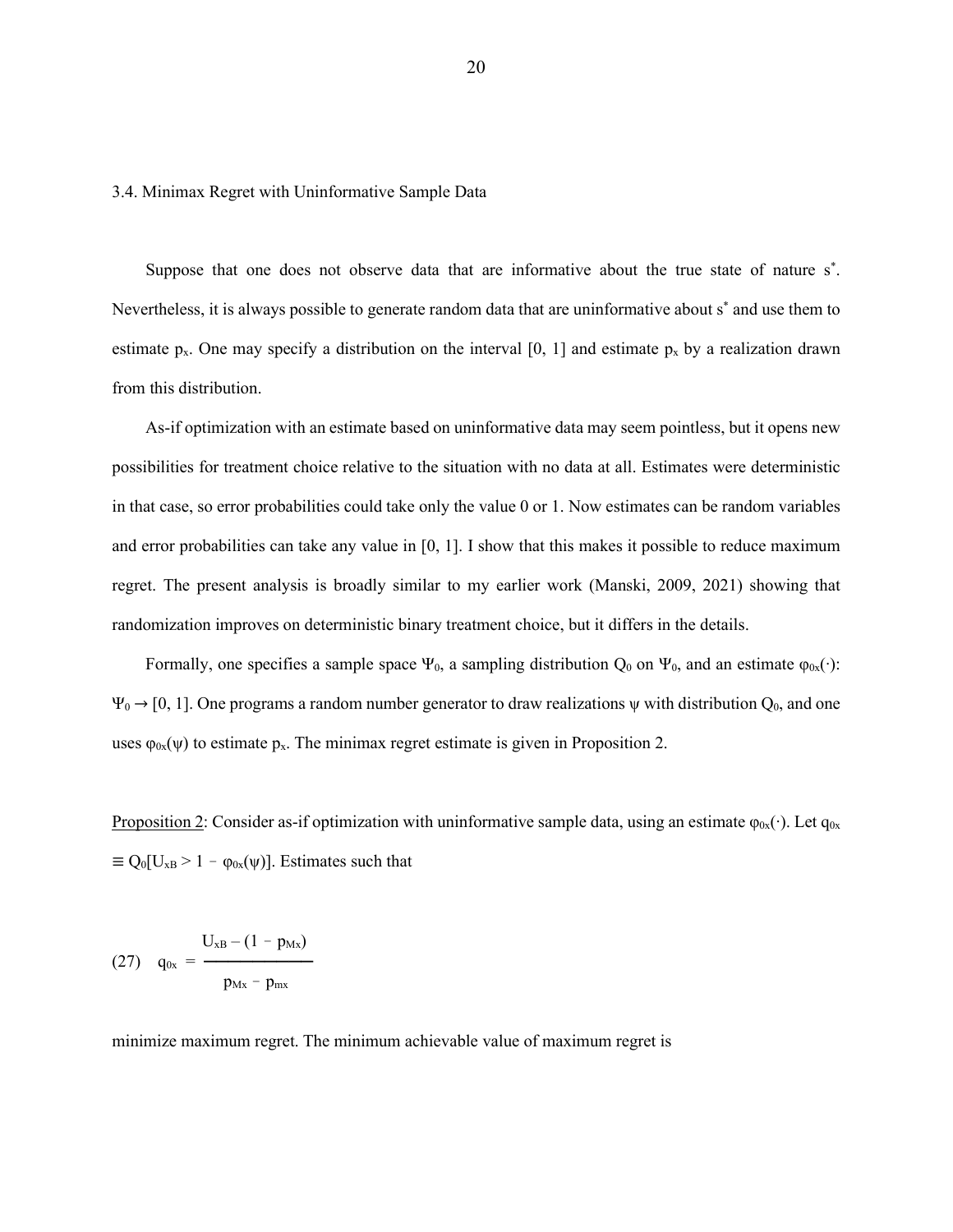### 3.4. Minimax Regret with Uninformative Sample Data

Suppose that one does not observe data that are informative about the true state of nature $s^*$. Nevertheless, it is always possible to generate random data that are uninformative about $s^*$ and use them to estimate $p_x$. One may specify a distribution on the interval [0, 1] and estimate $p_x$ by a realization drawn from this distribution.

As-if optimization with an estimate based on uninformative data may seem pointless, but it opens new possibilities for treatment choice relative to the situation with no data at all. Estimates were deterministic in that case, so error probabilities could take only the value 0 or 1. Now estimates can be random variables and error probabilities can take any value in [0, 1]. I show that this makes it possible to reduce maximum regret. The present analysis is broadly similar to my earlier work (Manski, 2009, 2021) showing that randomization improves on deterministic binary treatment choice, but it differs in the details.

Formally, one specifies a sample space $\Psi_0$, a sampling distribution $Q_0$ on $\Psi_0$, and an estimate $\varphi_{0x}(\cdot)$: $\Psi_0 \rightarrow [0, 1]$. One programs a random number generator to draw realizations $\psi$ with distribution $Q_0$, and one uses $\varphi_{0x}(\psi)$ to estimate $p_x$. The minimax regret estimate is given in Proposition 2.

<u>Proposition 2</u>: Consider as-if optimization with uninformative sample data, using an estimate $\varphi_{0x}(\cdot)$. Let $q_{0x} \equiv Q_0[U_{xB} > 1 - \varphi_{0x}(\psi)]$. Estimates such that

$$(27) \quad q_{0x} = \frac{U_{xB} - (1 - p_{Mx})}{p_{Mx} - p_{mx}}$$

minimize maximum regret. The minimum achievable value of maximum regret is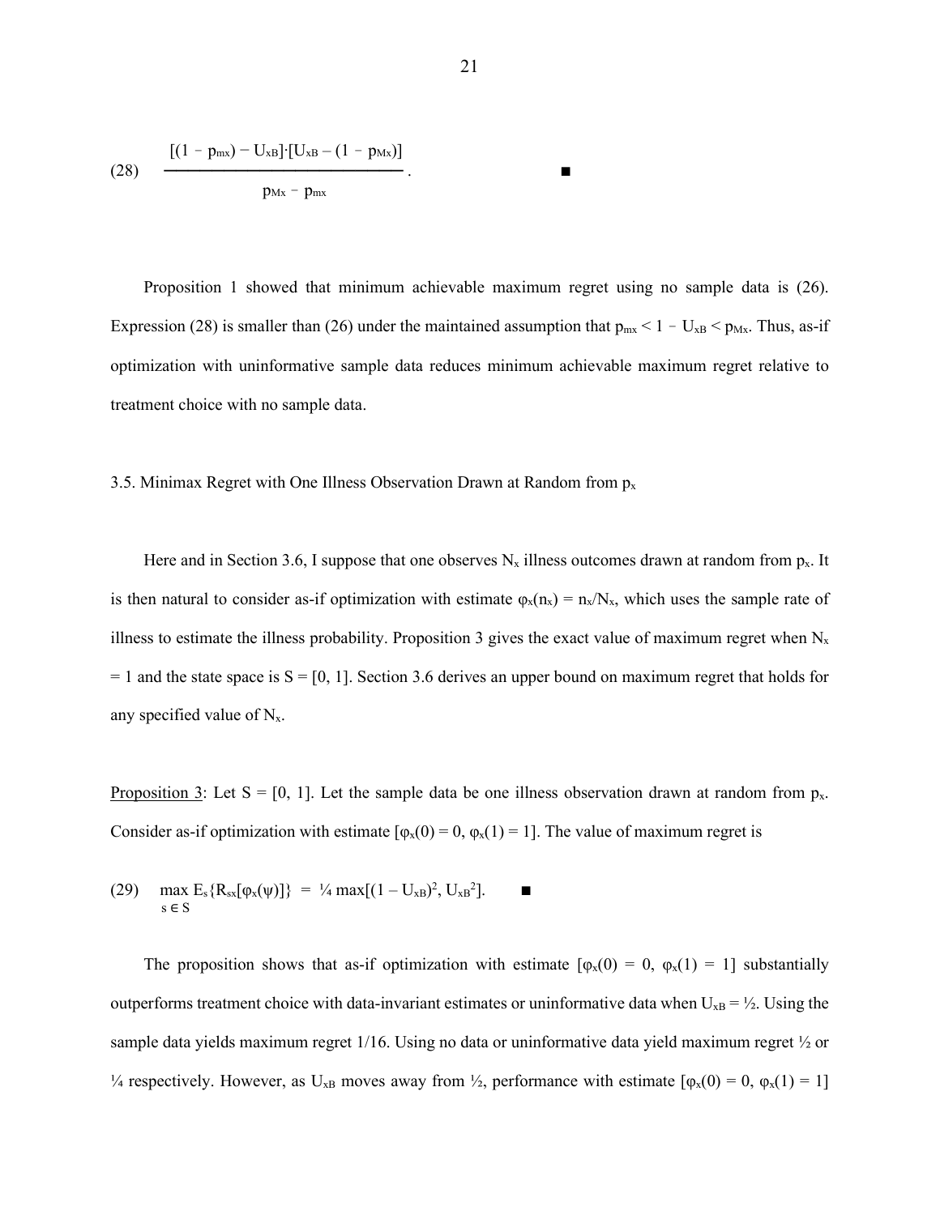$$(28) \qquad \frac{[(1 - p_{mx}) - U_{xB}]\cdot[U_{xB} - (1 - p_{Mx})]}{p_{Mx} - p_{mx}}. \qquad \blacksquare$$

Proposition 1 showed that minimum achievable maximum regret using no sample data is (26). Expression (28) is smaller than (26) under the maintained assumption that $p_{mx} < 1 - U_{xB} < p_{Mx}$. Thus, as-if optimization with uninformative sample data reduces minimum achievable maximum regret relative to treatment choice with no sample data.

### 3.5. Minimax Regret with One Illness Observation Drawn at Random from $p_x$

Here and in Section 3.6, I suppose that one observes $N_x$ illness outcomes drawn at random from $p_x$. It is then natural to consider as-if optimization with estimate $\varphi_x(n_x) = n_x/N_x$, which uses the sample rate of illness to estimate the illness probability. Proposition 3 gives the exact value of maximum regret when $N_x = 1$ and the state space is $S = [0, 1]$. Section 3.6 derives an upper bound on maximum regret that holds for any specified value of $N_x$.

<u>Proposition 3</u>: Let $S = [0, 1]$. Let the sample data be one illness observation drawn at random from $p_x$. Consider as-if optimization with estimate $[\varphi_x(0) = 0, \varphi_x(1) = 1]$. The value of maximum regret is

$$(29) \qquad \max_{s \in S} E_s\{R_{sx}[\varphi_x(\psi)]\} = \tfrac{1}{4} \max[(1 - U_{xB})^2, U_{xB}^2]. \qquad \blacksquare$$

The proposition shows that as-if optimization with estimate $[\varphi_x(0) = 0, \varphi_x(1) = 1]$ substantially outperforms treatment choice with data-invariant estimates or uninformative data when $U_{xB} = \tfrac{1}{2}$. Using the sample data yields maximum regret 1/16. Using no data or uninformative data yield maximum regret ½ or ¼ respectively. However, as $U_{xB}$ moves away from ½, performance with estimate $[\varphi_x(0) = 0, \varphi_x(1) = 1]$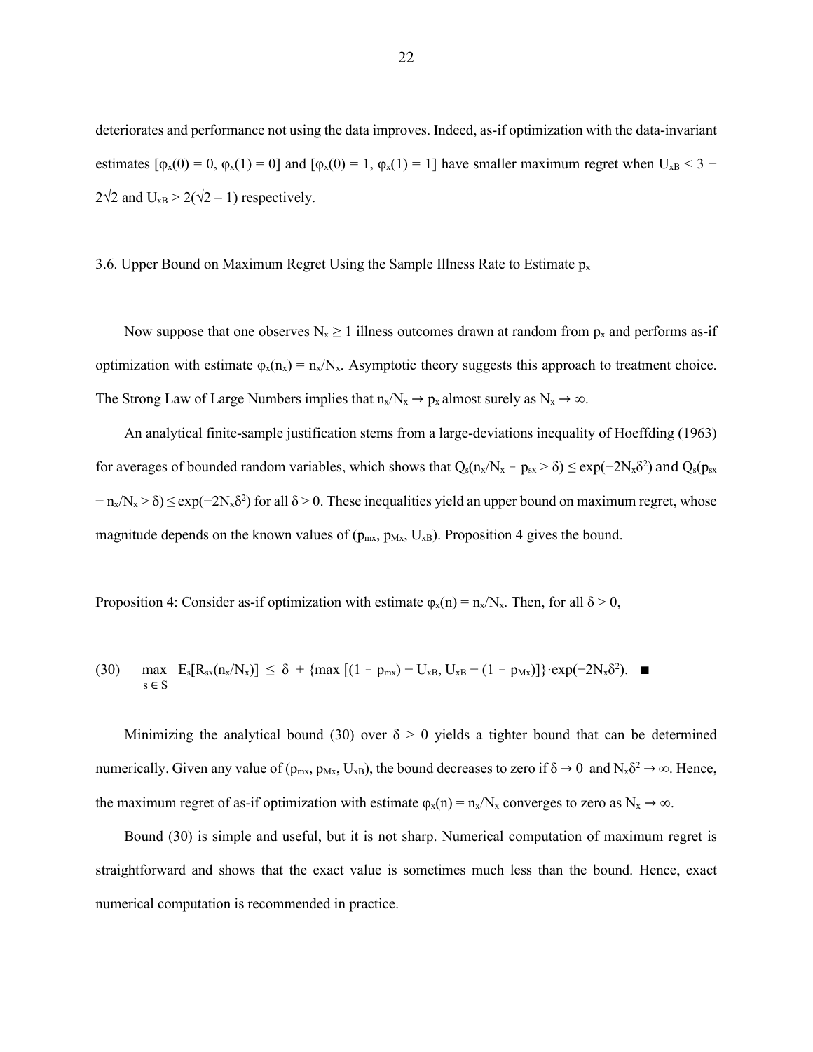deteriorates and performance not using the data improves. Indeed, as-if optimization with the data-invariant estimates $[\varphi_x(0) = 0, \varphi_x(1) = 0]$ and $[\varphi_x(0) = 1, \varphi_x(1) = 1]$ have smaller maximum regret when $U_{xB} < 3 - 2\sqrt{2}$ and $U_{xB} > 2(\sqrt{2} - 1)$ respectively.

### 3.6. Upper Bound on Maximum Regret Using the Sample Illness Rate to Estimate $p_x$

Now suppose that one observes $N_x \geq 1$ illness outcomes drawn at random from $p_x$ and performs as-if optimization with estimate $\varphi_x(n_x) = n_x/N_x$. Asymptotic theory suggests this approach to treatment choice. The Strong Law of Large Numbers implies that $n_x/N_x \to p_x$ almost surely as $N_x \to \infty$.

An analytical finite-sample justification stems from a large-deviations inequality of Hoeffding (1963) for averages of bounded random variables, which shows that $Q_s(n_x/N_x - p_{sx} > \delta) \leq \exp(-2N_x\delta^2)$ and $Q_s(p_{sx} - n_x/N_x > \delta) \leq \exp(-2N_x\delta^2)$ for all $\delta > 0$. These inequalities yield an upper bound on maximum regret, whose magnitude depends on the known values of $(p_{mx}, p_{Mx}, U_{xB})$. Proposition 4 gives the bound.

Proposition 4: Consider as-if optimization with estimate $\varphi_x(n) = n_x/N_x$. Then, for all $\delta > 0$,

$$(30) \qquad \max_{s \in S} \; E_s[R_{sx}(n_x/N_x)] \;\leq\; \delta + \{\max\,[(1 - p_{mx}) - U_{xB},\, U_{xB} - (1 - p_{Mx})]\}\cdot\exp(-2N_x\delta^2). \quad \blacksquare$$

Minimizing the analytical bound (30) over $\delta > 0$ yields a tighter bound that can be determined numerically. Given any value of $(p_{mx}, p_{Mx}, U_{xB})$, the bound decreases to zero if $\delta \to 0$ and $N_x\delta^2 \to \infty$. Hence, the maximum regret of as-if optimization with estimate $\varphi_x(n) = n_x/N_x$ converges to zero as $N_x \to \infty$.

Bound (30) is simple and useful, but it is not sharp. Numerical computation of maximum regret is straightforward and shows that the exact value is sometimes much less than the bound. Hence, exact numerical computation is recommended in practice.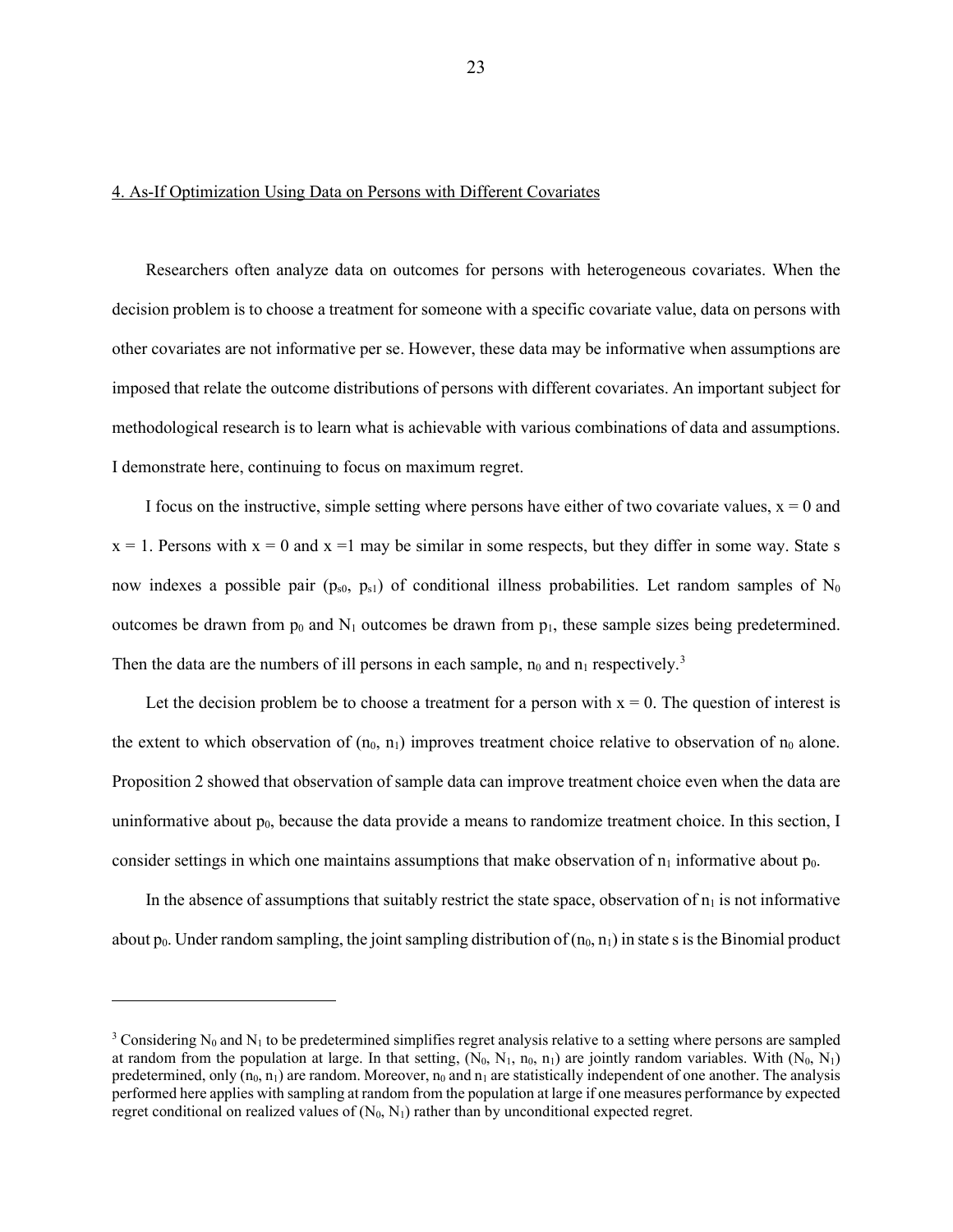## 4. As-If Optimization Using Data on Persons with Different Covariates

Researchers often analyze data on outcomes for persons with heterogeneous covariates. When the decision problem is to choose a treatment for someone with a specific covariate value, data on persons with other covariates are not informative per se. However, these data may be informative when assumptions are imposed that relate the outcome distributions of persons with different covariates. An important subject for methodological research is to learn what is achievable with various combinations of data and assumptions. I demonstrate here, continuing to focus on maximum regret.

I focus on the instructive, simple setting where persons have either of two covariate values, $x = 0$ and $x = 1$. Persons with $x = 0$ and $x = 1$ may be similar in some respects, but they differ in some way. State s now indexes a possible pair $(p_{s0}, p_{s1})$ of conditional illness probabilities. Let random samples of $N_0$ outcomes be drawn from $p_0$ and $N_1$ outcomes be drawn from $p_1$, these sample sizes being predetermined. Then the data are the numbers of ill persons in each sample, $n_0$ and $n_1$ respectively.[3]

Let the decision problem be to choose a treatment for a person with $x = 0$. The question of interest is the extent to which observation of $(n_0, n_1)$ improves treatment choice relative to observation of $n_0$ alone. Proposition 2 showed that observation of sample data can improve treatment choice even when the data are uninformative about $p_0$, because the data provide a means to randomize treatment choice. In this section, I consider settings in which one maintains assumptions that make observation of $n_1$ informative about $p_0$.

In the absence of assumptions that suitably restrict the state space, observation of $n_1$ is not informative about $p_0$. Under random sampling, the joint sampling distribution of $(n_0, n_1)$ in state s is the Binomial product

---

[3] Considering $N_0$ and $N_1$ to be predetermined simplifies regret analysis relative to a setting where persons are sampled at random from the population at large. In that setting, $(N_0, N_1, n_0, n_1)$ are jointly random variables. With $(N_0, N_1)$ predetermined, only $(n_0, n_1)$ are random. Moreover, $n_0$ and $n_1$ are statistically independent of one another. The analysis performed here applies with sampling at random from the population at large if one measures performance by expected regret conditional on realized values of $(N_0, N_1)$ rather than by unconditional expected regret.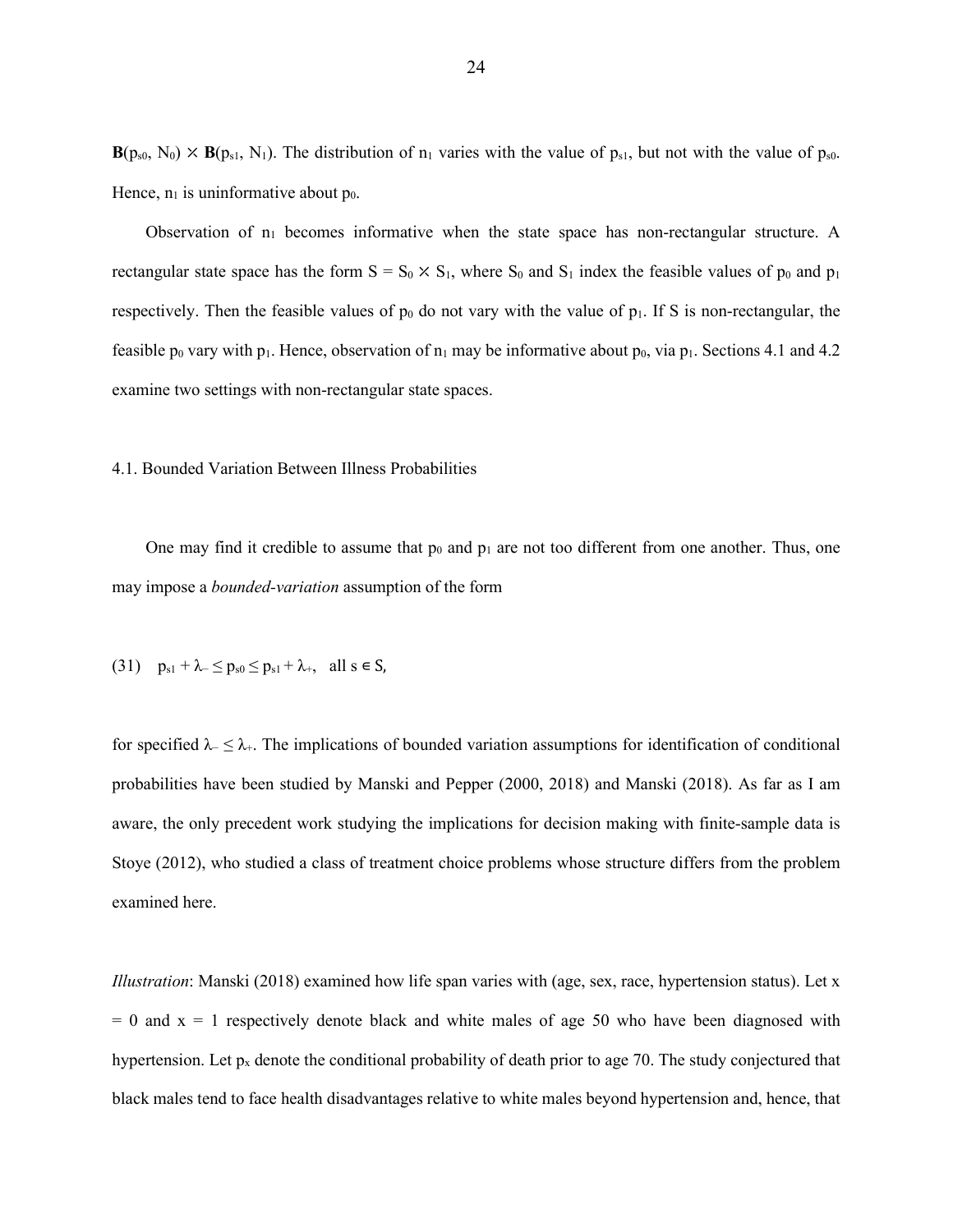$\mathbf{B}(p_{s0}, N_0) \times \mathbf{B}(p_{s1}, N_1)$. The distribution of $n_1$ varies with the value of $p_{s1}$, but not with the value of $p_{s0}$. Hence, $n_1$ is uninformative about $p_0$.

Observation of $n_1$ becomes informative when the state space has non-rectangular structure. A rectangular state space has the form $S = S_0 \times S_1$, where $S_0$ and $S_1$ index the feasible values of $p_0$ and $p_1$ respectively. Then the feasible values of $p_0$ do not vary with the value of $p_1$. If S is non-rectangular, the feasible $p_0$ vary with $p_1$. Hence, observation of $n_1$ may be informative about $p_0$, via $p_1$. Sections 4.1 and 4.2 examine two settings with non-rectangular state spaces.

### 4.1. Bounded Variation Between Illness Probabilities

One may find it credible to assume that $p_0$ and $p_1$ are not too different from one another. Thus, one may impose a *bounded-variation* assumption of the form

$$(31) \quad p_{s1} + \lambda_- \leq p_{s0} \leq p_{s1} + \lambda_+, \quad \text{all } s \in S,$$

for specified $\lambda_- \leq \lambda_+$. The implications of bounded variation assumptions for identification of conditional probabilities have been studied by Manski and Pepper (2000, 2018) and Manski (2018). As far as I am aware, the only precedent work studying the implications for decision making with finite-sample data is Stoye (2012), who studied a class of treatment choice problems whose structure differs from the problem examined here.

*Illustration*: Manski (2018) examined how life span varies with (age, sex, race, hypertension status). Let $x = 0$ and $x = 1$ respectively denote black and white males of age 50 who have been diagnosed with hypertension. Let $p_x$ denote the conditional probability of death prior to age 70. The study conjectured that black males tend to face health disadvantages relative to white males beyond hypertension and, hence, that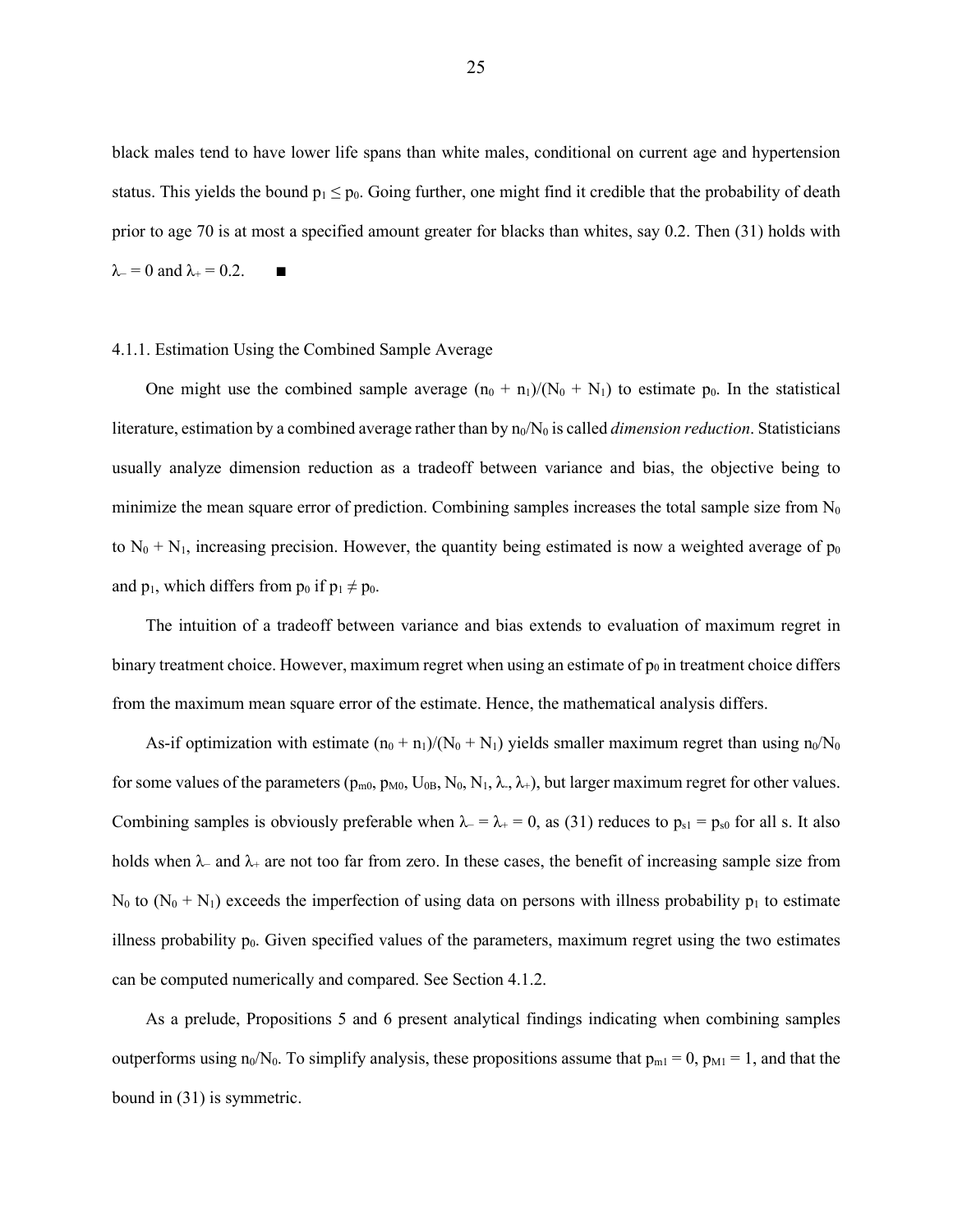black males tend to have lower life spans than white males, conditional on current age and hypertension status. This yields the bound $p_1 \leq p_0$. Going further, one might find it credible that the probability of death prior to age 70 is at most a specified amount greater for blacks than whites, say 0.2. Then (31) holds with $\lambda_- = 0$ and $\lambda_+ = 0.2$. ■

### 4.1.1. Estimation Using the Combined Sample Average

One might use the combined sample average $(n_0 + n_1)/(N_0 + N_1)$ to estimate $p_0$. In the statistical literature, estimation by a combined average rather than by $n_0/N_0$ is called *dimension reduction*. Statisticians usually analyze dimension reduction as a tradeoff between variance and bias, the objective being to minimize the mean square error of prediction. Combining samples increases the total sample size from $N_0$ to $N_0 + N_1$, increasing precision. However, the quantity being estimated is now a weighted average of $p_0$ and $p_1$, which differs from $p_0$ if $p_1 \neq p_0$.

The intuition of a tradeoff between variance and bias extends to evaluation of maximum regret in binary treatment choice. However, maximum regret when using an estimate of $p_0$ in treatment choice differs from the maximum mean square error of the estimate. Hence, the mathematical analysis differs.

As-if optimization with estimate $(n_0 + n_1)/(N_0 + N_1)$ yields smaller maximum regret than using $n_0/N_0$ for some values of the parameters $(p_{m0}, p_{M0}, U_{0B}, N_0, N_1, \lambda_-, \lambda_+)$, but larger maximum regret for other values. Combining samples is obviously preferable when $\lambda_- = \lambda_+ = 0$, as (31) reduces to $p_{s1} = p_{s0}$ for all s. It also holds when $\lambda_-$ and $\lambda_+$ are not too far from zero. In these cases, the benefit of increasing sample size from $N_0$ to $(N_0 + N_1)$ exceeds the imperfection of using data on persons with illness probability $p_1$ to estimate illness probability $p_0$. Given specified values of the parameters, maximum regret using the two estimates can be computed numerically and compared. See Section 4.1.2.

As a prelude, Propositions 5 and 6 present analytical findings indicating when combining samples outperforms using $n_0/N_0$. To simplify analysis, these propositions assume that $p_{m1} = 0$, $p_{M1} = 1$, and that the bound in (31) is symmetric.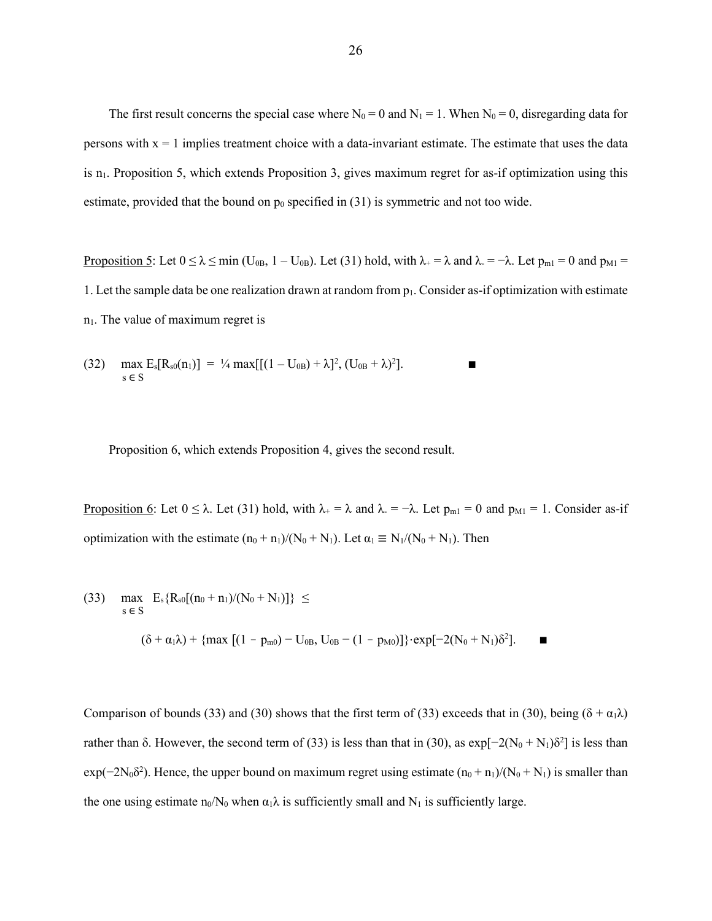The first result concerns the special case where $N_0 = 0$ and $N_1 = 1$. When $N_0 = 0$, disregarding data for persons with $x = 1$ implies treatment choice with a data-invariant estimate. The estimate that uses the data is $n_1$. Proposition 5, which extends Proposition 3, gives maximum regret for as-if optimization using this estimate, provided that the bound on $p_0$ specified in (31) is symmetric and not too wide.

Proposition 5: Let $0 \leq \lambda \leq \min(U_{0B}, 1 - U_{0B})$. Let (31) hold, with $\lambda_+ = \lambda$ and $\lambda_- = -\lambda$. Let $p_{m1} = 0$ and $p_{M1} = 1$. Let the sample data be one realization drawn at random from $p_1$. Consider as-if optimization with estimate $n_1$. The value of maximum regret is

$$(32) \quad \max_{s \in S} E_s[R_{s0}(n_1)] \; = \; ¼ \max[[(1 - U_{0B}) + \lambda]^2, (U_{0B} + \lambda)^2]. \qquad ■$$

Proposition 6, which extends Proposition 4, gives the second result.

Proposition 6: Let $0 \leq \lambda$. Let (31) hold, with $\lambda_+ = \lambda$ and $\lambda_- = -\lambda$. Let $p_{m1} = 0$ and $p_{M1} = 1$. Consider as-if optimization with the estimate $(n_0 + n_1)/(N_0 + N_1)$. Let $\alpha_1 \equiv N_1/(N_0 + N_1)$. Then

$$(33) \quad \max_{s \in S} \; E_s\{R_{s0}[(n_0 + n_1)/(N_0 + N_1)]\} \; \leq$$

$$(\delta + \alpha_1\lambda) + \{\max[(1 - p_{m0}) - U_{0B}, U_{0B} - (1 - p_{M0})]\}\cdot\exp[-2(N_0 + N_1)\delta^2]. \qquad ■$$

Comparison of bounds (33) and (30) shows that the first term of (33) exceeds that in (30), being $(\delta + \alpha_1\lambda)$ rather than $\delta$. However, the second term of (33) is less than that in (30), as $\exp[-2(N_0 + N_1)\delta^2]$ is less than $\exp(-2N_0\delta^2)$. Hence, the upper bound on maximum regret using estimate $(n_0 + n_1)/(N_0 + N_1)$ is smaller than the one using estimate $n_0/N_0$ when $\alpha_1\lambda$ is sufficiently small and $N_1$ is sufficiently large.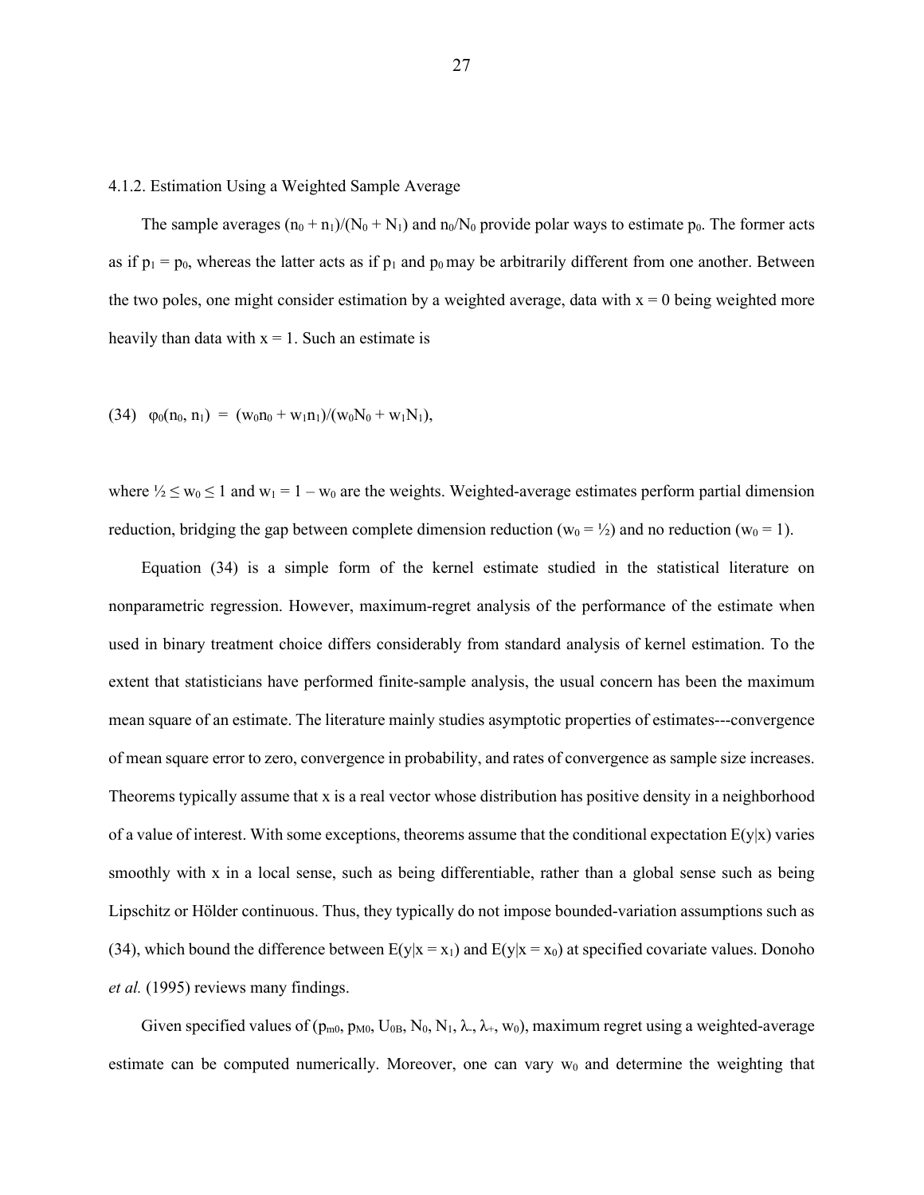### 4.1.2. Estimation Using a Weighted Sample Average

The sample averages $(n_0 + n_1)/(N_0 + N_1)$ and $n_0/N_0$ provide polar ways to estimate $p_0$. The former acts as if $p_1 = p_0$, whereas the latter acts as if $p_1$ and $p_0$ may be arbitrarily different from one another. Between the two poles, one might consider estimation by a weighted average, data with $x = 0$ being weighted more heavily than data with $x = 1$. Such an estimate is

$$(34)\quad \varphi_0(n_0, n_1) = (w_0 n_0 + w_1 n_1)/(w_0 N_0 + w_1 N_1),$$

where $\frac{1}{2} \leq w_0 \leq 1$ and $w_1 = 1 - w_0$ are the weights. Weighted-average estimates perform partial dimension reduction, bridging the gap between complete dimension reduction ($w_0 = \frac{1}{2}$) and no reduction ($w_0 = 1$).

Equation (34) is a simple form of the kernel estimate studied in the statistical literature on nonparametric regression. However, maximum-regret analysis of the performance of the estimate when used in binary treatment choice differs considerably from standard analysis of kernel estimation. To the extent that statisticians have performed finite-sample analysis, the usual concern has been the maximum mean square of an estimate. The literature mainly studies asymptotic properties of estimates---convergence of mean square error to zero, convergence in probability, and rates of convergence as sample size increases. Theorems typically assume that x is a real vector whose distribution has positive density in a neighborhood of a value of interest. With some exceptions, theorems assume that the conditional expectation $E(y|x)$ varies smoothly with x in a local sense, such as being differentiable, rather than a global sense such as being Lipschitz or Hölder continuous. Thus, they typically do not impose bounded-variation assumptions such as (34), which bound the difference between $E(y|x = x_1)$ and $E(y|x = x_0)$ at specified covariate values. Donoho *et al.* (1995) reviews many findings.

Given specified values of $(p_{m0}, p_{M0}, U_{0B}, N_0, N_1, \lambda_-, \lambda_+, w_0)$, maximum regret using a weighted-average estimate can be computed numerically. Moreover, one can vary $w_0$ and determine the weighting that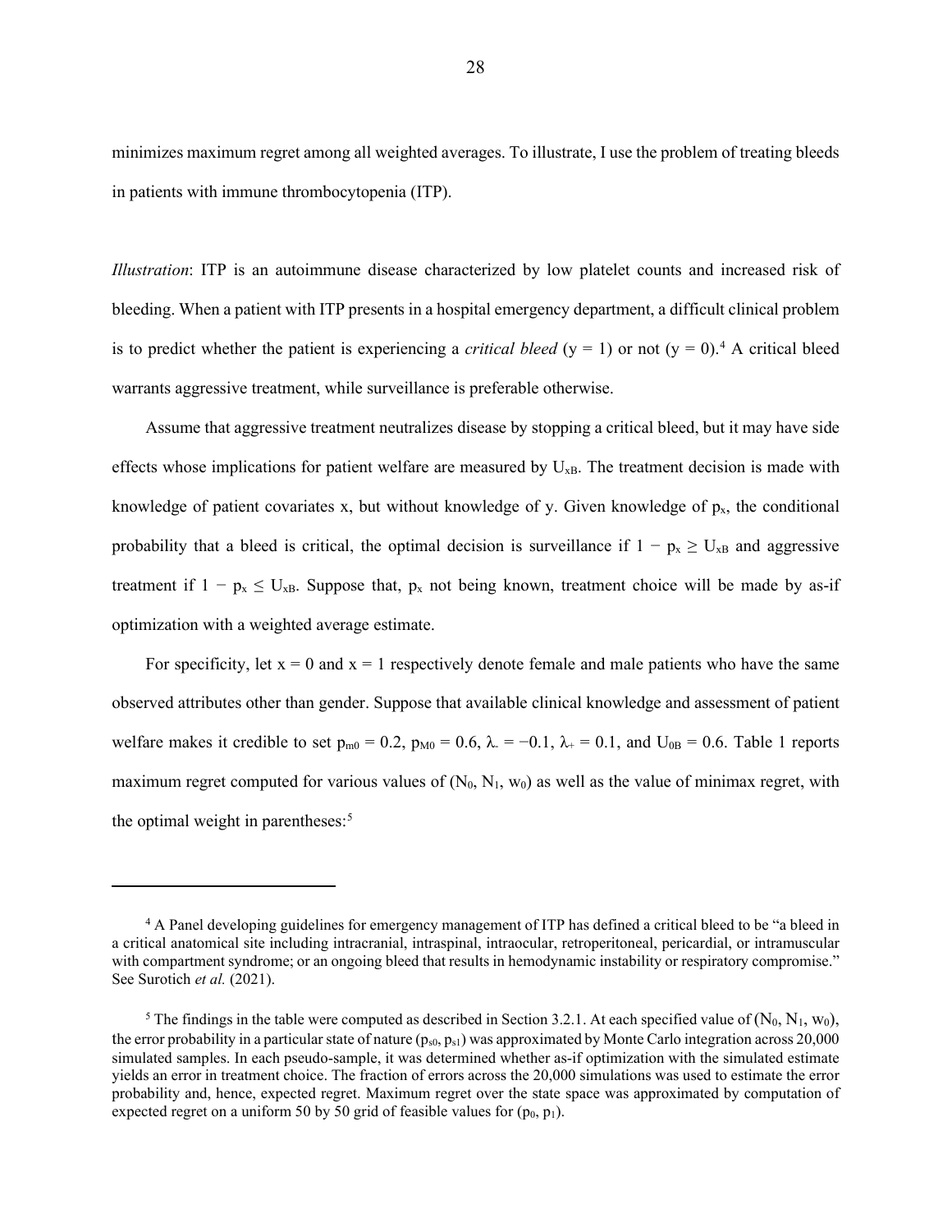minimizes maximum regret among all weighted averages. To illustrate, I use the problem of treating bleeds in patients with immune thrombocytopenia (ITP).

*Illustration*: ITP is an autoimmune disease characterized by low platelet counts and increased risk of bleeding. When a patient with ITP presents in a hospital emergency department, a difficult clinical problem is to predict whether the patient is experiencing a *critical bleed* ($y = 1$) or not ($y = 0$).[4] A critical bleed warrants aggressive treatment, while surveillance is preferable otherwise.

Assume that aggressive treatment neutralizes disease by stopping a critical bleed, but it may have side effects whose implications for patient welfare are measured by $U_{xB}$. The treatment decision is made with knowledge of patient covariates x, but without knowledge of y. Given knowledge of $p_x$, the conditional probability that a bleed is critical, the optimal decision is surveillance if $1 - p_x \geq U_{xB}$ and aggressive treatment if $1 - p_x \leq U_{xB}$. Suppose that, $p_x$ not being known, treatment choice will be made by as-if optimization with a weighted average estimate.

For specificity, let $x = 0$ and $x = 1$ respectively denote female and male patients who have the same observed attributes other than gender. Suppose that available clinical knowledge and assessment of patient welfare makes it credible to set $p_{m0} = 0.2$, $p_{M0} = 0.6$, $\lambda_{-} = -0.1$, $\lambda_{+} = 0.1$, and $U_{0B} = 0.6$. Table 1 reports maximum regret computed for various values of $(N_0, N_1, w_0)$ as well as the value of minimax regret, with the optimal weight in parentheses:[5]

---

[4] A Panel developing guidelines for emergency management of ITP has defined a critical bleed to be "a bleed in a critical anatomical site including intracranial, intraspinal, intraocular, retroperitoneal, pericardial, or intramuscular with compartment syndrome; or an ongoing bleed that results in hemodynamic instability or respiratory compromise." See Surotich *et al.* (2021).

[5] The findings in the table were computed as described in Section 3.2.1. At each specified value of $(N_0, N_1, w_0)$, the error probability in a particular state of nature $(p_{s0}, p_{s1})$ was approximated by Monte Carlo integration across 20,000 simulated samples. In each pseudo-sample, it was determined whether as-if optimization with the simulated estimate yields an error in treatment choice. The fraction of errors across the 20,000 simulations was used to estimate the error probability and, hence, expected regret. Maximum regret over the state space was approximated by computation of expected regret on a uniform 50 by 50 grid of feasible values for $(p_0, p_1)$.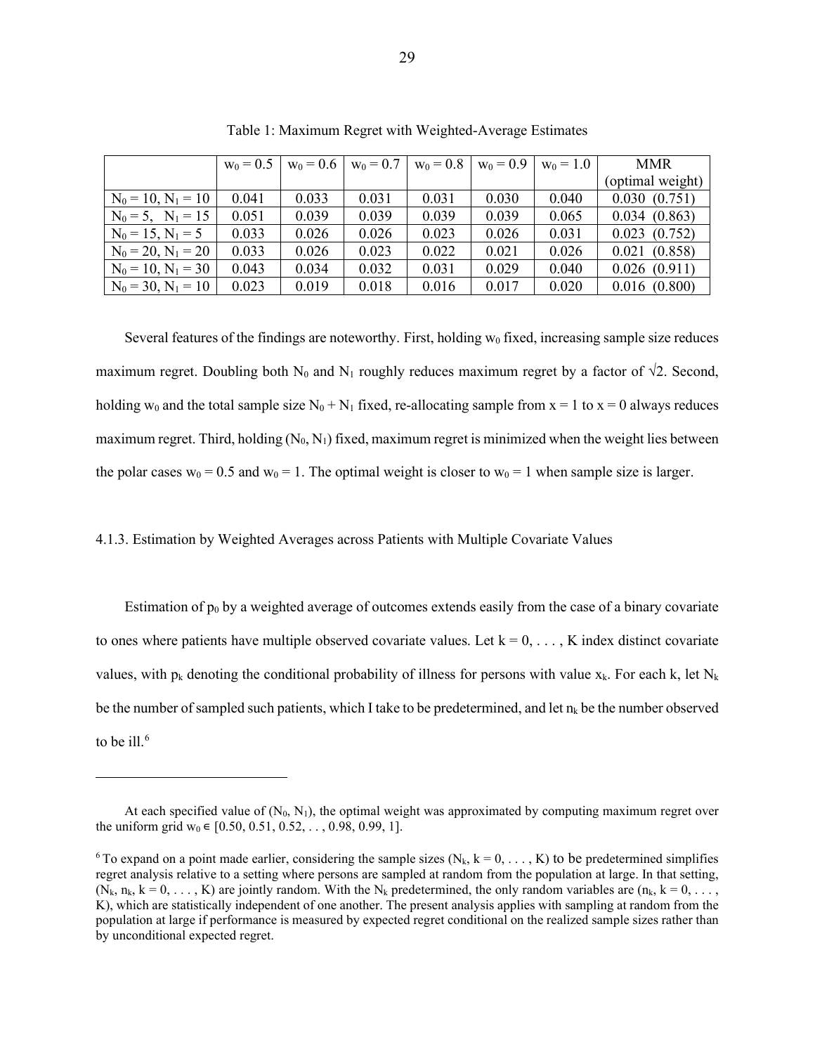Table 1: Maximum Regret with Weighted-Average Estimates

| | $w_0 = 0.5$ | $w_0 = 0.6$ | $w_0 = 0.7$ | $w_0 = 0.8$ | $w_0 = 0.9$ | $w_0 = 1.0$ | MMR (optimal weight) |
|---|---|---|---|---|---|---|---|
| $N_0 = 10$, $N_1 = 10$ | 0.041 | 0.033 | 0.031 | 0.031 | 0.030 | 0.040 | 0.030 (0.751) |
| $N_0 = 5$, $N_1 = 15$ | 0.051 | 0.039 | 0.039 | 0.039 | 0.039 | 0.065 | 0.034 (0.863) |
| $N_0 = 15$, $N_1 = 5$ | 0.033 | 0.026 | 0.026 | 0.023 | 0.026 | 0.031 | 0.023 (0.752) |
| $N_0 = 20$, $N_1 = 20$ | 0.033 | 0.026 | 0.023 | 0.022 | 0.021 | 0.026 | 0.021 (0.858) |
| $N_0 = 10$, $N_1 = 30$ | 0.043 | 0.034 | 0.032 | 0.031 | 0.029 | 0.040 | 0.026 (0.911) |
| $N_0 = 30$, $N_1 = 10$ | 0.023 | 0.019 | 0.018 | 0.016 | 0.017 | 0.020 | 0.016 (0.800) |

Several features of the findings are noteworthy. First, holding $w_0$ fixed, increasing sample size reduces maximum regret. Doubling both $N_0$ and $N_1$ roughly reduces maximum regret by a factor of $\sqrt{2}$. Second, holding $w_0$ and the total sample size $N_0 + N_1$ fixed, re-allocating sample from $x = 1$ to $x = 0$ always reduces maximum regret. Third, holding $(N_0, N_1)$ fixed, maximum regret is minimized when the weight lies between the polar cases $w_0 = 0.5$ and $w_0 = 1$. The optimal weight is closer to $w_0 = 1$ when sample size is larger.

### 4.1.3. Estimation by Weighted Averages across Patients with Multiple Covariate Values

Estimation of $p_0$ by a weighted average of outcomes extends easily from the case of a binary covariate to ones where patients have multiple observed covariate values. Let $k = 0, \ldots, K$ index distinct covariate values, with $p_k$ denoting the conditional probability of illness for persons with value $x_k$. For each k, let $N_k$ be the number of sampled such patients, which I take to be predetermined, and let $n_k$ be the number observed to be ill.[6]

---

At each specified value of $(N_0, N_1)$, the optimal weight was approximated by computing maximum regret over the uniform grid $w_0 \in [0.50, 0.51, 0.52, \ldots, 0.98, 0.99, 1]$.

[6] To expand on a point made earlier, considering the sample sizes $(N_k, k = 0, \ldots, K)$ to be predetermined simplifies regret analysis relative to a setting where persons are sampled at random from the population at large. In that setting, $(N_k, n_k, k = 0, \ldots, K)$ are jointly random. With the $N_k$ predetermined, the only random variables are $(n_k, k = 0, \ldots, K)$, which are statistically independent of one another. The present analysis applies with sampling at random from the population at large if performance is measured by expected regret conditional on the realized sample sizes rather than by unconditional expected regret.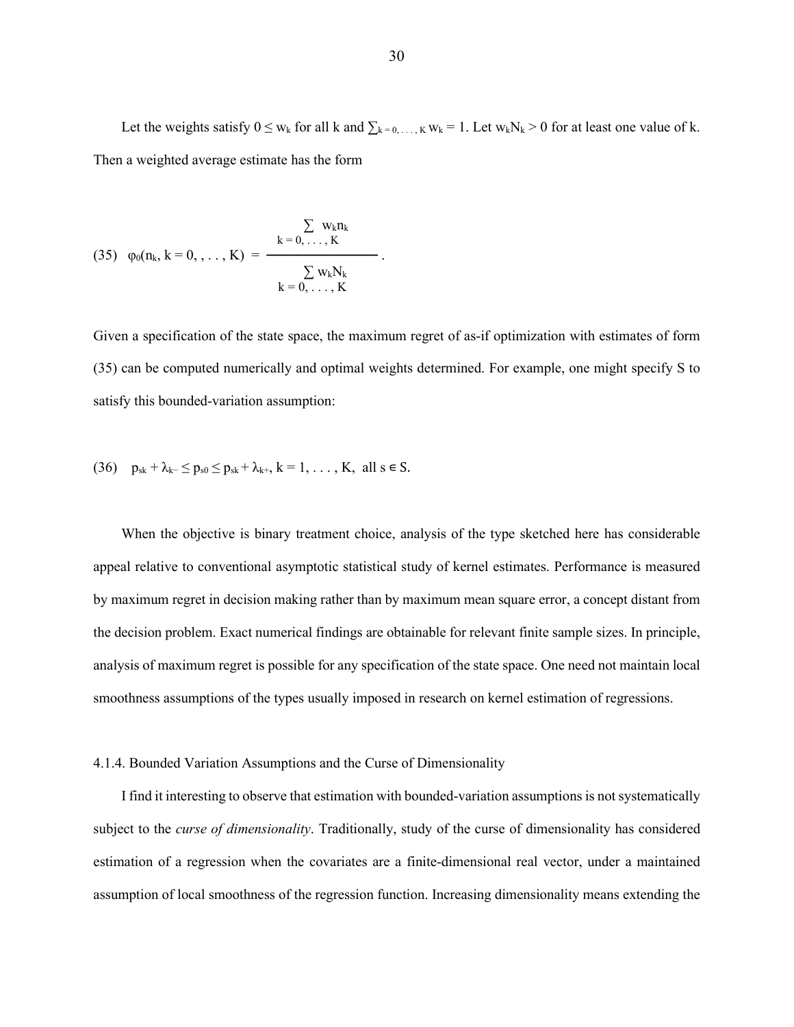Let the weights satisfy $0 \leq w_k$ for all k and $\sum_{k=0,...,K} w_k = 1$. Let $w_k N_k > 0$ for at least one value of k. Then a weighted average estimate has the form

$$(35) \quad \varphi_0(n_k, k = 0, , . . , K) = \frac{\sum_{k=0,...,K} w_k n_k}{\sum_{k=0,...,K} w_k N_k} .$$

Given a specification of the state space, the maximum regret of as-if optimization with estimates of form (35) can be computed numerically and optimal weights determined. For example, one might specify S to satisfy this bounded-variation assumption:

$$(36) \quad p_{sk} + \lambda_{k-} \leq p_{s0} \leq p_{sk} + \lambda_{k+}, \; k = 1, . . . , K, \; \text{all } s \in S.$$

When the objective is binary treatment choice, analysis of the type sketched here has considerable appeal relative to conventional asymptotic statistical study of kernel estimates. Performance is measured by maximum regret in decision making rather than by maximum mean square error, a concept distant from the decision problem. Exact numerical findings are obtainable for relevant finite sample sizes. In principle, analysis of maximum regret is possible for any specification of the state space. One need not maintain local smoothness assumptions of the types usually imposed in research on kernel estimation of regressions.

4.1.4. Bounded Variation Assumptions and the Curse of Dimensionality

I find it interesting to observe that estimation with bounded-variation assumptions is not systematically subject to the *curse of dimensionality*. Traditionally, study of the curse of dimensionality has considered estimation of a regression when the covariates are a finite-dimensional real vector, under a maintained assumption of local smoothness of the regression function. Increasing dimensionality means extending the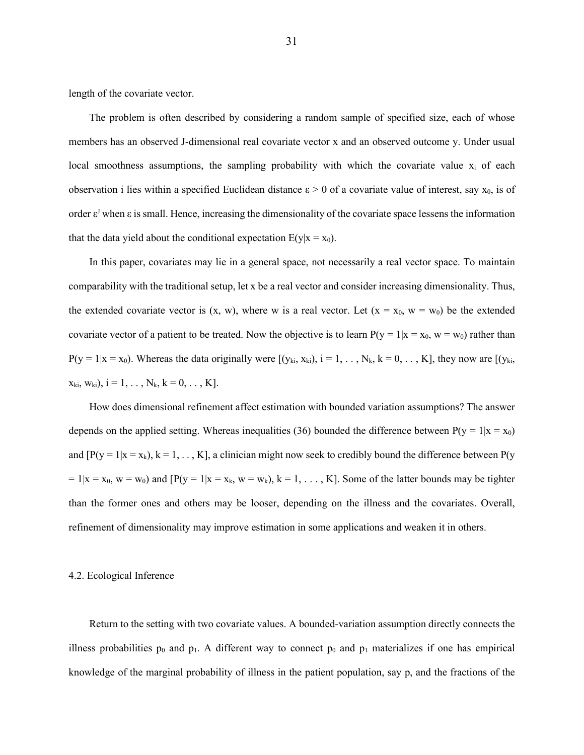length of the covariate vector.

The problem is often described by considering a random sample of specified size, each of whose members has an observed J-dimensional real covariate vector x and an observed outcome y. Under usual local smoothness assumptions, the sampling probability with which the covariate value $x_i$ of each observation i lies within a specified Euclidean distance $\varepsilon > 0$ of a covariate value of interest, say $x_0$, is of order $\varepsilon^J$ when $\varepsilon$ is small. Hence, increasing the dimensionality of the covariate space lessens the information that the data yield about the conditional expectation $E(y|x = x_0)$.

In this paper, covariates may lie in a general space, not necessarily a real vector space. To maintain comparability with the traditional setup, let x be a real vector and consider increasing dimensionality. Thus, the extended covariate vector is (x, w), where w is a real vector. Let $(x = x_0, w = w_0)$ be the extended covariate vector of a patient to be treated. Now the objective is to learn $P(y = 1|x = x_0, w = w_0)$ rather than $P(y = 1|x = x_0)$. Whereas the data originally were $[(y_{ki}, x_{ki}), i = 1, \ldots, N_k, k = 0, \ldots, K]$, they now are $[(y_{ki}, x_{ki}, w_{ki}), i = 1, \ldots, N_k, k = 0, \ldots, K]$.

How does dimensional refinement affect estimation with bounded variation assumptions? The answer depends on the applied setting. Whereas inequalities (36) bounded the difference between $P(y = 1|x = x_0)$ and $[P(y = 1|x = x_k), k = 1, \ldots, K]$, a clinician might now seek to credibly bound the difference between $P(y = 1|x = x_0, w = w_0)$ and $[P(y = 1|x = x_k, w = w_k), k = 1, \ldots, K]$. Some of the latter bounds may be tighter than the former ones and others may be looser, depending on the illness and the covariates. Overall, refinement of dimensionality may improve estimation in some applications and weaken it in others.

### 4.2. Ecological Inference

Return to the setting with two covariate values. A bounded-variation assumption directly connects the illness probabilities $p_0$ and $p_1$. A different way to connect $p_0$ and $p_1$ materializes if one has empirical knowledge of the marginal probability of illness in the patient population, say p, and the fractions of the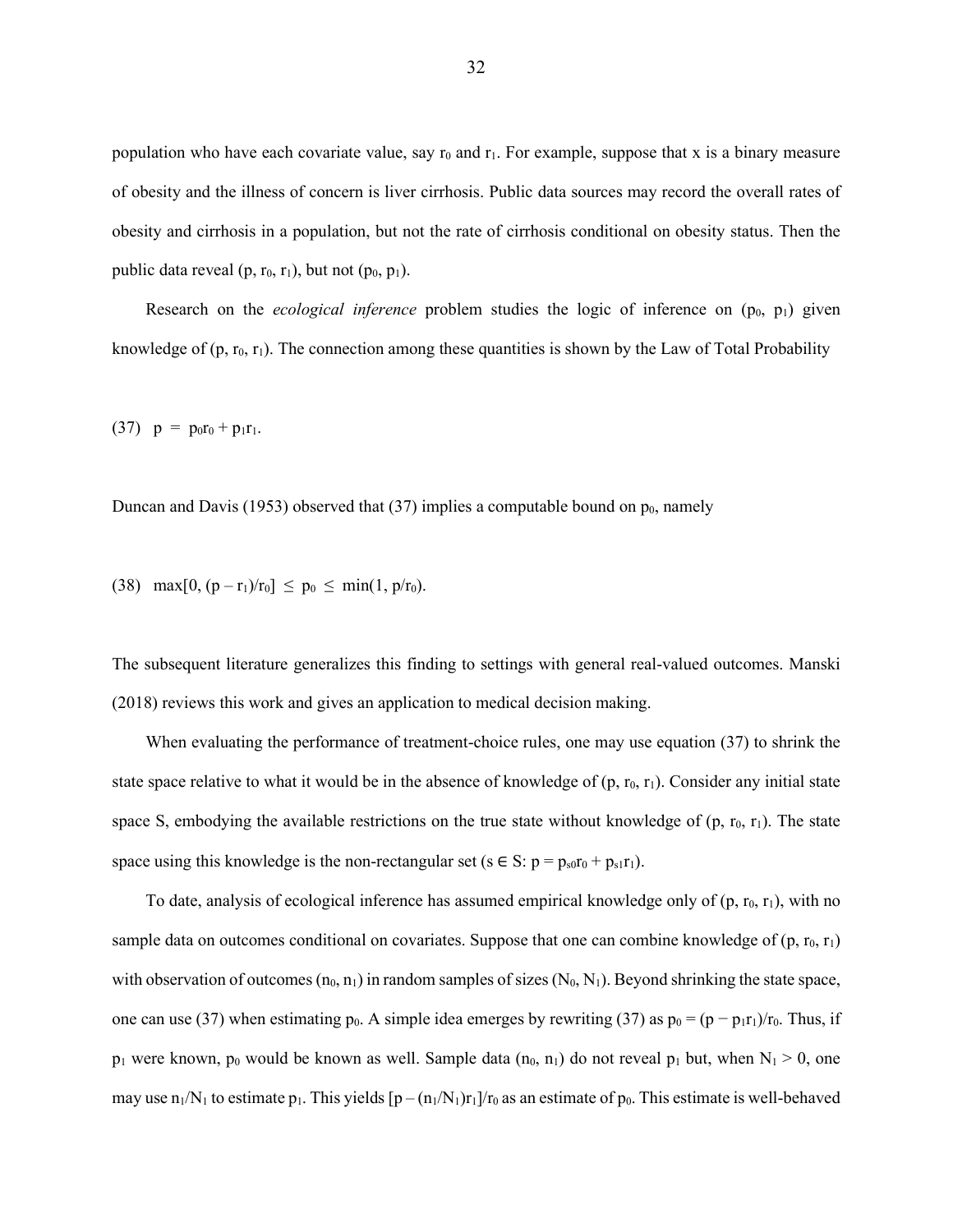population who have each covariate value, say $r_0$ and $r_1$. For example, suppose that x is a binary measure of obesity and the illness of concern is liver cirrhosis. Public data sources may record the overall rates of obesity and cirrhosis in a population, but not the rate of cirrhosis conditional on obesity status. Then the public data reveal $(p, r_0, r_1)$, but not $(p_0, p_1)$.

Research on the *ecological inference* problem studies the logic of inference on $(p_0, p_1)$ given knowledge of $(p, r_0, r_1)$. The connection among these quantities is shown by the Law of Total Probability

$$(37) \quad p = p_0 r_0 + p_1 r_1.$$

Duncan and Davis (1953) observed that (37) implies a computable bound on $p_0$, namely

$$(38) \quad \max[0, (p - r_1)/r_0] \leq p_0 \leq \min(1, p/r_0).$$

The subsequent literature generalizes this finding to settings with general real-valued outcomes. Manski (2018) reviews this work and gives an application to medical decision making.

When evaluating the performance of treatment-choice rules, one may use equation (37) to shrink the state space relative to what it would be in the absence of knowledge of $(p, r_0, r_1)$. Consider any initial state space S, embodying the available restrictions on the true state without knowledge of $(p, r_0, r_1)$. The state space using this knowledge is the non-rectangular set $(s \in S: p = p_{s0}r_0 + p_{s1}r_1)$.

To date, analysis of ecological inference has assumed empirical knowledge only of $(p, r_0, r_1)$, with no sample data on outcomes conditional on covariates. Suppose that one can combine knowledge of $(p, r_0, r_1)$ with observation of outcomes $(n_0, n_1)$ in random samples of sizes $(N_0, N_1)$. Beyond shrinking the state space, one can use (37) when estimating $p_0$. A simple idea emerges by rewriting (37) as $p_0 = (p - p_1 r_1)/r_0$. Thus, if $p_1$ were known, $p_0$ would be known as well. Sample data $(n_0, n_1)$ do not reveal $p_1$ but, when $N_1 > 0$, one may use $n_1/N_1$ to estimate $p_1$. This yields $[p - (n_1/N_1)r_1]/r_0$ as an estimate of $p_0$. This estimate is well-behaved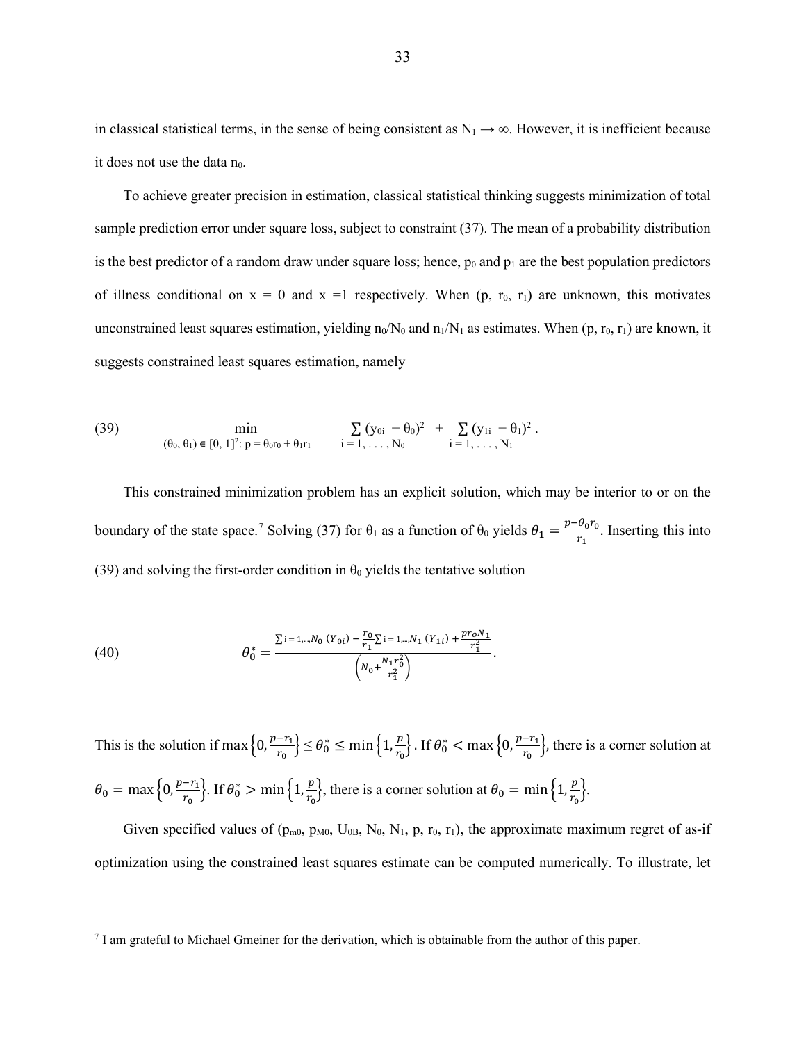in classical statistical terms, in the sense of being consistent as $N_1 \to \infty$. However, it is inefficient because it does not use the data $n_0$.

To achieve greater precision in estimation, classical statistical thinking suggests minimization of total sample prediction error under square loss, subject to constraint (37). The mean of a probability distribution is the best predictor of a random draw under square loss; hence, $p_0$ and $p_1$ are the best population predictors of illness conditional on x = 0 and x =1 respectively. When ($p$, $r_0$, $r_1$) are unknown, this motivates unconstrained least squares estimation, yielding $n_0/N_0$ and $n_1/N_1$ as estimates. When ($p$, $r_0$, $r_1$) are known, it suggests constrained least squares estimation, namely

$$(39) \qquad \min_{(\theta_0, \theta_1) \in [0,1]^2:\ p = \theta_0 r_0 + \theta_1 r_1} \quad \sum_{i=1,\dots,N_0} (y_{0i} - \theta_0)^2 + \sum_{i=1,\dots,N_1} (y_{1i} - \theta_1)^2 .$$

This constrained minimization problem has an explicit solution, which may be interior to or on the boundary of the state space.[7] Solving (37) for $\theta_1$ as a function of $\theta_0$ yields $\theta_1 = \frac{p - \theta_0 r_0}{r_1}$. Inserting this into (39) and solving the first-order condition in $\theta_0$ yields the tentative solution

$$(40) \qquad \theta_0^* = \frac{\sum_{i=1,\dots,N_0} (Y_{0i}) - \frac{r_0}{r_1}\sum_{i=1,\dots,N_1} (Y_{1i}) + \frac{p r_0 N_1}{r_1^2}}{\left(N_0 + \frac{N_1 r_0^2}{r_1^2}\right)} .$$

This is the solution if $\max\left\{0, \frac{p-r_1}{r_0}\right\} \le \theta_0^* \le \min\left\{1, \frac{p}{r_0}\right\}$. If $\theta_0^* < \max\left\{0, \frac{p-r_1}{r_0}\right\}$, there is a corner solution at $\theta_0 = \max\left\{0, \frac{p-r_1}{r_0}\right\}$. If $\theta_0^* > \min\left\{1, \frac{p}{r_0}\right\}$, there is a corner solution at $\theta_0 = \min\left\{1, \frac{p}{r_0}\right\}$.

Given specified values of ($p_{m0}$, $p_{M0}$, $U_{0B}$, $N_0$, $N_1$, $p$, $r_0$, $r_1$), the approximate maximum regret of as-if optimization using the constrained least squares estimate can be computed numerically. To illustrate, let

[7] I am grateful to Michael Gmeiner for the derivation, which is obtainable from the author of this paper.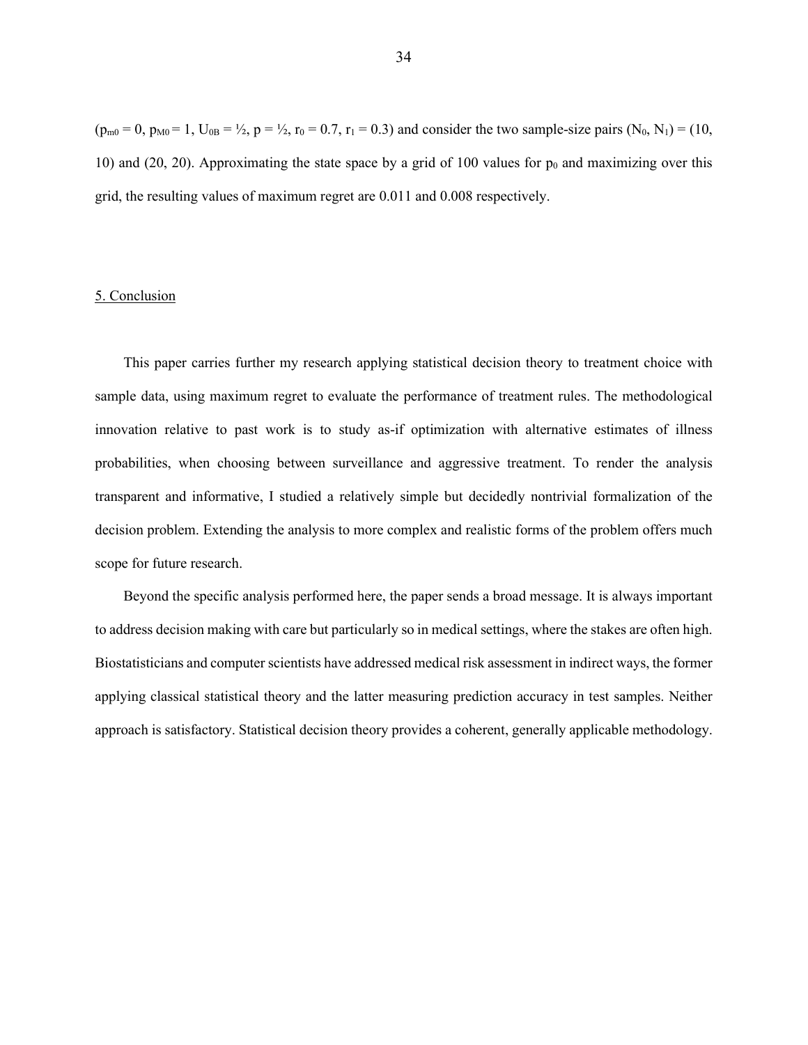($p_{m0} = 0$, $p_{M0} = 1$, $U_{0B} = ½$, $p = ½$, $r_0 = 0.7$, $r_1 = 0.3$) and consider the two sample-size pairs $(N_0, N_1) = (10, 10)$ and $(20, 20)$. Approximating the state space by a grid of 100 values for $p_0$ and maximizing over this grid, the resulting values of maximum regret are 0.011 and 0.008 respectively.

## 5. Conclusion

This paper carries further my research applying statistical decision theory to treatment choice with sample data, using maximum regret to evaluate the performance of treatment rules. The methodological innovation relative to past work is to study as-if optimization with alternative estimates of illness probabilities, when choosing between surveillance and aggressive treatment. To render the analysis transparent and informative, I studied a relatively simple but decidedly nontrivial formalization of the decision problem. Extending the analysis to more complex and realistic forms of the problem offers much scope for future research.

Beyond the specific analysis performed here, the paper sends a broad message. It is always important to address decision making with care but particularly so in medical settings, where the stakes are often high. Biostatisticians and computer scientists have addressed medical risk assessment in indirect ways, the former applying classical statistical theory and the latter measuring prediction accuracy in test samples. Neither approach is satisfactory. Statistical decision theory provides a coherent, generally applicable methodology.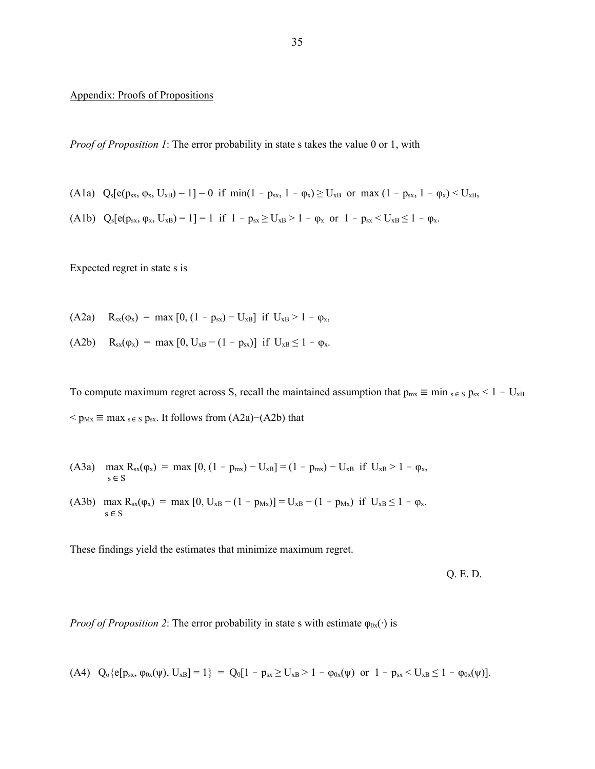Appendix: Proofs of Propositions

*Proof of Proposition 1*: The error probability in state s takes the value 0 or 1, with

(A1a) $Q_s[e(p_{sx}, \varphi_x, U_{xB}) = 1] = 0$ if $\min(1 - p_{sx}, 1 - \varphi_x) \geq U_{xB}$ or $\max(1 - p_{sx}, 1 - \varphi_x) < U_{xB}$,

(A1b) $Q_s[e(p_{sx}, \varphi_x, U_{xB}) = 1] = 1$ if $1 - p_{sx} \geq U_{xB} > 1 - \varphi_x$ or $1 - p_{sx} < U_{xB} \leq 1 - \varphi_x$.

Expected regret in state s is

(A2a) $R_{sx}(\varphi_x) = \max[0, (1 - p_{sx}) - U_{xB}]$ if $U_{xB} > 1 - \varphi_x$,

(A2b) $R_{sx}(\varphi_x) = \max[0, U_{xB} - (1 - p_{sx})]$ if $U_{xB} \leq 1 - \varphi_x$.

To compute maximum regret across S, recall the maintained assumption that $p_{mx} \equiv \min_{s \in S} p_{sx} < 1 - U_{xB} < p_{Mx} \equiv \max_{s \in S} p_{sx}$. It follows from (A2a)−(A2b) that

(A3a) $\max_{s \in S} R_{sx}(\varphi_x) = \max[0, (1 - p_{mx}) - U_{xB}] = (1 - p_{mx}) - U_{xB}$ if $U_{xB} > 1 - \varphi_x$,

(A3b) $\max_{s \in S} R_{sx}(\varphi_x) = \max[0, U_{xB} - (1 - p_{Mx})] = U_{xB} - (1 - p_{Mx})$ if $U_{xB} \leq 1 - \varphi_x$.

These findings yield the estimates that minimize maximum regret.

Q. E. D.

*Proof of Proposition 2*: The error probability in state s with estimate $\varphi_{0x}(\cdot)$ is

(A4) $Q_o\{e[p_{sx}, \varphi_{0x}(\psi), U_{xB}] = 1\} = Q_0[1 - p_{sx} \geq U_{xB} > 1 - \varphi_{0x}(\psi)$ or $1 - p_{sx} < U_{xB} \leq 1 - \varphi_{0x}(\psi)]$.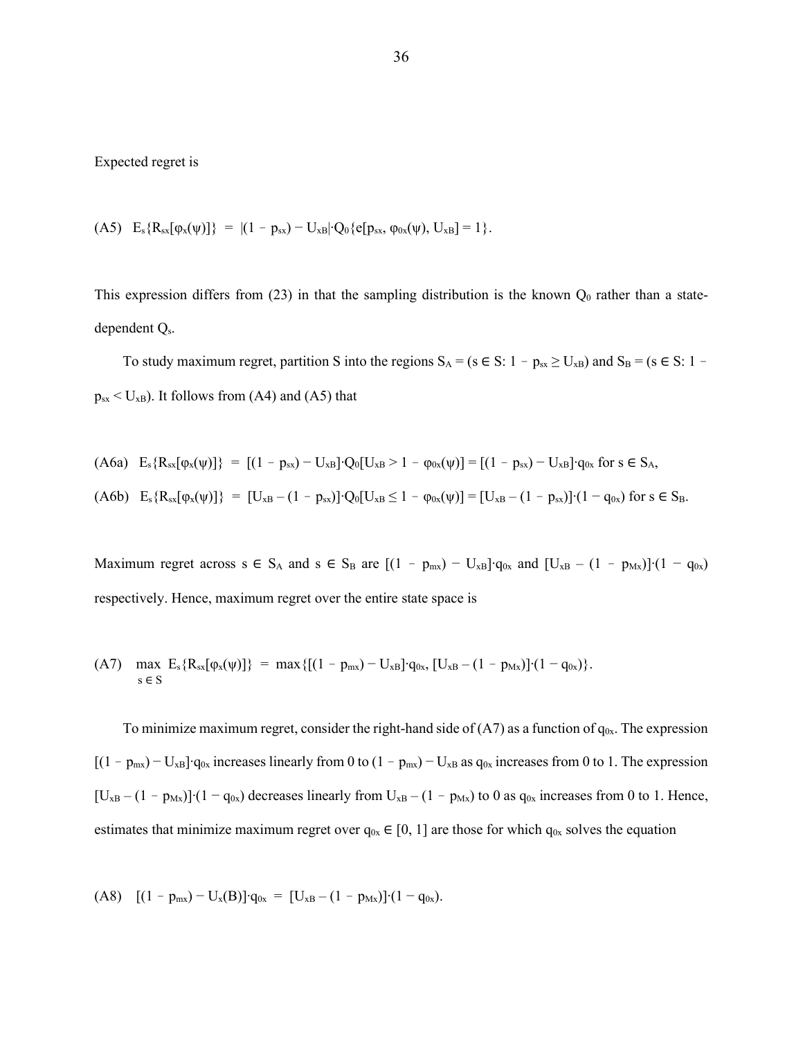Expected regret is

$$\text{(A5)}\quad E_s\{R_{sx}[\varphi_x(\psi)]\} = |(1 - p_{sx}) - U_{xB}|\cdot Q_0\{e[p_{sx}, \varphi_{0x}(\psi), U_{xB}] = 1\}.$$

This expression differs from (23) in that the sampling distribution is the known $Q_0$ rather than a state-dependent $Q_s$.

To study maximum regret, partition S into the regions $S_A = (s \in S\text{: } 1 - p_{sx} \geq U_{xB})$ and $S_B = (s \in S\text{: } 1 - p_{sx} < U_{xB})$. It follows from (A4) and (A5) that

$$\text{(A6a)}\quad E_s\{R_{sx}[\varphi_x(\psi)]\} = [(1 - p_{sx}) - U_{xB}]\cdot Q_0[U_{xB} > 1 - \varphi_{0x}(\psi)] = [(1 - p_{sx}) - U_{xB}]\cdot q_{0x} \text{ for } s \in S_A,$$

$$\text{(A6b)}\quad E_s\{R_{sx}[\varphi_x(\psi)]\} = [U_{xB} - (1 - p_{sx})]\cdot Q_0[U_{xB} \leq 1 - \varphi_{0x}(\psi)] = [U_{xB} - (1 - p_{sx})]\cdot(1 - q_{0x}) \text{ for } s \in S_B.$$

Maximum regret across $s \in S_A$ and $s \in S_B$ are $[(1 - p_{mx}) - U_{xB}]\cdot q_{0x}$ and $[U_{xB} - (1 - p_{Mx})]\cdot(1 - q_{0x})$ respectively. Hence, maximum regret over the entire state space is

$$\text{(A7)}\quad \max_{s \in S}\ E_s\{R_{sx}[\varphi_x(\psi)]\} = \max\{[(1 - p_{mx}) - U_{xB}]\cdot q_{0x}, [U_{xB} - (1 - p_{Mx})]\cdot(1 - q_{0x})\}.$$

To minimize maximum regret, consider the right-hand side of (A7) as a function of $q_{0x}$. The expression $[(1 - p_{mx}) - U_{xB}]\cdot q_{0x}$ increases linearly from 0 to $(1 - p_{mx}) - U_{xB}$ as $q_{0x}$ increases from 0 to 1. The expression $[U_{xB} - (1 - p_{Mx})]\cdot(1 - q_{0x})$ decreases linearly from $U_{xB} - (1 - p_{Mx})$ to 0 as $q_{0x}$ increases from 0 to 1. Hence, estimates that minimize maximum regret over $q_{0x} \in [0, 1]$ are those for which $q_{0x}$ solves the equation

$$\text{(A8)}\quad [(1 - p_{mx}) - U_x(B)]\cdot q_{0x} = [U_{xB} - (1 - p_{Mx})]\cdot(1 - q_{0x}).$$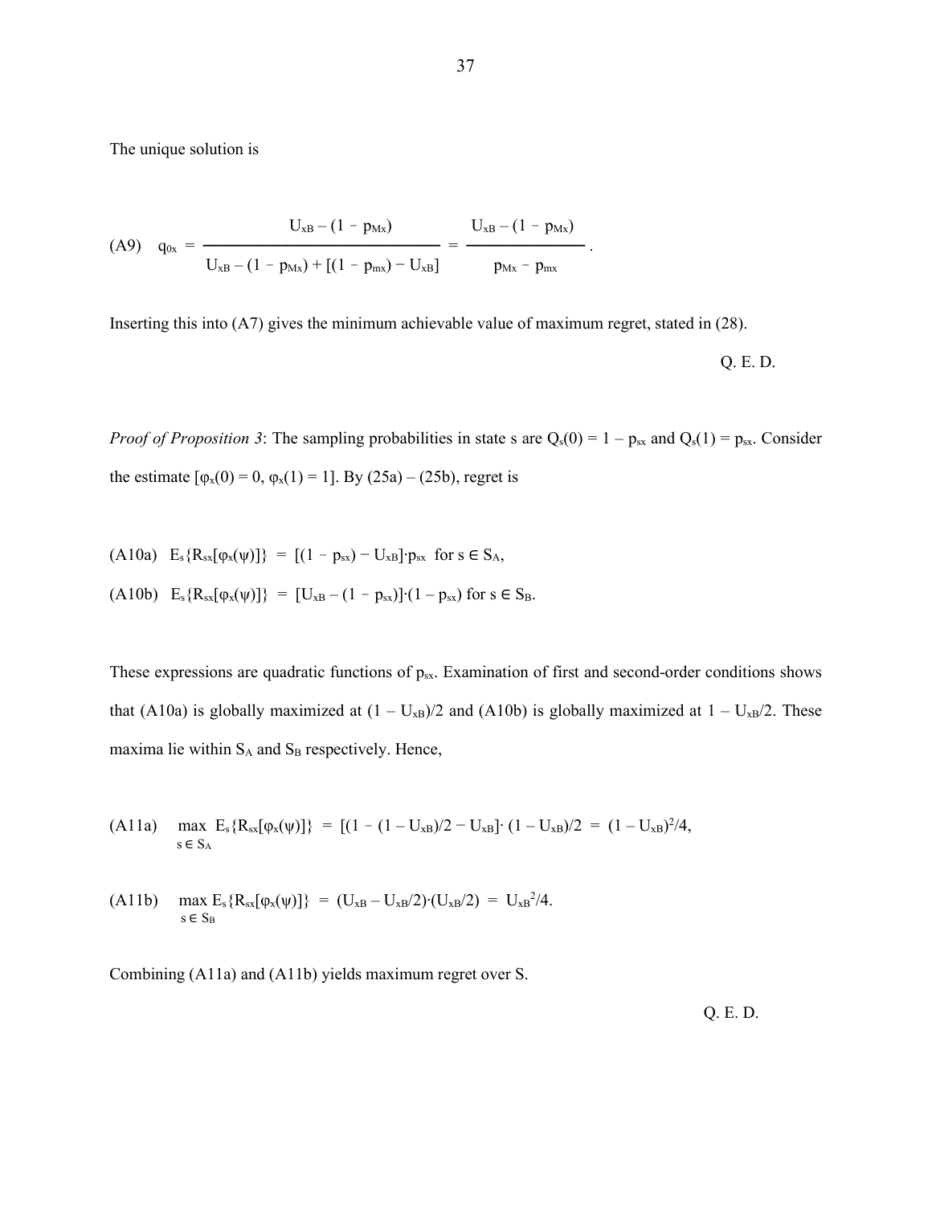The unique solution is

$$\text{(A9)} \quad q_{0x} = \frac{U_{xB} - (1 - p_{Mx})}{U_{xB} - (1 - p_{Mx}) + [(1 - p_{mx}) - U_{xB}]} = \frac{U_{xB} - (1 - p_{Mx})}{p_{Mx} - p_{mx}} .$$

Inserting this into (A7) gives the minimum achievable value of maximum regret, stated in (28).

Q. E. D.

*Proof of Proposition 3*: The sampling probabilities in state s are $Q_s(0) = 1 - p_{sx}$ and $Q_s(1) = p_{sx}$. Consider the estimate $[\varphi_x(0) = 0, \varphi_x(1) = 1]$. By (25a) – (25b), regret is

$$\text{(A10a)} \quad E_s\{R_{sx}[\varphi_x(\psi)]\} = [(1 - p_{sx}) - U_{xB}] \cdot p_{sx} \quad \text{for } s \in S_A,$$

$$\text{(A10b)} \quad E_s\{R_{sx}[\varphi_x(\psi)]\} = [U_{xB} - (1 - p_{sx})] \cdot (1 - p_{sx}) \quad \text{for } s \in S_B.$$

These expressions are quadratic functions of $p_{sx}$. Examination of first and second-order conditions shows that (A10a) is globally maximized at $(1 - U_{xB})/2$ and (A10b) is globally maximized at $1 - U_{xB}/2$. These maxima lie within $S_A$ and $S_B$ respectively. Hence,

$$\text{(A11a)} \quad \max_{s \in S_A} E_s\{R_{sx}[\varphi_x(\psi)]\} = [(1 - (1 - U_{xB})/2 - U_{xB}] \cdot (1 - U_{xB})/2 = (1 - U_{xB})^2/4,$$

$$\text{(A11b)} \quad \max_{s \in S_B} E_s\{R_{sx}[\varphi_x(\psi)]\} = (U_{xB} - U_{xB}/2) \cdot (U_{xB}/2) = U_{xB}^2/4.$$

Combining (A11a) and (A11b) yields maximum regret over S.

Q. E. D.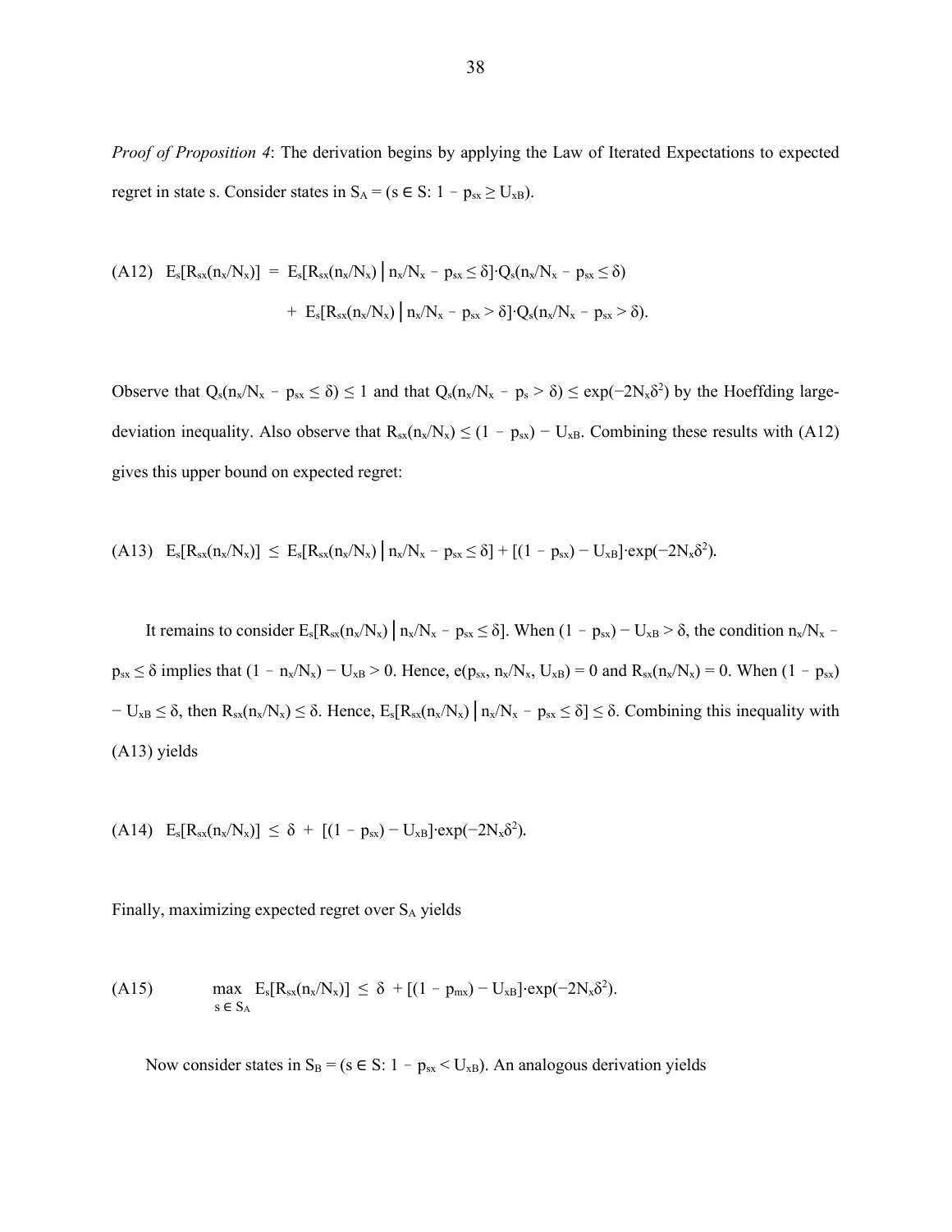*Proof of Proposition 4*: The derivation begins by applying the Law of Iterated Expectations to expected regret in state s. Consider states in $S_A = (s \in S: 1 - p_{sx} \geq U_{xB})$.

$$\text{(A12)} \quad E_s[R_{sx}(n_x/N_x)] = E_s[R_{sx}(n_x/N_x) \,|\, n_x/N_x - p_{sx} \leq \delta] \cdot Q_s(n_x/N_x - p_{sx} \leq \delta)$$
$$+ \; E_s[R_{sx}(n_x/N_x) \,|\, n_x/N_x - p_{sx} > \delta] \cdot Q_s(n_x/N_x - p_{sx} > \delta).$$

Observe that $Q_s(n_x/N_x - p_{sx} \leq \delta) \leq 1$ and that $Q_s(n_x/N_x - p_s > \delta) \leq \exp(-2N_x\delta^2)$ by the Hoeffding large-deviation inequality. Also observe that $R_{sx}(n_x/N_x) \leq (1 - p_{sx}) - U_{xB}$. Combining these results with (A12) gives this upper bound on expected regret:

$$\text{(A13)} \quad E_s[R_{sx}(n_x/N_x)] \leq E_s[R_{sx}(n_x/N_x) \,|\, n_x/N_x - p_{sx} \leq \delta] + [(1 - p_{sx}) - U_{xB}] \cdot \exp(-2N_x\delta^2).$$

It remains to consider $E_s[R_{sx}(n_x/N_x) \,|\, n_x/N_x - p_{sx} \leq \delta]$. When $(1 - p_{sx}) - U_{xB} > \delta$, the condition $n_x/N_x - p_{sx} \leq \delta$ implies that $(1 - n_x/N_x) - U_{xB} > 0$. Hence, $e(p_{sx}, n_x/N_x, U_{xB}) = 0$ and $R_{sx}(n_x/N_x) = 0$. When $(1 - p_{sx}) - U_{xB} \leq \delta$, then $R_{sx}(n_x/N_x) \leq \delta$. Hence, $E_s[R_{sx}(n_x/N_x) \,|\, n_x/N_x - p_{sx} \leq \delta] \leq \delta$. Combining this inequality with (A13) yields

$$\text{(A14)} \quad E_s[R_{sx}(n_x/N_x)] \leq \delta + [(1 - p_{sx}) - U_{xB}] \cdot \exp(-2N_x\delta^2).$$

Finally, maximizing expected regret over $S_A$ yields

$$\text{(A15)} \quad \max_{s \in S_A} E_s[R_{sx}(n_x/N_x)] \leq \delta + [(1 - p_{mx}) - U_{xB}] \cdot \exp(-2N_x\delta^2).$$

Now consider states in $S_B = (s \in S: 1 - p_{sx} < U_{xB})$. An analogous derivation yields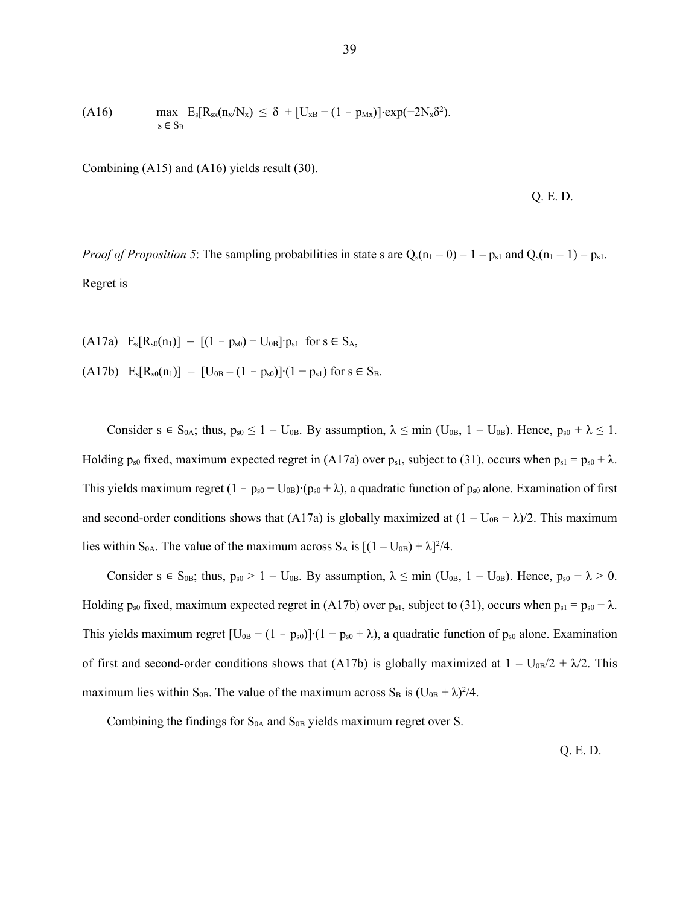$$\text{(A16)} \qquad \max_{s \in S_B} E_s[R_{sx}(n_x/N_x) \le \delta + [U_{xB} - (1 - p_{Mx})]\cdot\exp(-2N_x\delta^2).$$

Combining (A15) and (A16) yields result (30).

Q. E. D.

*Proof of Proposition 5*: The sampling probabilities in state s are $Q_s(n_1 = 0) = 1 - p_{s1}$ and $Q_s(n_1 = 1) = p_{s1}$. Regret is

$$\text{(A17a)} \quad E_s[R_{s0}(n_1)] = [(1 - p_{s0}) - U_{0B}]\cdot p_{s1} \ \text{ for } s \in S_A,$$

$$\text{(A17b)} \quad E_s[R_{s0}(n_1)] = [U_{0B} - (1 - p_{s0})]\cdot(1 - p_{s1}) \text{ for } s \in S_B.$$

Consider $s \in S_{0A}$; thus, $p_{s0} \le 1 - U_{0B}$. By assumption, $\lambda \le \min(U_{0B}, 1 - U_{0B})$. Hence, $p_{s0} + \lambda \le 1$. Holding $p_{s0}$ fixed, maximum expected regret in (A17a) over $p_{s1}$, subject to (31), occurs when $p_{s1} = p_{s0} + \lambda$. This yields maximum regret $(1 - p_{s0} - U_{0B})\cdot(p_{s0} + \lambda)$, a quadratic function of $p_{s0}$ alone. Examination of first and second-order conditions shows that (A17a) is globally maximized at $(1 - U_{0B} - \lambda)/2$. This maximum lies within $S_{0A}$. The value of the maximum across $S_A$ is $[(1 - U_{0B}) + \lambda]^2/4$.

Consider $s \in S_{0B}$; thus, $p_{s0} > 1 - U_{0B}$. By assumption, $\lambda \le \min(U_{0B}, 1 - U_{0B})$. Hence, $p_{s0} - \lambda > 0$. Holding $p_{s0}$ fixed, maximum expected regret in (A17b) over $p_{s1}$, subject to (31), occurs when $p_{s1} = p_{s0} - \lambda$. This yields maximum regret $[U_{0B} - (1 - p_{s0})]\cdot(1 - p_{s0} + \lambda)$, a quadratic function of $p_{s0}$ alone. Examination of first and second-order conditions shows that (A17b) is globally maximized at $1 - U_{0B}/2 + \lambda/2$. This maximum lies within $S_{0B}$. The value of the maximum across $S_B$ is $(U_{0B} + \lambda)^2/4$.

Combining the findings for $S_{0A}$ and $S_{0B}$ yields maximum regret over S.

Q. E. D.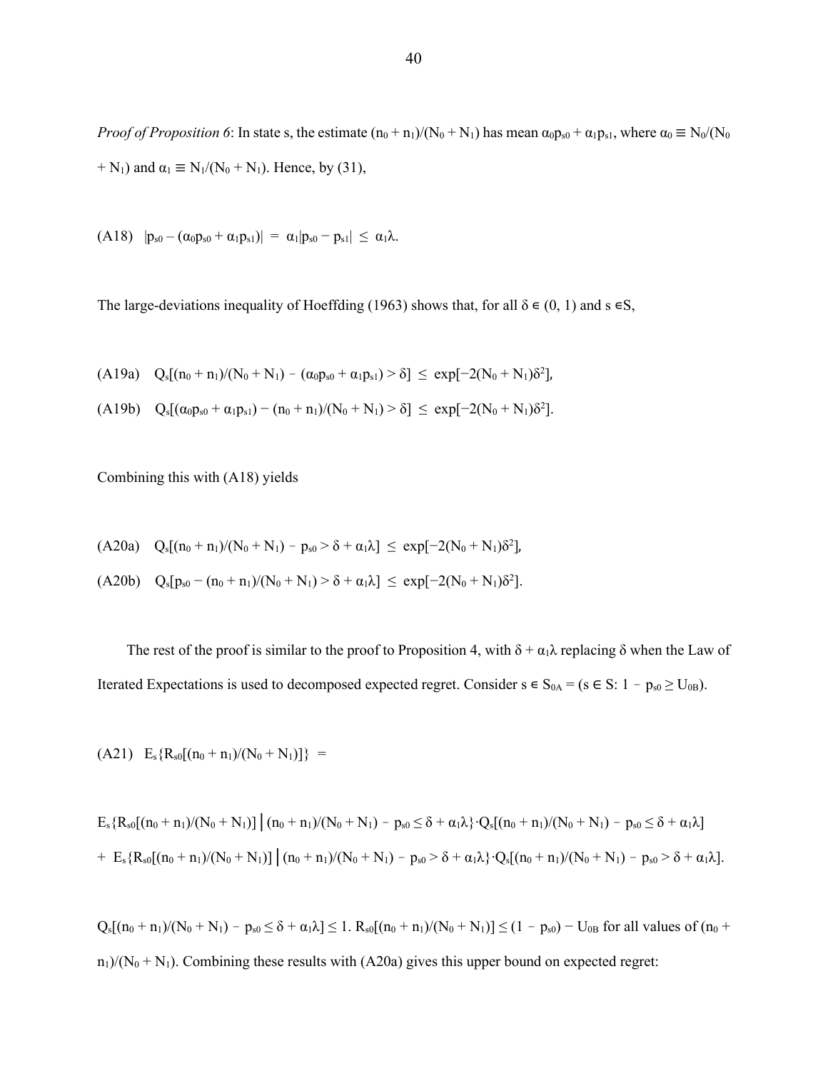*Proof of Proposition 6*: In state s, the estimate $(n_0 + n_1)/(N_0 + N_1)$ has mean $\alpha_0 p_{s0} + \alpha_1 p_{s1}$, where $\alpha_0 \equiv N_0/(N_0 + N_1)$ and $\alpha_1 \equiv N_1/(N_0 + N_1)$. Hence, by (31),

$$\text{(A18)} \quad |p_{s0} - (\alpha_0 p_{s0} + \alpha_1 p_{s1})| = \alpha_1 |p_{s0} - p_{s1}| \leq \alpha_1 \lambda.$$

The large-deviations inequality of Hoeffding (1963) shows that, for all $\delta \in (0, 1)$ and $s \in S$,

$$\text{(A19a)} \quad Q_s[(n_0 + n_1)/(N_0 + N_1) - (\alpha_0 p_{s0} + \alpha_1 p_{s1}) > \delta] \leq \exp[-2(N_0 + N_1)\delta^2],$$

$$\text{(A19b)} \quad Q_s[(\alpha_0 p_{s0} + \alpha_1 p_{s1}) - (n_0 + n_1)/(N_0 + N_1) > \delta] \leq \exp[-2(N_0 + N_1)\delta^2].$$

Combining this with (A18) yields

$$\text{(A20a)} \quad Q_s[(n_0 + n_1)/(N_0 + N_1) - p_{s0} > \delta + \alpha_1 \lambda] \leq \exp[-2(N_0 + N_1)\delta^2],$$

$$\text{(A20b)} \quad Q_s[p_{s0} - (n_0 + n_1)/(N_0 + N_1) > \delta + \alpha_1 \lambda] \leq \exp[-2(N_0 + N_1)\delta^2].$$

The rest of the proof is similar to the proof to Proposition 4, with $\delta + \alpha_1 \lambda$ replacing $\delta$ when the Law of Iterated Expectations is used to decomposed expected regret. Consider $s \in S_{0A} = (s \in S: 1 - p_{s0} \geq U_{0B})$.

$$\text{(A21)} \quad E_s\{R_{s0}[(n_0 + n_1)/(N_0 + N_1)]\} =$$

$$E_s\{R_{s0}[(n_0 + n_1)/(N_0 + N_1)] \,\big|\, (n_0 + n_1)/(N_0 + N_1) - p_{s0} \leq \delta + \alpha_1 \lambda\} \cdot Q_s[(n_0 + n_1)/(N_0 + N_1) - p_{s0} \leq \delta + \alpha_1 \lambda]$$

$$+ \; E_s\{R_{s0}[(n_0 + n_1)/(N_0 + N_1)] \,\big|\, (n_0 + n_1)/(N_0 + N_1) - p_{s0} > \delta + \alpha_1 \lambda\} \cdot Q_s[(n_0 + n_1)/(N_0 + N_1) - p_{s0} > \delta + \alpha_1 \lambda].$$

$Q_s[(n_0 + n_1)/(N_0 + N_1) - p_{s0} \leq \delta + \alpha_1 \lambda] \leq 1$. $R_{s0}[(n_0 + n_1)/(N_0 + N_1)] \leq (1 - p_{s0}) - U_{0B}$ for all values of $(n_0 + n_1)/(N_0 + N_1)$. Combining these results with (A20a) gives this upper bound on expected regret: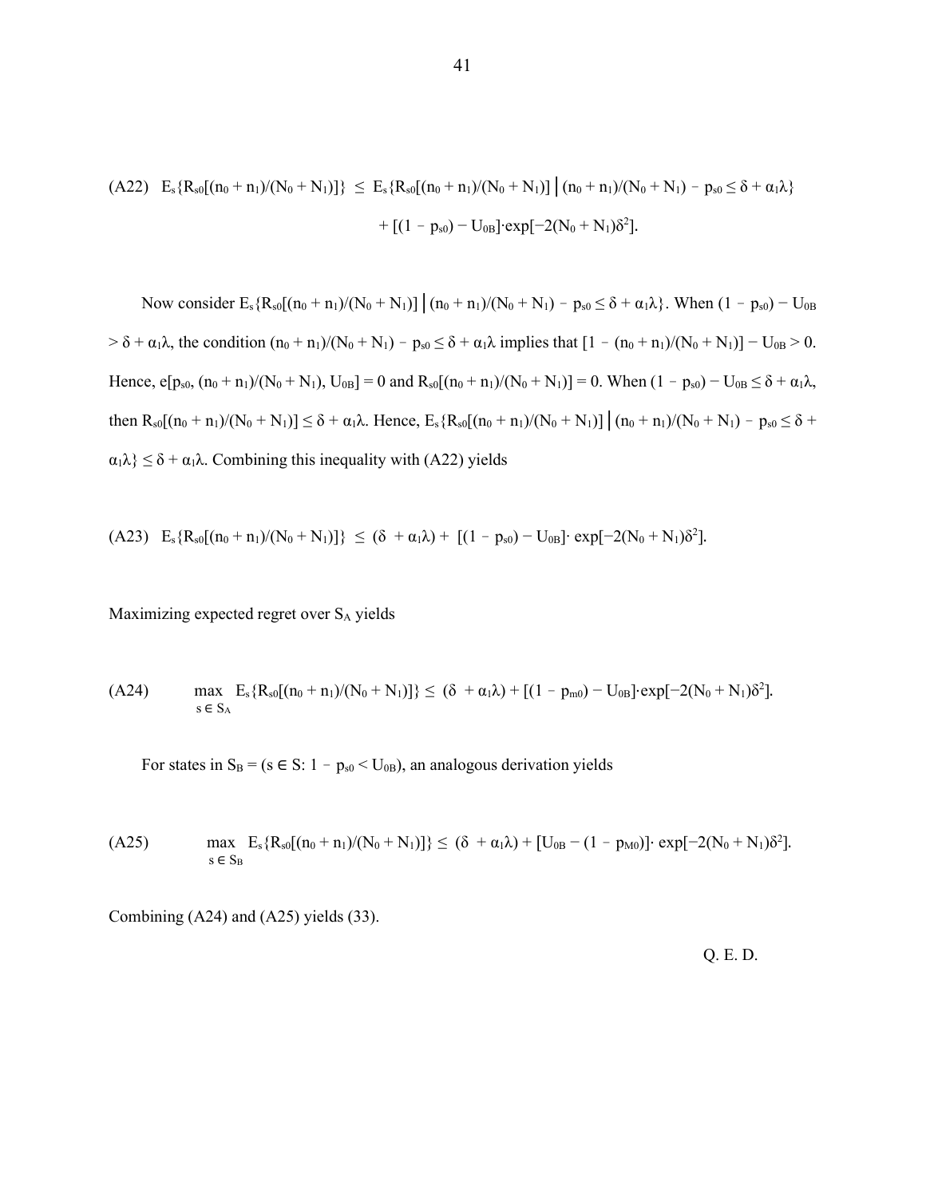$$\text{(A22)} \quad E_s\{R_{s0}[(n_0 + n_1)/(N_0 + N_1)]\} \leq E_s\{R_{s0}[(n_0 + n_1)/(N_0 + N_1)] \mid (n_0 + n_1)/(N_0 + N_1) - p_{s0} \leq \delta + \alpha_1\lambda\}$$
$$+ [(1 - p_{s0}) - U_{0B}]\cdot\exp[-2(N_0 + N_1)\delta^2].$$

Now consider $E_s\{R_{s0}[(n_0 + n_1)/(N_0 + N_1)] \mid (n_0 + n_1)/(N_0 + N_1) - p_{s0} \leq \delta + \alpha_1\lambda\}$. When $(1 - p_{s0}) - U_{0B} > \delta + \alpha_1\lambda$, the condition $(n_0 + n_1)/(N_0 + N_1) - p_{s0} \leq \delta + \alpha_1\lambda$ implies that $[1 - (n_0 + n_1)/(N_0 + N_1)] - U_{0B} > 0$. Hence, $e[p_{s0}, (n_0 + n_1)/(N_0 + N_1), U_{0B}] = 0$ and $R_{s0}[(n_0 + n_1)/(N_0 + N_1)] = 0$. When $(1 - p_{s0}) - U_{0B} \leq \delta + \alpha_1\lambda$, then $R_{s0}[(n_0 + n_1)/(N_0 + N_1)] \leq \delta + \alpha_1\lambda$. Hence, $E_s\{R_{s0}[(n_0 + n_1)/(N_0 + N_1)] \mid (n_0 + n_1)/(N_0 + N_1) - p_{s0} \leq \delta + \alpha_1\lambda\} \leq \delta + \alpha_1\lambda$. Combining this inequality with (A22) yields

$$\text{(A23)} \quad E_s\{R_{s0}[(n_0 + n_1)/(N_0 + N_1)]\} \leq (\delta + \alpha_1\lambda) + [(1 - p_{s0}) - U_{0B}]\cdot \exp[-2(N_0 + N_1)\delta^2].$$

Maximizing expected regret over $S_A$ yields

$$\text{(A24)} \quad \max_{s \in S_A} E_s\{R_{s0}[(n_0 + n_1)/(N_0 + N_1)]\} \leq (\delta + \alpha_1\lambda) + [(1 - p_{m0}) - U_{0B}]\cdot\exp[-2(N_0 + N_1)\delta^2].$$

For states in $S_B = (s \in S: 1 - p_{s0} < U_{0B})$, an analogous derivation yields

$$\text{(A25)} \quad \max_{s \in S_B} E_s\{R_{s0}[(n_0 + n_1)/(N_0 + N_1)]\} \leq (\delta + \alpha_1\lambda) + [U_{0B} - (1 - p_{M0})]\cdot \exp[-2(N_0 + N_1)\delta^2].$$

Combining (A24) and (A25) yields (33).

Q. E. D.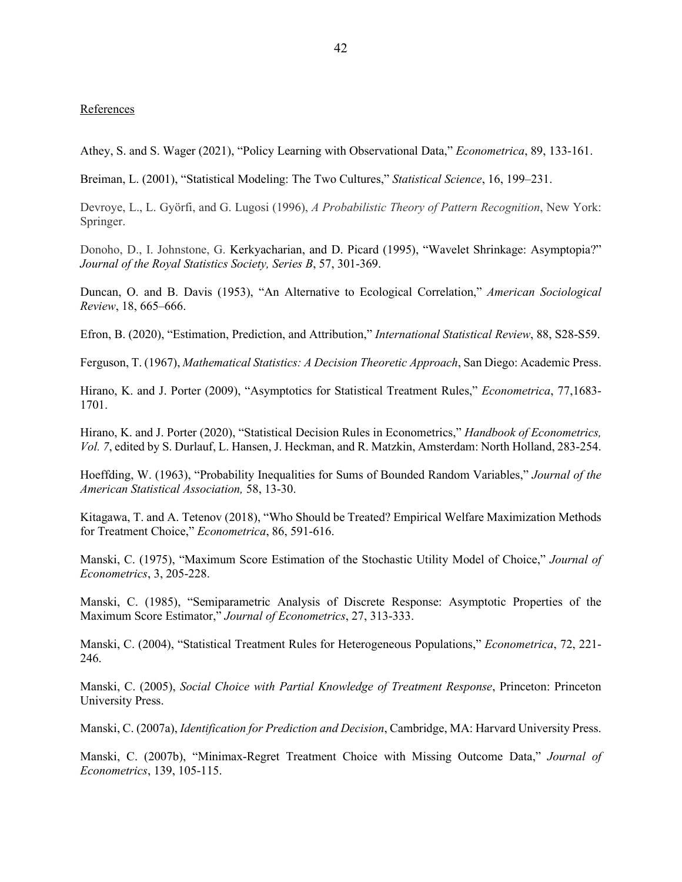References

Athey, S. and S. Wager (2021), "Policy Learning with Observational Data," *Econometrica*, 89, 133-161.

Breiman, L. (2001), "Statistical Modeling: The Two Cultures," *Statistical Science*, 16, 199–231.

Devroye, L., L. Györfi, and G. Lugosi (1996), *A Probabilistic Theory of Pattern Recognition*, New York: Springer.

Donoho, D., I. Johnstone, G. Kerkyacharian, and D. Picard (1995), "Wavelet Shrinkage: Asymptopia?" *Journal of the Royal Statistics Society, Series B*, 57, 301-369.

Duncan, O. and B. Davis (1953), "An Alternative to Ecological Correlation," *American Sociological Review*, 18, 665–666.

Efron, B. (2020), "Estimation, Prediction, and Attribution," *International Statistical Review*, 88, S28-S59.

Ferguson, T. (1967), *Mathematical Statistics: A Decision Theoretic Approach*, San Diego: Academic Press.

Hirano, K. and J. Porter (2009), "Asymptotics for Statistical Treatment Rules," *Econometrica*, 77,1683-1701.

Hirano, K. and J. Porter (2020), "Statistical Decision Rules in Econometrics," *Handbook of Econometrics, Vol. 7*, edited by S. Durlauf, L. Hansen, J. Heckman, and R. Matzkin, Amsterdam: North Holland, 283-254.

Hoeffding, W. (1963), "Probability Inequalities for Sums of Bounded Random Variables," *Journal of the American Statistical Association,* 58, 13-30.

Kitagawa, T. and A. Tetenov (2018), "Who Should be Treated? Empirical Welfare Maximization Methods for Treatment Choice," *Econometrica*, 86, 591-616.

Manski, C. (1975), "Maximum Score Estimation of the Stochastic Utility Model of Choice," *Journal of Econometrics*, 3, 205-228.

Manski, C. (1985), "Semiparametric Analysis of Discrete Response: Asymptotic Properties of the Maximum Score Estimator," *Journal of Econometrics*, 27, 313-333.

Manski, C. (2004), "Statistical Treatment Rules for Heterogeneous Populations," *Econometrica*, 72, 221-246.

Manski, C. (2005), *Social Choice with Partial Knowledge of Treatment Response*, Princeton: Princeton University Press.

Manski, C. (2007a), *Identification for Prediction and Decision*, Cambridge, MA: Harvard University Press.

Manski, C. (2007b), "Minimax-Regret Treatment Choice with Missing Outcome Data," *Journal of Econometrics*, 139, 105-115.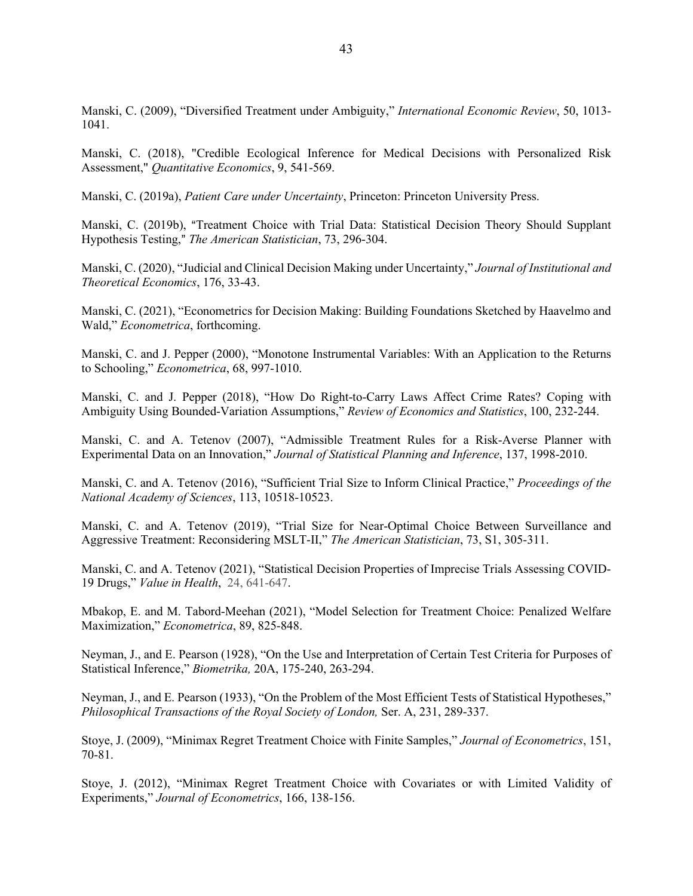Manski, C. (2009), “Diversified Treatment under Ambiguity,” *International Economic Review*, 50, 1013-1041.

Manski, C. (2018), "Credible Ecological Inference for Medical Decisions with Personalized Risk Assessment," *Quantitative Economics*, 9, 541-569.

Manski, C. (2019a), *Patient Care under Uncertainty*, Princeton: Princeton University Press.

Manski, C. (2019b), "Treatment Choice with Trial Data: Statistical Decision Theory Should Supplant Hypothesis Testing," *The American Statistician*, 73, 296-304.

Manski, C. (2020), “Judicial and Clinical Decision Making under Uncertainty,” *Journal of Institutional and Theoretical Economics*, 176, 33-43.

Manski, C. (2021), “Econometrics for Decision Making: Building Foundations Sketched by Haavelmo and Wald,” *Econometrica*, forthcoming.

Manski, C. and J. Pepper (2000), “Monotone Instrumental Variables: With an Application to the Returns to Schooling,” *Econometrica*, 68, 997-1010.

Manski, C. and J. Pepper (2018), “How Do Right-to-Carry Laws Affect Crime Rates? Coping with Ambiguity Using Bounded-Variation Assumptions,” *Review of Economics and Statistics*, 100, 232-244.

Manski, C. and A. Tetenov (2007), “Admissible Treatment Rules for a Risk-Averse Planner with Experimental Data on an Innovation,” *Journal of Statistical Planning and Inference*, 137, 1998-2010.

Manski, C. and A. Tetenov (2016), “Sufficient Trial Size to Inform Clinical Practice,” *Proceedings of the National Academy of Sciences*, 113, 10518-10523.

Manski, C. and A. Tetenov (2019), “Trial Size for Near-Optimal Choice Between Surveillance and Aggressive Treatment: Reconsidering MSLT-II,” *The American Statistician*, 73, S1, 305-311.

Manski, C. and A. Tetenov (2021), “Statistical Decision Properties of Imprecise Trials Assessing COVID-19 Drugs,” *Value in Health*, 24, 641-647.

Mbakop, E. and M. Tabord-Meehan (2021), “Model Selection for Treatment Choice: Penalized Welfare Maximization,” *Econometrica*, 89, 825-848.

Neyman, J., and E. Pearson (1928), “On the Use and Interpretation of Certain Test Criteria for Purposes of Statistical Inference,” *Biometrika,* 20A, 175-240, 263-294.

Neyman, J., and E. Pearson (1933), “On the Problem of the Most Efficient Tests of Statistical Hypotheses,” *Philosophical Transactions of the Royal Society of London,* Ser. A, 231, 289-337.

Stoye, J. (2009), “Minimax Regret Treatment Choice with Finite Samples,” *Journal of Econometrics*, 151, 70-81.

Stoye, J. (2012), “Minimax Regret Treatment Choice with Covariates or with Limited Validity of Experiments,” *Journal of Econometrics*, 166, 138-156.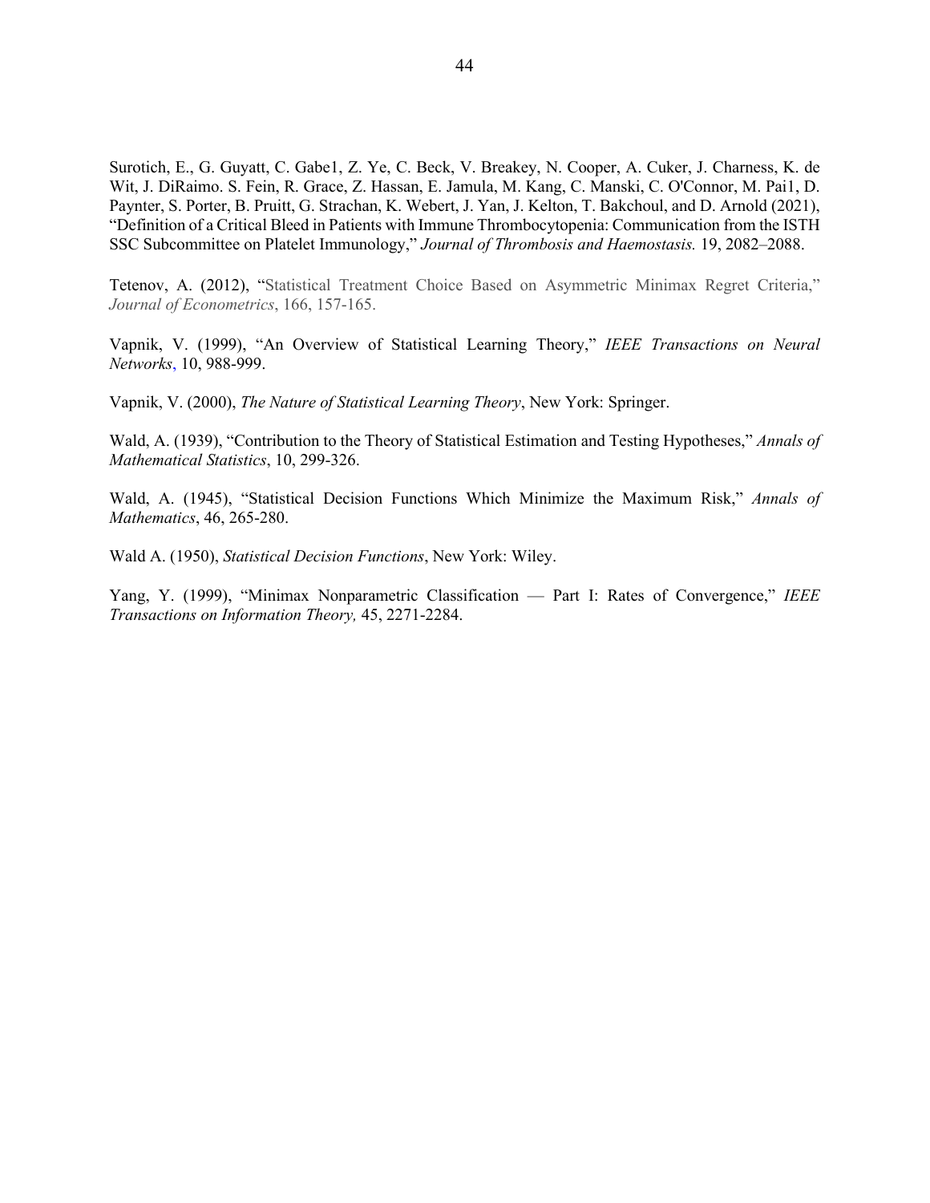Surotich, E., G. Guyatt, C. Gabe1, Z. Ye, C. Beck, V. Breakey, N. Cooper, A. Cuker, J. Charness, K. de Wit, J. DiRaimo. S. Fein, R. Grace, Z. Hassan, E. Jamula, M. Kang, C. Manski, C. O'Connor, M. Pai1, D. Paynter, S. Porter, B. Pruitt, G. Strachan, K. Webert, J. Yan, J. Kelton, T. Bakchoul, and D. Arnold (2021), "Definition of a Critical Bleed in Patients with Immune Thrombocytopenia: Communication from the ISTH SSC Subcommittee on Platelet Immunology," *Journal of Thrombosis and Haemostasis.* 19, 2082–2088.

Tetenov, A. (2012), "Statistical Treatment Choice Based on Asymmetric Minimax Regret Criteria," *Journal of Econometrics*, 166, 157-165.

Vapnik, V. (1999), "An Overview of Statistical Learning Theory," *IEEE Transactions on Neural Networks*, 10, 988-999.

Vapnik, V. (2000), *The Nature of Statistical Learning Theory*, New York: Springer.

Wald, A. (1939), "Contribution to the Theory of Statistical Estimation and Testing Hypotheses," *Annals of Mathematical Statistics*, 10, 299-326.

Wald, A. (1945), "Statistical Decision Functions Which Minimize the Maximum Risk," *Annals of Mathematics*, 46, 265-280.

Wald A. (1950), *Statistical Decision Functions*, New York: Wiley.

Yang, Y. (1999), "Minimax Nonparametric Classification — Part I: Rates of Convergence," *IEEE Transactions on Information Theory,* 45, 2271-2284.